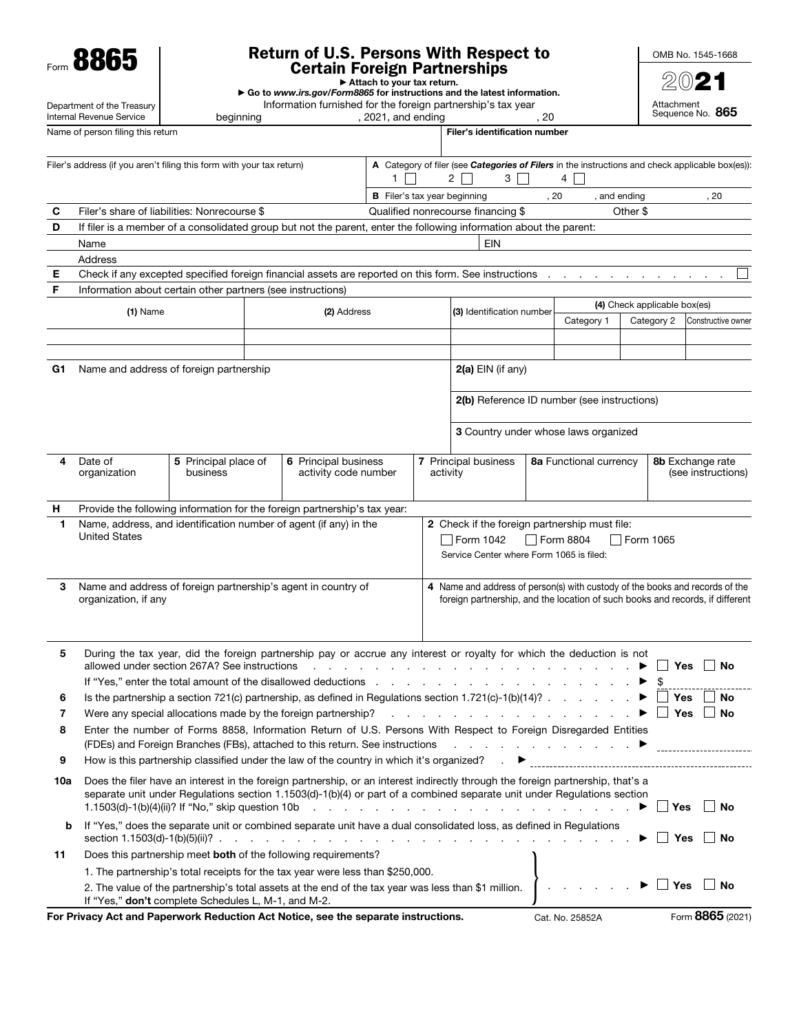Form **8865**

Department of the Treasury
Internal Revenue Service

# Return of U.S. Persons With Respect to Certain Foreign Partnerships

► Attach to your tax return.

► Go to *www.irs.gov/Form8865* for instructions and the latest information.

Information furnished for the foreign partnership's tax year beginning , 2021, and ending , 20

OMB No. 1545-1668

**2021**

Attachment Sequence No. **865**

| Name of person filing this return | | **Filer's identification number** |
|---|---|---|
| Filer's address (if you aren't filing this form with your tax return) | **A** Category of filer (see ***Categories of Filers*** in the instructions and check applicable box(es)): 1 ☐ 2 ☐ 3 ☐ 4 ☐ | |
| | **B** Filer's tax year beginning , 20 , and ending , 20 | |

**C** Filer's share of liabilities: Nonrecourse $ Qualified nonrecourse financing $ Other $

**D** If filer is a member of a consolidated group but not the parent, enter the following information about the parent:

Name EIN

Address

**E** Check if any excepted specified foreign financial assets are reported on this form. See instructions . . . . . . . . . . . . ☐

**F** Information about certain other partners (see instructions)

| **(1)** Name | **(2)** Address | **(3)** Identification number | **(4)** Check applicable box(es) | | |
|---|---|---|---|---|---|
| | | | Category 1 | Category 2 | Constructive owner |
| | | | | | |
| | | | | | |

| **G1** Name and address of foreign partnership | | | | **2(a)** EIN (if any) | | |
|---|---|---|---|---|---|---|
| | | | | **2(b)** Reference ID number (see instructions) | | |
| | | | | **3** Country under whose laws organized | | |
| **4** Date of organization | **5** Principal place of business | **6** Principal business activity code number | **7** Principal business activity | | **8a** Functional currency | **8b** Exchange rate (see instructions) |
| | | | | | | |

**H** Provide the following information for the foreign partnership's tax year:

| | |
|---|---|
| **1** Name, address, and identification number of agent (if any) in the United States | **2** Check if the foreign partnership must file: ☐ Form 1042 ☐ Form 8804 ☐ Form 1065 <br> Service Center where Form 1065 is filed: |
| **3** Name and address of foreign partnership's agent in country of organization, if any | **4** Name and address of person(s) with custody of the books and records of the foreign partnership, and the location of such books and records, if different |

**5** During the tax year, did the foreign partnership pay or accrue any interest or royalty for which the deduction is not allowed under section 267A? See instructions . . . . . . . . . . . . . . . . . . . . . . ► ☐ **Yes** ☐ **No**

If "Yes," enter the total amount of the disallowed deductions . . . . . . . . . . . . . . . . . . . ► $

**6** Is the partnership a section 721(c) partnership, as defined in Regulations section 1.721(c)-1(b)(14)? . . . . . . . ► ☐ **Yes** ☐ **No**

**7** Were any special allocations made by the foreign partnership? . . . . . . . . . . . . . . . . . . . . ► ☐ **Yes** ☐ **No**

**8** Enter the number of Forms 8858, Information Return of U.S. Persons With Respect to Foreign Disregarded Entities (FDEs) and Foreign Branches (FBs), attached to this return. See instructions . . . . . . . . . . . . . ►

**9** How is this partnership classified under the law of the country in which it's organized? . ►

**10a** Does the filer have an interest in the foreign partnership, or an interest indirectly through the foreign partnership, that's a separate unit under Regulations section 1.1503(d)-1(b)(4) or part of a combined separate unit under Regulations section 1.1503(d)-1(b)(4)(ii)? If "No," skip question 10b . . . . . . . . . . . . . . . . . . . . . . . ► ☐ **Yes** ☐ **No**

**b** If "Yes," does the separate unit or combined separate unit have a dual consolidated loss, as defined in Regulations section 1.1503(d)-1(b)(5)(ii)? . . . . . . . . . . . . . . . . . . . . . . . . . . . . . ► ☐ **Yes** ☐ **No**

**11** Does this partnership meet **both** of the following requirements?

1. The partnership's total receipts for the tax year were less than $250,000.
2. The value of the partnership's total assets at the end of the tax year was less than $1 million.

If "Yes," **don't** complete Schedules L, M-1, and M-2. . . . . . . . ► ☐ **Yes** ☐ **No**

**For Privacy Act and Paperwork Reduction Act Notice, see the separate instructions.** Cat. No. 25852A Form **8865** (2021)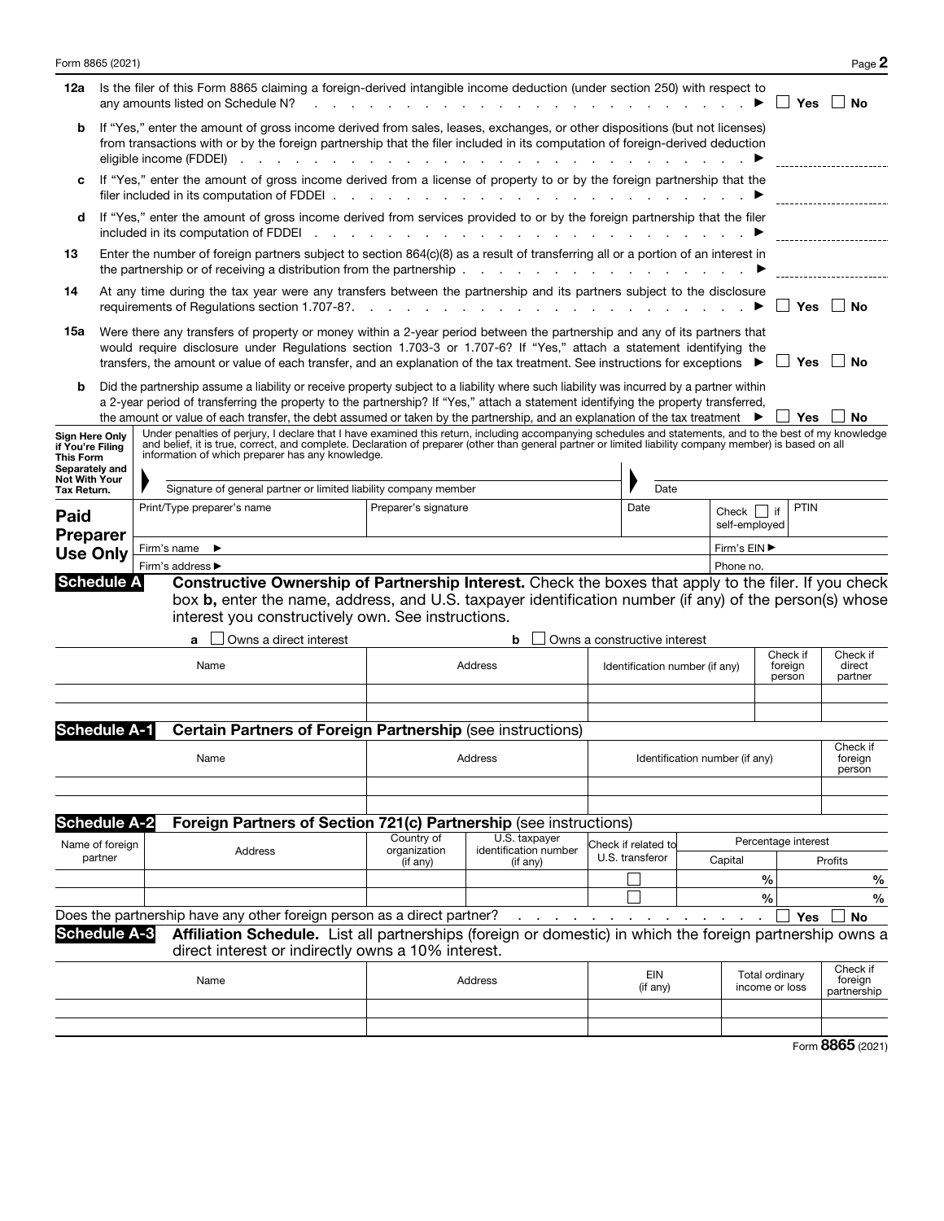**12a** Is the filer of this Form 8865 claiming a foreign-derived intangible income deduction (under section 250) with respect to any amounts listed on Schedule N? . . . . . . . . . . . . . . . . . . . . ▶ ☐ Yes ☐ No

**b** If "Yes," enter the amount of gross income derived from sales, leases, exchanges, or other dispositions (but not licenses) from transactions with or by the foreign partnership that the filer included in its computation of foreign-derived deduction eligible income (FDDEI) . . . . . . . . . . . . . . . . . . . . ▶ ____________

**c** If "Yes," enter the amount of gross income derived from a license of property to or by the foreign partnership that the filer included in its computation of FDDEI . . . . . . . . . . . . . . . . . . . . ▶ ____________

**d** If "Yes," enter the amount of gross income derived from services provided to or by the foreign partnership that the filer included in its computation of FDDEI . . . . . . . . . . . . . . . . . . . . ▶ ____________

**13** Enter the number of foreign partners subject to section 864(c)(8) as a result of transferring all or a portion of an interest in the partnership or of receiving a distribution from the partnership . . . . . . . . . . . . . . . . ▶ ____________

**14** At any time during the tax year were any transfers between the partnership and its partners subject to the disclosure requirements of Regulations section 1.707-8?. . . . . . . . . . . . . . . . . . . . ▶ ☐ Yes ☐ No

**15a** Were there any transfers of property or money within a 2-year period between the partnership and any of its partners that would require disclosure under Regulations section 1.703-3 or 1.707-6? If "Yes," attach a statement identifying the transfers, the amount or value of each transfer, and an explanation of the tax treatment. See instructions for exceptions ▶ ☐ Yes ☐ No

**b** Did the partnership assume a liability or receive property subject to a liability where such liability was incurred by a partner within a 2-year period of transferring the property to the partnership? If "Yes," attach a statement identifying the property transferred, the amount or value of each transfer, the debt assumed or taken by the partnership, and an explanation of the tax treatment ▶ ☐ Yes ☐ No

**Sign Here Only if You're Filing This Form Separately and Not With Your Tax Return.**

Under penalties of perjury, I declare that I have examined this return, including accompanying schedules and statements, and to the best of my knowledge and belief, it is true, correct, and complete. Declaration of preparer (other than general partner or limited liability company member) is based on all information of which preparer has any knowledge.

▶ ________________________________ Signature of general partner or limited liability company member ▶ __________ Date

**Paid Preparer Use Only**

| Print/Type preparer's name | Preparer's signature | Date | Check ☐ if self-employed | PTIN |
|---|---|---|---|---|
| Firm's name ▶ | | | Firm's EIN ▶ | |
| Firm's address ▶ | | | Phone no. | |

## Schedule A Constructive Ownership of Partnership Interest.

Check the boxes that apply to the filer. If you check box **b,** enter the name, address, and U.S. taxpayer identification number (if any) of the person(s) whose interest you constructively own. See instructions.

**a** ☐ Owns a direct interest **b** ☐ Owns a constructive interest

| Name | Address | Identification number (if any) | Check if foreign person | Check if direct partner |
|---|---|---|---|---|
| | | | | |
| | | | | |

## Schedule A-1 Certain Partners of Foreign Partnership (see instructions)

| Name | Address | Identification number (if any) | Check if foreign person |
|---|---|---|---|
| | | | |
| | | | |

## Schedule A-2 Foreign Partners of Section 721(c) Partnership (see instructions)

| Name of foreign partner | Address | Country of organization (if any) | U.S. taxpayer identification number (if any) | Check if related to U.S. transferor | Percentage interest | |
|---|---|---|---|---|---|---|
| | | | | | Capital | Profits |
| | | | | ☐ | % | % |
| | | | | ☐ | % | % |

Does the partnership have any other foreign person as a direct partner? . . . . . . . . . . . . . . . ☐ Yes ☐ No

## Schedule A-3 Affiliation Schedule.

List all partnerships (foreign or domestic) in which the foreign partnership owns a direct interest or indirectly owns a 10% interest.

| Name | Address | EIN (if any) | Total ordinary income or loss | Check if foreign partnership |
|---|---|---|---|---|
| | | | | |
| | | | | |

Form **8865** (2021)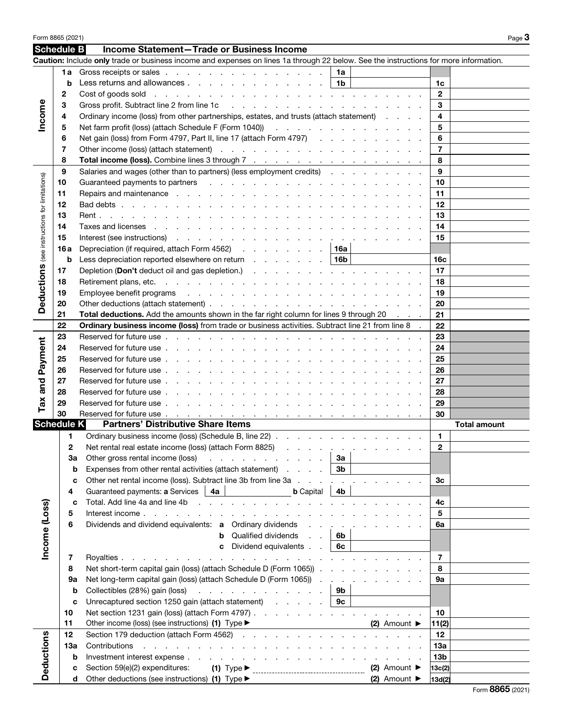## Schedule B — Income Statement—Trade or Business Income

**Caution:** Include **only** trade or business income and expenses on lines 1a through 22 below. See the instructions for more information.

| Section | Line | Description | | | Line | Amount |
|---|---|---|---|---|---|---|
| Income | 1a | Gross receipts or sales | 1a | | | |
| | b | Less returns and allowances | 1b | | 1c | |
| | 2 | Cost of goods sold | | | 2 | |
| | 3 | Gross profit. Subtract line 2 from line 1c | | | 3 | |
| | 4 | Ordinary income (loss) from other partnerships, estates, and trusts (attach statement) | | | 4 | |
| | 5 | Net farm profit (loss) (attach Schedule F (Form 1040)) | | | 5 | |
| | 6 | Net gain (loss) from Form 4797, Part II, line 17 (attach Form 4797) | | | 6 | |
| | 7 | Other income (loss) (attach statement) | | | 7 | |
| | 8 | **Total income (loss).** Combine lines 3 through 7 | | | 8 | |
| Deductions (see instructions for limitations) | 9 | Salaries and wages (other than to partners) (less employment credits) | | | 9 | |
| | 10 | Guaranteed payments to partners | | | 10 | |
| | 11 | Repairs and maintenance | | | 11 | |
| | 12 | Bad debts | | | 12 | |
| | 13 | Rent | | | 13 | |
| | 14 | Taxes and licenses | | | 14 | |
| | 15 | Interest (see instructions) | | | 15 | |
| | 16a | Depreciation (if required, attach Form 4562) | 16a | | | |
| | b | Less depreciation reported elsewhere on return | 16b | | 16c | |
| | 17 | Depletion (**Don't** deduct oil and gas depletion.) | | | 17 | |
| | 18 | Retirement plans, etc. | | | 18 | |
| | 19 | Employee benefit programs | | | 19 | |
| | 20 | Other deductions (attach statement) | | | 20 | |
| | 21 | **Total deductions.** Add the amounts shown in the far right column for lines 9 through 20 | | | 21 | |
| | 22 | **Ordinary business income (loss)** from trade or business activities. Subtract line 21 from line 8 | | | 22 | |
| Tax and Payment | 23 | Reserved for future use | | | 23 | |
| | 24 | Reserved for future use | | | 24 | |
| | 25 | Reserved for future use | | | 25 | |
| | 26 | Reserved for future use | | | 26 | |
| | 27 | Reserved for future use | | | 27 | |
| | 28 | Reserved for future use | | | 28 | |
| | 29 | Reserved for future use | | | 29 | |
| | 30 | Reserved for future use | | | 30 | |

## Schedule K — Partners' Distributive Share Items

| Section | Line | Description | | | Line | Total amount |
|---|---|---|---|---|---|---|
| Income (Loss) | 1 | Ordinary business income (loss) (Schedule B, line 22) | | | 1 | |
| | 2 | Net rental real estate income (loss) (attach Form 8825) | | | 2 | |
| | 3a | Other gross rental income (loss) | 3a | | | |
| | b | Expenses from other rental activities (attach statement) | 3b | | | |
| | c | Other net rental income (loss). Subtract line 3b from line 3a | | | 3c | |
| | 4 | Guaranteed payments: **a** Services 4a ______ **b** Capital | 4b | | | |
| | c | Total. Add line 4a and line 4b | | | 4c | |
| | 5 | Interest income | | | 5 | |
| | 6 | Dividends and dividend equivalents: **a** Ordinary dividends | | | 6a | |
| | | **b** Qualified dividends | 6b | | | |
| | | **c** Dividend equivalents | 6c | | | |
| | 7 | Royalties | | | 7 | |
| | 8 | Net short-term capital gain (loss) (attach Schedule D (Form 1065)) | | | 8 | |
| | 9a | Net long-term capital gain (loss) (attach Schedule D (Form 1065)) | | | 9a | |
| | b | Collectibles (28%) gain (loss) | 9b | | | |
| | c | Unrecaptured section 1250 gain (attach statement) | 9c | | | |
| | 10 | Net section 1231 gain (loss) (attach Form 4797) | | | 10 | |
| | 11 | Other income (loss) (see instructions) **(1)** Type ▶ | | **(2)** Amount ▶ | 11(2) | |
| Deductions | 12 | Section 179 deduction (attach Form 4562) | | | 12 | |
| | 13a | Contributions | | | 13a | |
| | b | Investment interest expense | | | 13b | |
| | c | Section 59(e)(2) expenditures: **(1)** Type ▶ | | **(2)** Amount ▶ | 13c(2) | |
| | d | Other deductions (see instructions) **(1)** Type ▶ | | **(2)** Amount ▶ | 13d(2) | |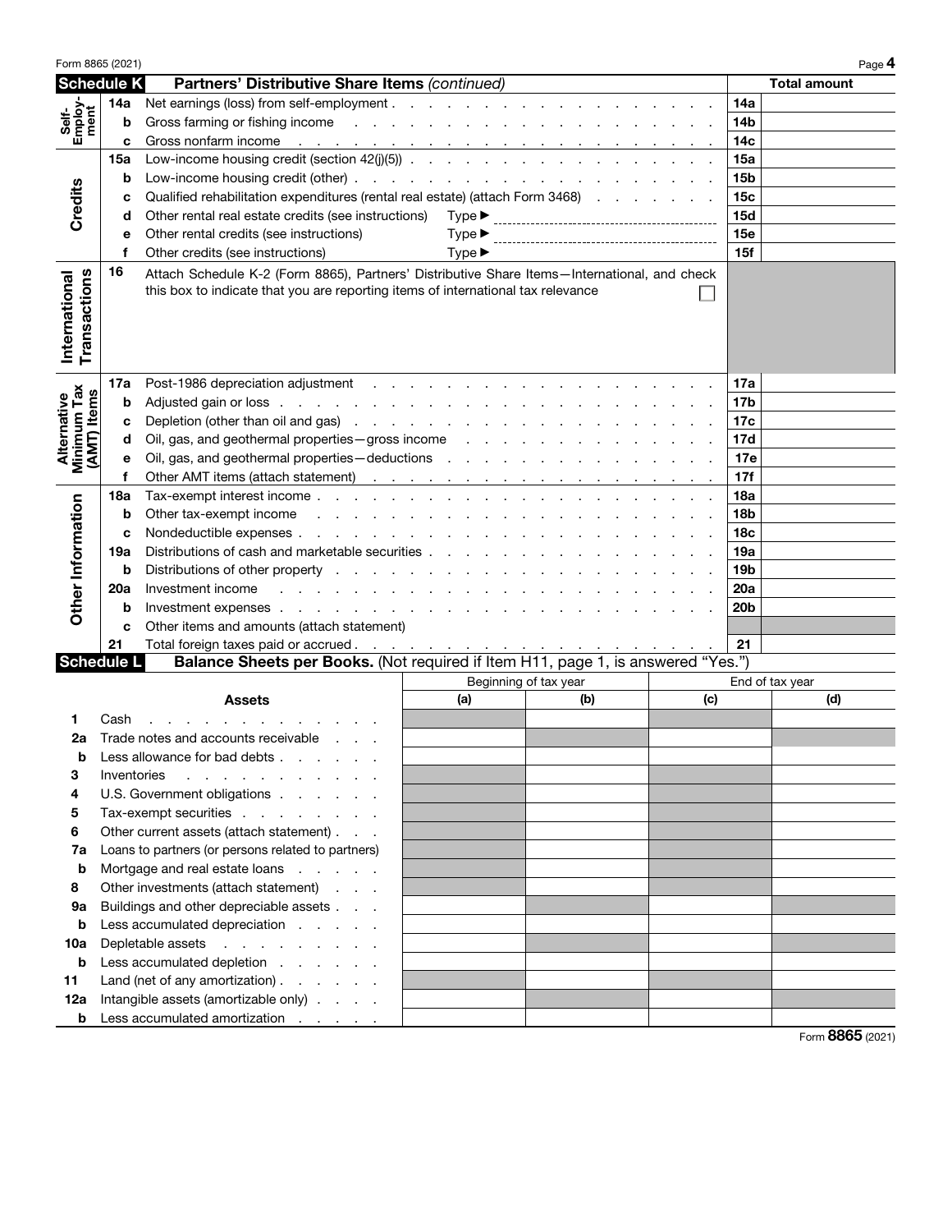## Schedule K Partners' Distributive Share Items *(continued)*

| Section | Line | Description | | Total amount |
|---|---|---|---|---|
| Self-Employment | 14a | Net earnings (loss) from self-employment | 14a | |
| | b | Gross farming or fishing income | 14b | |
| | c | Gross nonfarm income | 14c | |
| Credits | 15a | Low-income housing credit (section 42(j)(5)) | 15a | |
| | b | Low-income housing credit (other) | 15b | |
| | c | Qualified rehabilitation expenditures (rental real estate) (attach Form 3468) | 15c | |
| | d | Other rental real estate credits (see instructions) Type ▶ | 15d | |
| | e | Other rental credits (see instructions) Type ▶ | 15e | |
| | f | Other credits (see instructions) Type ▶ | 15f | |
| International Transactions | 16 | Attach Schedule K-2 (Form 8865), Partners' Distributive Share Items—International, and check this box to indicate that you are reporting items of international tax relevance ☐ | | |
| Alternative Minimum Tax (AMT) Items | 17a | Post-1986 depreciation adjustment | 17a | |
| | b | Adjusted gain or loss | 17b | |
| | c | Depletion (other than oil and gas) | 17c | |
| | d | Oil, gas, and geothermal properties—gross income | 17d | |
| | e | Oil, gas, and geothermal properties—deductions | 17e | |
| | f | Other AMT items (attach statement) | 17f | |
| Other Information | 18a | Tax-exempt interest income | 18a | |
| | b | Other tax-exempt income | 18b | |
| | c | Nondeductible expenses | 18c | |
| | 19a | Distributions of cash and marketable securities | 19a | |
| | b | Distributions of other property | 19b | |
| | 20a | Investment income | 20a | |
| | b | Investment expenses | 20b | |
| | c | Other items and amounts (attach statement) | | |
| | 21 | Total foreign taxes paid or accrued | 21 | |

## Schedule L Balance Sheets per Books. (Not required if Item H11, page 1, is answered "Yes.")

| | Assets | Beginning of tax year (a) | Beginning of tax year (b) | End of tax year (c) | End of tax year (d) |
|---|---|---|---|---|---|
| 1 | Cash | | | | |
| 2a | Trade notes and accounts receivable | | | | |
| b | Less allowance for bad debts | | | | |
| 3 | Inventories | | | | |
| 4 | U.S. Government obligations | | | | |
| 5 | Tax-exempt securities | | | | |
| 6 | Other current assets (attach statement) | | | | |
| 7a | Loans to partners (or persons related to partners) | | | | |
| b | Mortgage and real estate loans | | | | |
| 8 | Other investments (attach statement) | | | | |
| 9a | Buildings and other depreciable assets | | | | |
| b | Less accumulated depreciation | | | | |
| 10a | Depletable assets | | | | |
| b | Less accumulated depletion | | | | |
| 11 | Land (net of any amortization) | | | | |
| 12a | Intangible assets (amortizable only) | | | | |
| b | Less accumulated amortization | | | | |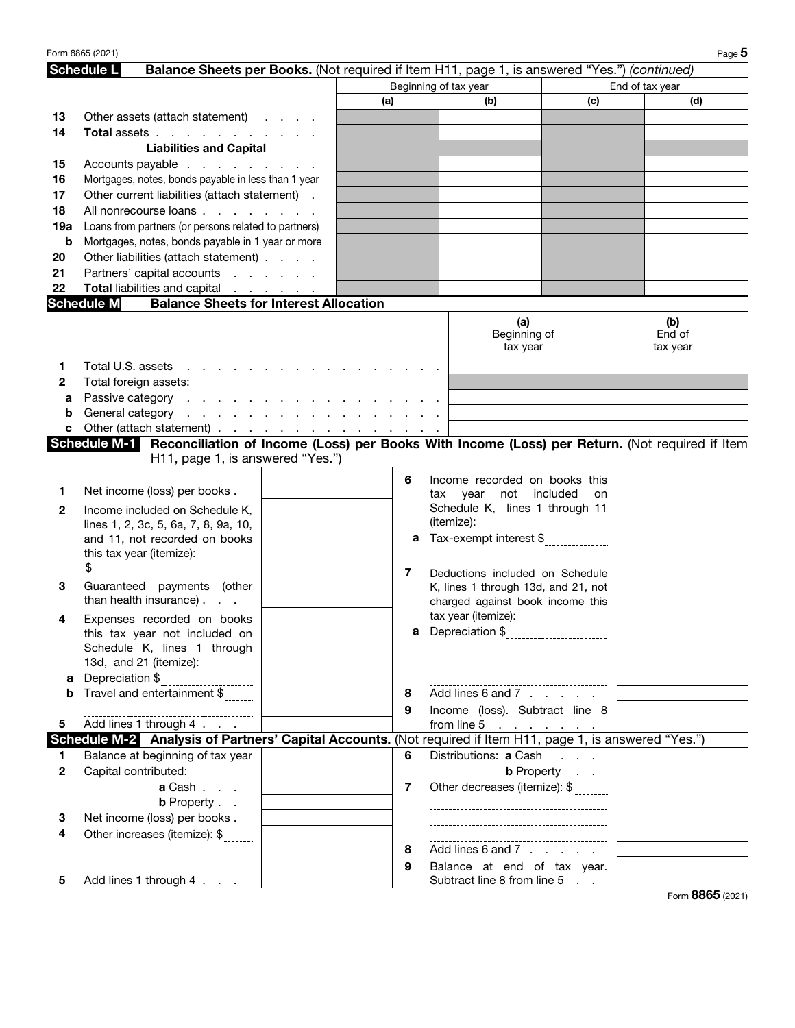**Schedule L** **Balance Sheets per Books.** (Not required if Item H11, page 1, is answered "Yes.") *(continued)*

| | | Beginning of tax year | | End of tax year | |
|---|---|---|---|---|---|
| | | (a) | (b) | (c) | (d) |
| 13 | Other assets (attach statement) | | | | |
| 14 | **Total** assets | | | | |
| | **Liabilities and Capital** | | | | |
| 15 | Accounts payable | | | | |
| 16 | Mortgages, notes, bonds payable in less than 1 year | | | | |
| 17 | Other current liabilities (attach statement) | | | | |
| 18 | All nonrecourse loans | | | | |
| 19a | Loans from partners (or persons related to partners) | | | | |
| b | Mortgages, notes, bonds payable in 1 year or more | | | | |
| 20 | Other liabilities (attach statement) | | | | |
| 21 | Partners' capital accounts | | | | |
| 22 | **Total** liabilities and capital | | | | |

**Schedule M** **Balance Sheets for Interest Allocation**

| | | (a) Beginning of tax year | (b) End of tax year |
|---|---|---|---|
| 1 | Total U.S. assets | | |
| 2 | Total foreign assets: | | |
| a | Passive category | | |
| b | General category | | |
| c | Other (attach statement) | | |

**Schedule M-1** **Reconciliation of Income (Loss) per Books With Income (Loss) per Return.** (Not required if Item H11, page 1, is answered "Yes.")

| | | | | | |
|---|---|---|---|---|---|
| 1 | Net income (loss) per books | | 6 | Income recorded on books this tax year not included on Schedule K, lines 1 through 11 (itemize): | |
| 2 | Income included on Schedule K, lines 1, 2, 3c, 5, 6a, 7, 8, 9a, 10, and 11, not recorded on books this tax year (itemize): $ | | a | Tax-exempt interest $ | |
| 3 | Guaranteed payments (other than health insurance) | | 7 | Deductions included on Schedule K, lines 1 through 13d, and 21, not charged against book income this tax year (itemize): | |
| 4 | Expenses recorded on books this tax year not included on Schedule K, lines 1 through 13d, and 21 (itemize): | | a | Depreciation $ | |
| a | Depreciation $ | | | | |
| b | Travel and entertainment $ | | 8 | Add lines 6 and 7 | |
| 5 | Add lines 1 through 4 | | 9 | Income (loss). Subtract line 8 from line 5 | |

**Schedule M-2** **Analysis of Partners' Capital Accounts.** (Not required if Item H11, page 1, is answered "Yes.")

| | | | | | |
|---|---|---|---|---|---|
| 1 | Balance at beginning of tax year | | 6 | Distributions: **a** Cash | |
| 2 | Capital contributed: | | | **b** Property | |
| | **a** Cash | | 7 | Other decreases (itemize): $ | |
| | **b** Property | | | | |
| 3 | Net income (loss) per books | | | | |
| 4 | Other increases (itemize): $ | | | | |
| | | | 8 | Add lines 6 and 7 | |
| 5 | Add lines 1 through 4 | | 9 | Balance at end of tax year. Subtract line 8 from line 5 | |

Form **8865** (2021)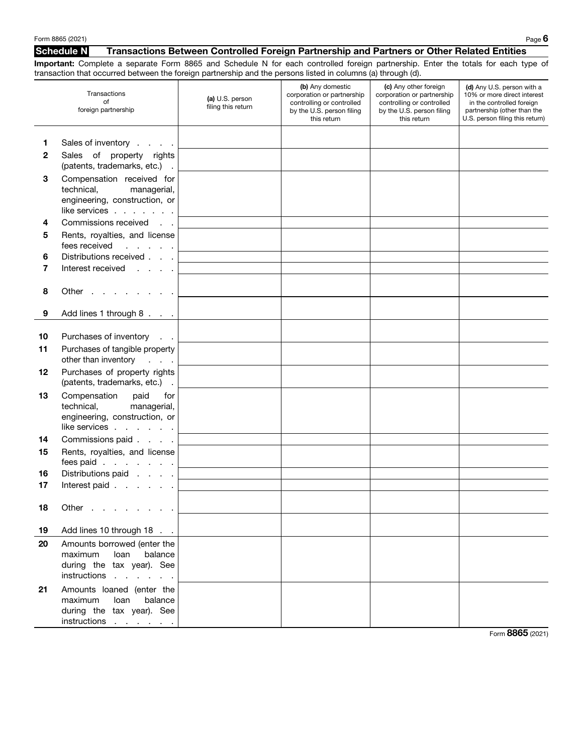## Schedule N Transactions Between Controlled Foreign Partnership and Partners or Other Related Entities

**Important:** Complete a separate Form 8865 and Schedule N for each controlled foreign partnership. Enter the totals for each type of transaction that occurred between the foreign partnership and the persons listed in columns (a) through (d).

| | Transactions of foreign partnership | (a) U.S. person filing this return | (b) Any domestic corporation or partnership controlling or controlled by the U.S. person filing this return | (c) Any other foreign corporation or partnership controlling or controlled by the U.S. person filing this return | (d) Any U.S. person with a 10% or more direct interest in the controlled foreign partnership (other than the U.S. person filing this return) |
|---|---|---|---|---|---|
| 1 | Sales of inventory | | | | |
| 2 | Sales of property rights (patents, trademarks, etc.) | | | | |
| 3 | Compensation received for technical, managerial, engineering, construction, or like services | | | | |
| 4 | Commissions received | | | | |
| 5 | Rents, royalties, and license fees received | | | | |
| 6 | Distributions received | | | | |
| 7 | Interest received | | | | |
| 8 | Other | | | | |
| 9 | Add lines 1 through 8 | | | | |
| 10 | Purchases of inventory | | | | |
| 11 | Purchases of tangible property other than inventory | | | | |
| 12 | Purchases of property rights (patents, trademarks, etc.) | | | | |
| 13 | Compensation paid for technical, managerial, engineering, construction, or like services | | | | |
| 14 | Commissions paid | | | | |
| 15 | Rents, royalties, and license fees paid | | | | |
| 16 | Distributions paid | | | | |
| 17 | Interest paid | | | | |
| 18 | Other | | | | |
| 19 | Add lines 10 through 18 | | | | |
| 20 | Amounts borrowed (enter the maximum loan balance during the tax year). See instructions | | | | |
| 21 | Amounts loaned (enter the maximum loan balance during the tax year). See instructions | | | | |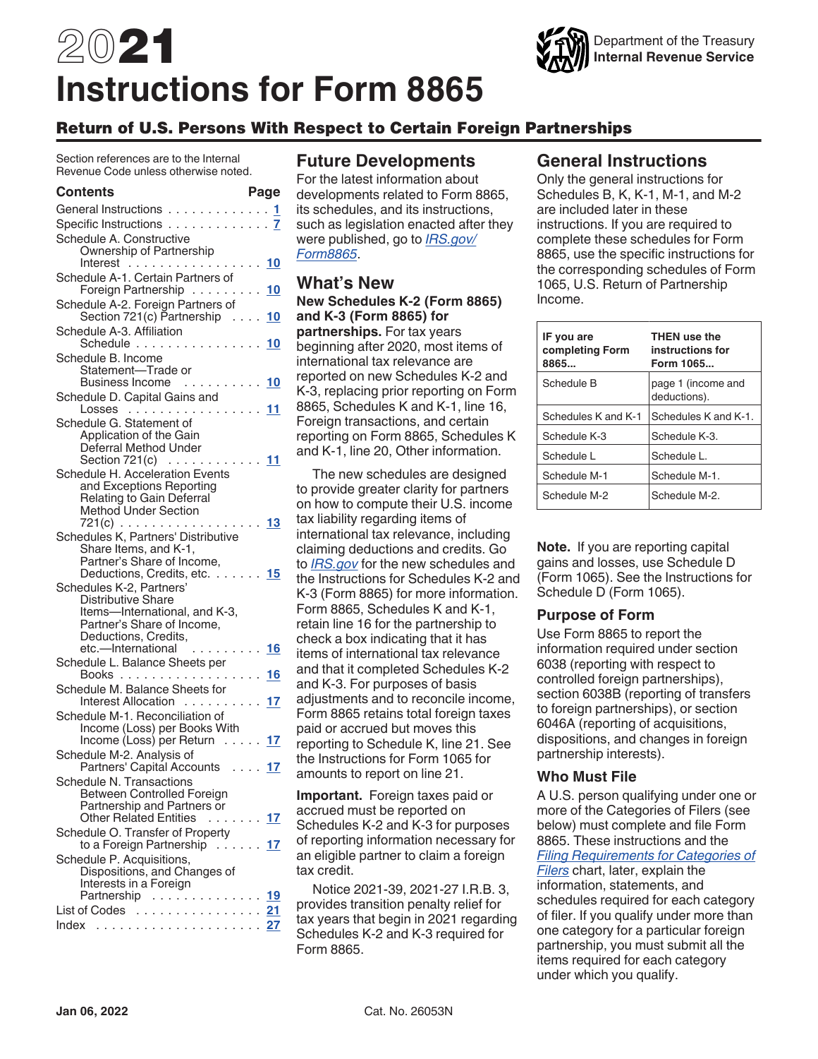# 2021 Instructions for Form 8865

## Return of U.S. Persons With Respect to Certain Foreign Partnerships

Section references are to the Internal Revenue Code unless otherwise noted.

| Contents | Page |
| --- | --- |
| General Instructions | 1 |
| Specific Instructions | 7 |
| Schedule A. Constructive Ownership of Partnership Interest | 10 |
| Schedule A-1. Certain Partners of Foreign Partnership | 10 |
| Schedule A-2. Foreign Partners of Section 721(c) Partnership | 10 |
| Schedule A-3. Affiliation Schedule | 10 |
| Schedule B. Income Statement—Trade or Business Income | 10 |
| Schedule D. Capital Gains and Losses | 11 |
| Schedule G. Statement of Application of the Gain Deferral Method Under Section 721(c) | 11 |
| Schedule H. Acceleration Events and Exceptions Reporting Relating to Gain Deferral Method Under Section 721(c) | 13 |
| Schedules K, Partners' Distributive Share Items, and K-1, Partner's Share of Income, Deductions, Credits, etc. | 15 |
| Schedules K-2, Partners' Distributive Share Items—International, and K-3, Partner's Share of Income, Deductions, Credits, etc.—International | 16 |
| Schedule L. Balance Sheets per Books | 16 |
| Schedule M. Balance Sheets for Interest Allocation | 17 |
| Schedule M-1. Reconciliation of Income (Loss) per Books With Income (Loss) per Return | 17 |
| Schedule M-2. Analysis of Partners' Capital Accounts | 17 |
| Schedule N. Transactions Between Controlled Foreign Partnership and Partners or Other Related Entities | 17 |
| Schedule O. Transfer of Property to a Foreign Partnership | 17 |
| Schedule P. Acquisitions, Dispositions, and Changes of Interests in a Foreign Partnership | 19 |
| List of Codes | 21 |
| Index | 27 |

## Future Developments

For the latest information about developments related to Form 8865, its schedules, and its instructions, such as legislation enacted after they were published, go to *IRS.gov/Form8865*.

## What's New

**New Schedules K-2 (Form 8865) and K-3 (Form 8865) for partnerships.** For tax years beginning after 2020, most items of international tax relevance are reported on new Schedules K-2 and K-3, replacing prior reporting on Form 8865, Schedules K and K-1, line 16, Foreign transactions, and certain reporting on Form 8865, Schedules K and K-1, line 20, Other information.

The new schedules are designed to provide greater clarity for partners on how to compute their U.S. income tax liability regarding items of international tax relevance, including claiming deductions and credits. Go to *IRS.gov* for the new schedules and the Instructions for Schedules K-2 and K-3 (Form 8865) for more information. Form 8865, Schedules K and K-1, retain line 16 for the partnership to check a box indicating that it has items of international tax relevance and that it completed Schedules K-2 and K-3. For purposes of basis adjustments and to reconcile income, Form 8865 retains total foreign taxes paid or accrued but moves this reporting to Schedule K, line 21. See the Instructions for Form 1065 for amounts to report on line 21.

**Important.** Foreign taxes paid or accrued must be reported on Schedules K-2 and K-3 for purposes of reporting information necessary for an eligible partner to claim a foreign tax credit.

Notice 2021-39, 2021-27 I.R.B. 3, provides transition penalty relief for tax years that begin in 2021 regarding Schedules K-2 and K-3 required for Form 8865.

## General Instructions

Only the general instructions for Schedules B, K, K-1, M-1, and M-2 are included later in these instructions. If you are required to complete these schedules for Form 8865, use the specific instructions for the corresponding schedules of Form 1065, U.S. Return of Partnership Income.

| IF you are completing Form 8865... | THEN use the instructions for Form 1065... |
| --- | --- |
| Schedule B | page 1 (income and deductions). |
| Schedules K and K-1 | Schedules K and K-1. |
| Schedule K-3 | Schedule K-3. |
| Schedule L | Schedule L. |
| Schedule M-1 | Schedule M-1. |
| Schedule M-2 | Schedule M-2. |

**Note.** If you are reporting capital gains and losses, use Schedule D (Form 1065). See the Instructions for Schedule D (Form 1065).

### Purpose of Form

Use Form 8865 to report the information required under section 6038 (reporting with respect to controlled foreign partnerships), section 6038B (reporting of transfers to foreign partnerships), or section 6046A (reporting of acquisitions, dispositions, and changes in foreign partnership interests).

### Who Must File

A U.S. person qualifying under one or more of the Categories of Filers (see below) must complete and file Form 8865. These instructions and the *Filing Requirements for Categories of Filers* chart, later, explain the information, statements, and schedules required for each category of filer. If you qualify under more than one category for a particular foreign partnership, you must submit all the items required for each category under which you qualify.

Jan 06, 2022 Cat. No. 26053N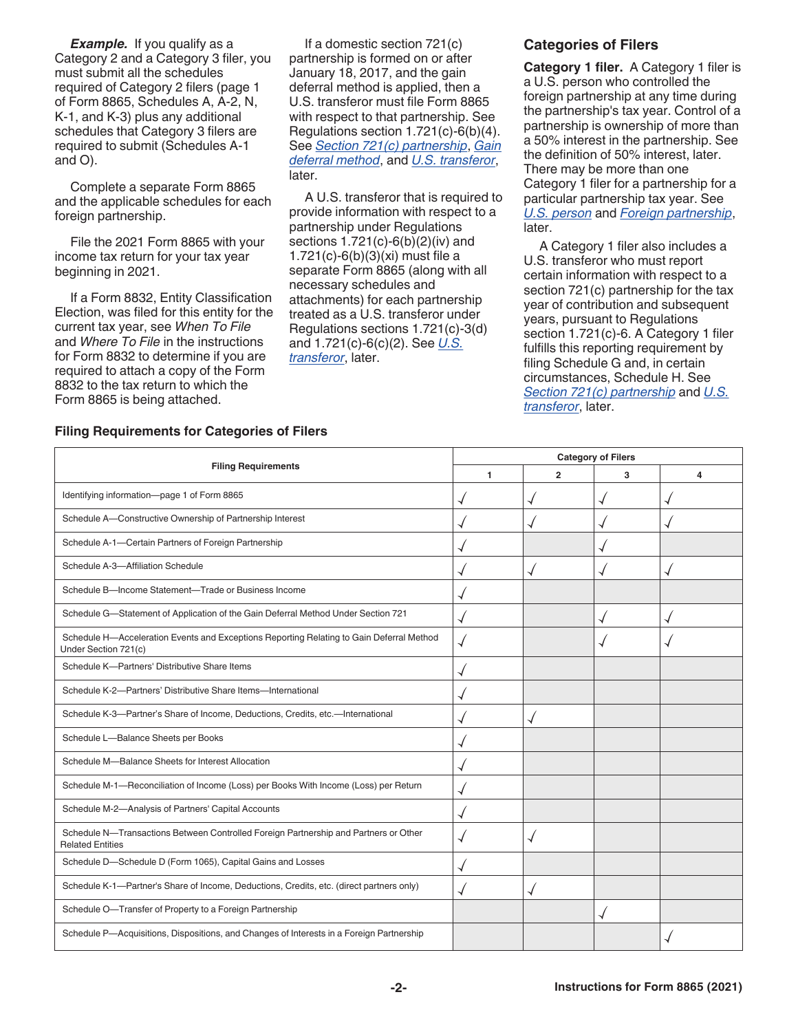***Example.*** If you qualify as a Category 2 and a Category 3 filer, you must submit all the schedules required of Category 2 filers (page 1 of Form 8865, Schedules A, A-2, N, K-1, and K-3) plus any additional schedules that Category 3 filers are required to submit (Schedules A-1 and O).

Complete a separate Form 8865 and the applicable schedules for each foreign partnership.

File the 2021 Form 8865 with your income tax return for your tax year beginning in 2021.

If a Form 8832, Entity Classification Election, was filed for this entity for the current tax year, see *When To File* and *Where To File* in the instructions for Form 8832 to determine if you are required to attach a copy of the Form 8832 to the tax return to which the Form 8865 is being attached.

If a domestic section 721(c) partnership is formed on or after January 18, 2017, and the gain deferral method is applied, then a U.S. transferor must file Form 8865 with respect to that partnership. See Regulations section 1.721(c)-6(b)(4). See *Section 721(c) partnership*, *Gain deferral method*, and *U.S. transferor*, later.

A U.S. transferor that is required to provide information with respect to a partnership under Regulations sections 1.721(c)-6(b)(2)(iv) and 1.721(c)-6(b)(3)(xi) must file a separate Form 8865 (along with all necessary schedules and attachments) for each partnership treated as a U.S. transferor under Regulations sections 1.721(c)-3(d) and 1.721(c)-6(c)(2). See *U.S. transferor*, later.

## Categories of Filers

**Category 1 filer.** A Category 1 filer is a U.S. person who controlled the foreign partnership at any time during the partnership's tax year. Control of a partnership is ownership of more than a 50% interest in the partnership. See the definition of 50% interest, later. There may be more than one Category 1 filer for a partnership for a particular partnership tax year. See *U.S. person* and *Foreign partnership*, later.

A Category 1 filer also includes a U.S. transferor who must report certain information with respect to a section 721(c) partnership for the tax year of contribution and subsequent years, pursuant to Regulations section 1.721(c)-6. A Category 1 filer fulfills this reporting requirement by filing Schedule G and, in certain circumstances, Schedule H. See *Section 721(c) partnership* and *U.S. transferor*, later.

### Filing Requirements for Categories of Filers

| Filing Requirements | Category of Filers | | | |
|---|---|---|---|---|
| | 1 | 2 | 3 | 4 |
| Identifying information—page 1 of Form 8865 | ✓ | ✓ | ✓ | ✓ |
| Schedule A—Constructive Ownership of Partnership Interest | ✓ | ✓ | ✓ | ✓ |
| Schedule A-1—Certain Partners of Foreign Partnership | ✓ | | ✓ | |
| Schedule A-3—Affiliation Schedule | ✓ | ✓ | ✓ | ✓ |
| Schedule B—Income Statement—Trade or Business Income | ✓ | | | |
| Schedule G—Statement of Application of the Gain Deferral Method Under Section 721 | ✓ | | ✓ | ✓ |
| Schedule H—Acceleration Events and Exceptions Reporting Relating to Gain Deferral Method Under Section 721(c) | ✓ | | ✓ | ✓ |
| Schedule K—Partners' Distributive Share Items | ✓ | | | |
| Schedule K-2—Partners' Distributive Share Items—International | ✓ | | | |
| Schedule K-3—Partner's Share of Income, Deductions, Credits, etc.—International | ✓ | ✓ | | |
| Schedule L—Balance Sheets per Books | ✓ | | | |
| Schedule M—Balance Sheets for Interest Allocation | ✓ | | | |
| Schedule M-1—Reconciliation of Income (Loss) per Books With Income (Loss) per Return | ✓ | | | |
| Schedule M-2—Analysis of Partners' Capital Accounts | ✓ | | | |
| Schedule N—Transactions Between Controlled Foreign Partnership and Partners or Other Related Entities | ✓ | ✓ | | |
| Schedule D—Schedule D (Form 1065), Capital Gains and Losses | ✓ | | | |
| Schedule K-1—Partner's Share of Income, Deductions, Credits, etc. (direct partners only) | ✓ | ✓ | | |
| Schedule O—Transfer of Property to a Foreign Partnership | | | ✓ | |
| Schedule P—Acquisitions, Dispositions, and Changes of Interests in a Foreign Partnership | | | | ✓ |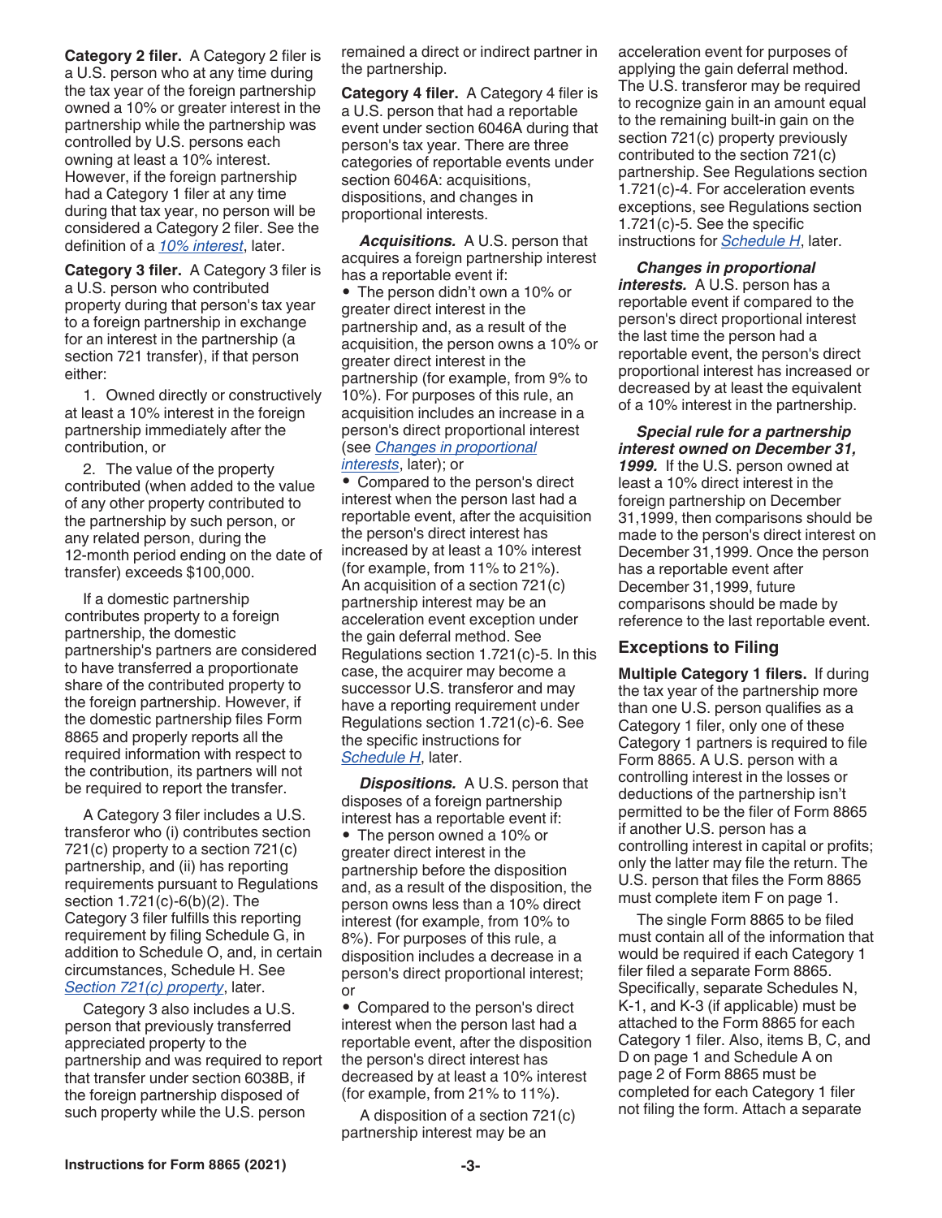**Category 2 filer.** A Category 2 filer is a U.S. person who at any time during the tax year of the foreign partnership owned a 10% or greater interest in the partnership while the partnership was controlled by U.S. persons each owning at least a 10% interest. However, if the foreign partnership had a Category 1 filer at any time during that tax year, no person will be considered a Category 2 filer. See the definition of a *10% interest*, later.

**Category 3 filer.** A Category 3 filer is a U.S. person who contributed property during that person's tax year to a foreign partnership in exchange for an interest in the partnership (a section 721 transfer), if that person either:

1. Owned directly or constructively at least a 10% interest in the foreign partnership immediately after the contribution, or

2. The value of the property contributed (when added to the value of any other property contributed to the partnership by such person, or any related person, during the 12-month period ending on the date of transfer) exceeds $100,000.

If a domestic partnership contributes property to a foreign partnership, the domestic partnership's partners are considered to have transferred a proportionate share of the contributed property to the foreign partnership. However, if the domestic partnership files Form 8865 and properly reports all the required information with respect to the contribution, its partners will not be required to report the transfer.

A Category 3 filer includes a U.S. transferor who (i) contributes section 721(c) property to a section 721(c) partnership, and (ii) has reporting requirements pursuant to Regulations section 1.721(c)-6(b)(2). The Category 3 filer fulfills this reporting requirement by filing Schedule G, in addition to Schedule O, and, in certain circumstances, Schedule H. See *Section 721(c) property*, later.

Category 3 also includes a U.S. person that previously transferred appreciated property to the partnership and was required to report that transfer under section 6038B, if the foreign partnership disposed of such property while the U.S. person remained a direct or indirect partner in the partnership.

**Category 4 filer.** A Category 4 filer is a U.S. person that had a reportable event under section 6046A during that person's tax year. There are three categories of reportable events under section 6046A: acquisitions, dispositions, and changes in proportional interests.

***Acquisitions.*** A U.S. person that acquires a foreign partnership interest has a reportable event if:

- The person didn't own a 10% or greater direct interest in the partnership and, as a result of the acquisition, the person owns a 10% or greater direct interest in the partnership (for example, from 9% to 10%). For purposes of this rule, an acquisition includes an increase in a person's direct proportional interest (see *Changes in proportional interests*, later); or
- Compared to the person's direct interest when the person last had a reportable event, after the acquisition the person's direct interest has increased by at least a 10% interest (for example, from 11% to 21%).

An acquisition of a section 721(c) partnership interest may be an acceleration event exception under the gain deferral method. See Regulations section 1.721(c)-5. In this case, the acquirer may become a successor U.S. transferor and may have a reporting requirement under Regulations section 1.721(c)-6. See the specific instructions for *Schedule H*, later.

***Dispositions.*** A U.S. person that disposes of a foreign partnership interest has a reportable event if:

- The person owned a 10% or greater direct interest in the partnership before the disposition and, as a result of the disposition, the person owns less than a 10% direct interest (for example, from 10% to 8%). For purposes of this rule, a disposition includes a decrease in a person's direct proportional interest; or
- Compared to the person's direct interest when the person last had a reportable event, after the disposition the person's direct interest has decreased by at least a 10% interest (for example, from 21% to 11%).

A disposition of a section 721(c) partnership interest may be an acceleration event for purposes of applying the gain deferral method. The U.S. transferor may be required to recognize gain in an amount equal to the remaining built-in gain on the section 721(c) property previously contributed to the section 721(c) partnership. See Regulations section 1.721(c)-4. For acceleration events exceptions, see Regulations section 1.721(c)-5. See the specific instructions for *Schedule H*, later.

***Changes in proportional interests.*** A U.S. person has a reportable event if compared to the person's direct proportional interest the last time the person had a reportable event, the person's direct proportional interest has increased or decreased by at least the equivalent of a 10% interest in the partnership.

***Special rule for a partnership interest owned on December 31, 1999.*** If the U.S. person owned at least a 10% direct interest in the foreign partnership on December 31,1999, then comparisons should be made to the person's direct interest on December 31,1999. Once the person has a reportable event after December 31,1999, future comparisons should be made by reference to the last reportable event.

### Exceptions to Filing

**Multiple Category 1 filers.** If during the tax year of the partnership more than one U.S. person qualifies as a Category 1 filer, only one of these Category 1 partners is required to file Form 8865. A U.S. person with a controlling interest in the losses or deductions of the partnership isn't permitted to be the filer of Form 8865 if another U.S. person has a controlling interest in capital or profits; only the latter may file the return. The U.S. person that files the Form 8865 must complete item F on page 1.

The single Form 8865 to be filed must contain all of the information that would be required if each Category 1 filer filed a separate Form 8865. Specifically, separate Schedules N, K-1, and K-3 (if applicable) must be attached to the Form 8865 for each Category 1 filer. Also, items B, C, and D on page 1 and Schedule A on page 2 of Form 8865 must be completed for each Category 1 filer not filing the form. Attach a separate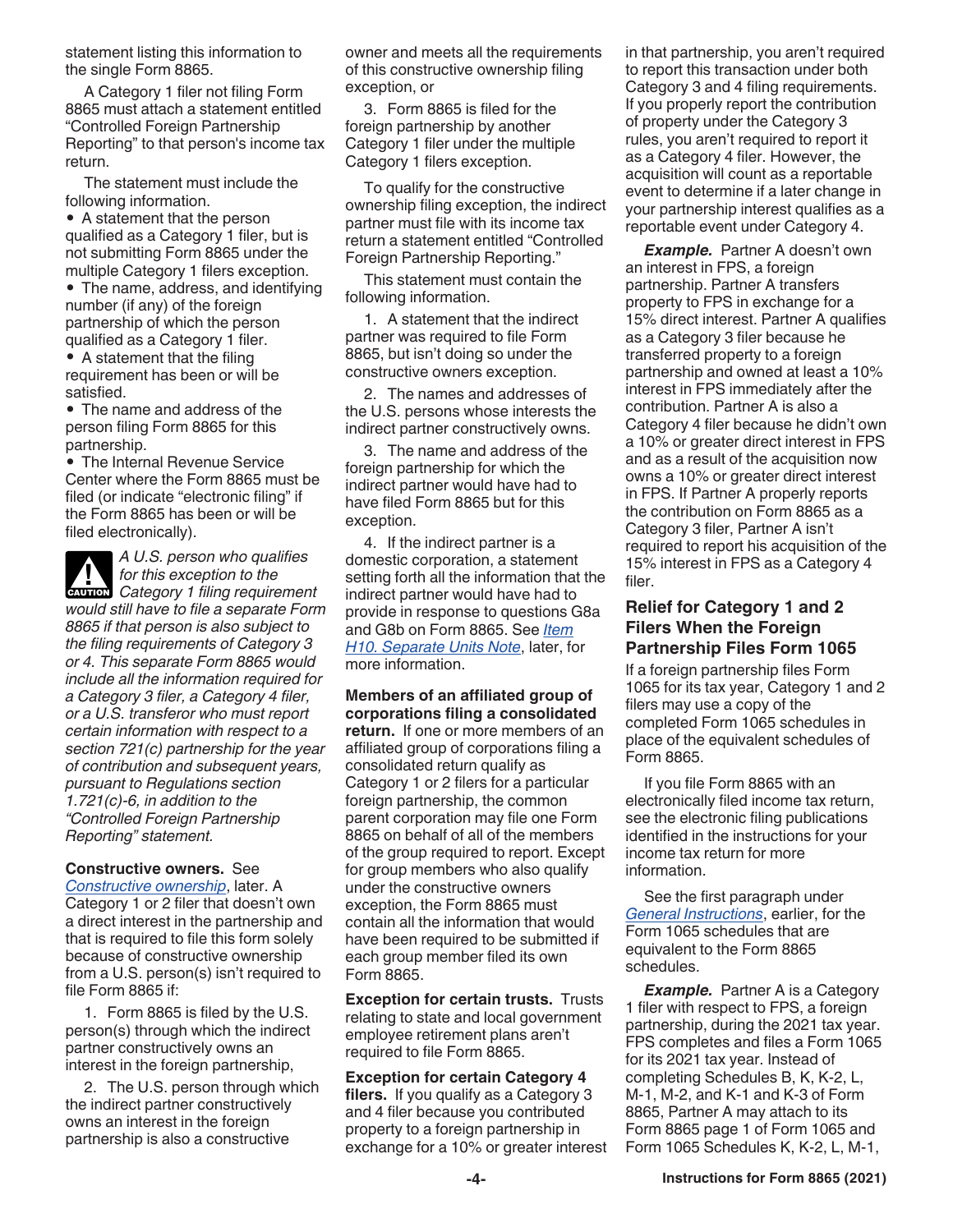statement listing this information to the single Form 8865.

A Category 1 filer not filing Form 8865 must attach a statement entitled "Controlled Foreign Partnership Reporting" to that person's income tax return.

The statement must include the following information.

- A statement that the person qualified as a Category 1 filer, but is not submitting Form 8865 under the multiple Category 1 filers exception.
- The name, address, and identifying number (if any) of the foreign partnership of which the person qualified as a Category 1 filer.
- A statement that the filing requirement has been or will be satisfied.
- The name and address of the person filing Form 8865 for this partnership.
- The Internal Revenue Service Center where the Form 8865 must be filed (or indicate "electronic filing" if the Form 8865 has been or will be filed electronically).

**CAUTION** *A U.S. person who qualifies for this exception to the Category 1 filing requirement would still have to file a separate Form 8865 if that person is also subject to the filing requirements of Category 3 or 4. This separate Form 8865 would include all the information required for a Category 3 filer, a Category 4 filer, or a U.S. transferor who must report certain information with respect to a section 721(c) partnership for the year of contribution and subsequent years, pursuant to Regulations section 1.721(c)-6, in addition to the "Controlled Foreign Partnership Reporting" statement.*

**Constructive owners.** See *Constructive ownership*, later. A Category 1 or 2 filer that doesn't own a direct interest in the partnership and that is required to file this form solely because of constructive ownership from a U.S. person(s) isn't required to file Form 8865 if:

1. Form 8865 is filed by the U.S. person(s) through which the indirect partner constructively owns an interest in the foreign partnership,
2. The U.S. person through which the indirect partner constructively owns an interest in the foreign partnership is also a constructive owner and meets all the requirements of this constructive ownership filing exception, or
3. Form 8865 is filed for the foreign partnership by another Category 1 filer under the multiple Category 1 filers exception.

To qualify for the constructive ownership filing exception, the indirect partner must file with its income tax return a statement entitled "Controlled Foreign Partnership Reporting."

This statement must contain the following information.

1. A statement that the indirect partner was required to file Form 8865, but isn't doing so under the constructive owners exception.
2. The names and addresses of the U.S. persons whose interests the indirect partner constructively owns.
3. The name and address of the foreign partnership for which the indirect partner would have had to have filed Form 8865 but for this exception.
4. If the indirect partner is a domestic corporation, a statement setting forth all the information that the indirect partner would have had to provide in response to questions G8a and G8b on Form 8865. See *Item H10. Separate Units Note*, later, for more information.

**Members of an affiliated group of corporations filing a consolidated return.** If one or more members of an affiliated group of corporations filing a consolidated return qualify as Category 1 or 2 filers for a particular foreign partnership, the common parent corporation may file one Form 8865 on behalf of all of the members of the group required to report. Except for group members who also qualify under the constructive owners exception, the Form 8865 must contain all the information that would have been required to be submitted if each group member filed its own Form 8865.

**Exception for certain trusts.** Trusts relating to state and local government employee retirement plans aren't required to file Form 8865.

**Exception for certain Category 4 filers.** If you qualify as a Category 3 and 4 filer because you contributed property to a foreign partnership in exchange for a 10% or greater interest in that partnership, you aren't required to report this transaction under both Category 3 and 4 filing requirements. If you properly report the contribution of property under the Category 3 rules, you aren't required to report it as a Category 4 filer. However, the acquisition will count as a reportable event to determine if a later change in your partnership interest qualifies as a reportable event under Category 4.

***Example.*** Partner A doesn't own an interest in FPS, a foreign partnership. Partner A transfers property to FPS in exchange for a 15% direct interest. Partner A qualifies as a Category 3 filer because he transferred property to a foreign partnership and owned at least a 10% interest in FPS immediately after the contribution. Partner A is also a Category 4 filer because he didn't own a 10% or greater direct interest in FPS and as a result of the acquisition now owns a 10% or greater direct interest in FPS. If Partner A properly reports the contribution on Form 8865 as a Category 3 filer, Partner A isn't required to report his acquisition of the 15% interest in FPS as a Category 4 filer.

### Relief for Category 1 and 2 Filers When the Foreign Partnership Files Form 1065

If a foreign partnership files Form 1065 for its tax year, Category 1 and 2 filers may use a copy of the completed Form 1065 schedules in place of the equivalent schedules of Form 8865.

If you file Form 8865 with an electronically filed income tax return, see the electronic filing publications identified in the instructions for your income tax return for more information.

See the first paragraph under *General Instructions*, earlier, for the Form 1065 schedules that are equivalent to the Form 8865 schedules.

***Example.*** Partner A is a Category 1 filer with respect to FPS, a foreign partnership, during the 2021 tax year. FPS completes and files a Form 1065 for its 2021 tax year. Instead of completing Schedules B, K, K-2, L, M-1, M-2, and K-1 and K-3 of Form 8865, Partner A may attach to its Form 8865 page 1 of Form 1065 and Form 1065 Schedules K, K-2, L, M-1,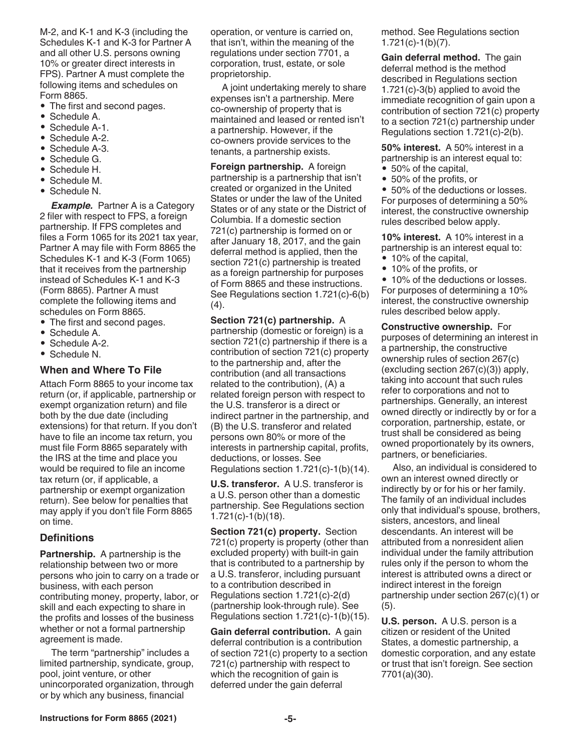M-2, and K-1 and K-3 (including the Schedules K-1 and K-3 for Partner A and all other U.S. persons owning 10% or greater direct interests in FPS). Partner A must complete the following items and schedules on Form 8865.

- The first and second pages.
- Schedule A.
- Schedule A-1.
- Schedule A-2.
- Schedule A-3.
- Schedule G.
- Schedule H.
- Schedule M.
- Schedule N.

***Example.*** Partner A is a Category 2 filer with respect to FPS, a foreign partnership. If FPS completes and files a Form 1065 for its 2021 tax year, Partner A may file with Form 8865 the Schedules K-1 and K-3 (Form 1065) that it receives from the partnership instead of Schedules K-1 and K-3 (Form 8865). Partner A must complete the following items and schedules on Form 8865.

- The first and second pages.
- Schedule A.
- Schedule A-2.
- Schedule N.

## When and Where To File

Attach Form 8865 to your income tax return (or, if applicable, partnership or exempt organization return) and file both by the due date (including extensions) for that return. If you don't have to file an income tax return, you must file Form 8865 separately with the IRS at the time and place you would be required to file an income tax return (or, if applicable, a partnership or exempt organization return). See below for penalties that may apply if you don't file Form 8865 on time.

### Definitions

**Partnership.** A partnership is the relationship between two or more persons who join to carry on a trade or business, with each person contributing money, property, labor, or skill and each expecting to share in the profits and losses of the business whether or not a formal partnership agreement is made.

The term "partnership" includes a limited partnership, syndicate, group, pool, joint venture, or other unincorporated organization, through or by which any business, financial operation, or venture is carried on, that isn't, within the meaning of the regulations under section 7701, a corporation, trust, estate, or sole proprietorship.

A joint undertaking merely to share expenses isn't a partnership. Mere co-ownership of property that is maintained and leased or rented isn't a partnership. However, if the co-owners provide services to the tenants, a partnership exists.

**Foreign partnership.** A foreign partnership is a partnership that isn't created or organized in the United States or under the law of the United States or of any state or the District of Columbia. If a domestic section 721(c) partnership is formed on or after January 18, 2017, and the gain deferral method is applied, then the section 721(c) partnership is treated as a foreign partnership for purposes of Form 8865 and these instructions. See Regulations section 1.721(c)-6(b)(4).

**Section 721(c) partnership.** A partnership (domestic or foreign) is a section 721(c) partnership if there is a contribution of section 721(c) property to the partnership and, after the contribution (and all transactions related to the contribution), (A) a related foreign person with respect to the U.S. transferor is a direct or indirect partner in the partnership, and (B) the U.S. transferor and related persons own 80% or more of the interests in partnership capital, profits, deductions, or losses. See Regulations section 1.721(c)-1(b)(14).

**U.S. transferor.** A U.S. transferor is a U.S. person other than a domestic partnership. See Regulations section 1.721(c)-1(b)(18).

**Section 721(c) property.** Section 721(c) property is property (other than excluded property) with built-in gain that is contributed to a partnership by a U.S. transferor, including pursuant to a contribution described in Regulations section 1.721(c)-2(d) (partnership look-through rule). See Regulations section 1.721(c)-1(b)(15).

**Gain deferral contribution.** A gain deferral contribution is a contribution of section 721(c) property to a section 721(c) partnership with respect to which the recognition of gain is deferred under the gain deferral method. See Regulations section 1.721(c)-1(b)(7).

**Gain deferral method.** The gain deferral method is the method described in Regulations section 1.721(c)-3(b) applied to avoid the immediate recognition of gain upon a contribution of section 721(c) property to a section 721(c) partnership under Regulations section 1.721(c)-2(b).

**50% interest.** A 50% interest in a partnership is an interest equal to:

- 50% of the capital,
- 50% of the profits, or
- 50% of the deductions or losses.

For purposes of determining a 50% interest, the constructive ownership rules described below apply.

**10% interest.** A 10% interest in a partnership is an interest equal to:

- 10% of the capital,
- 10% of the profits, or
- 10% of the deductions or losses.

For purposes of determining a 10% interest, the constructive ownership rules described below apply.

**Constructive ownership.** For purposes of determining an interest in a partnership, the constructive ownership rules of section 267(c) (excluding section 267(c)(3)) apply, taking into account that such rules refer to corporations and not to partnerships. Generally, an interest owned directly or indirectly by or for a corporation, partnership, estate, or trust shall be considered as being owned proportionately by its owners, partners, or beneficiaries.

Also, an individual is considered to own an interest owned directly or indirectly by or for his or her family. The family of an individual includes only that individual's spouse, brothers, sisters, ancestors, and lineal descendants. An interest will be attributed from a nonresident alien individual under the family attribution rules only if the person to whom the interest is attributed owns a direct or indirect interest in the foreign partnership under section 267(c)(1) or (5).

**U.S. person.** A U.S. person is a citizen or resident of the United States, a domestic partnership, a domestic corporation, and any estate or trust that isn't foreign. See section 7701(a)(30).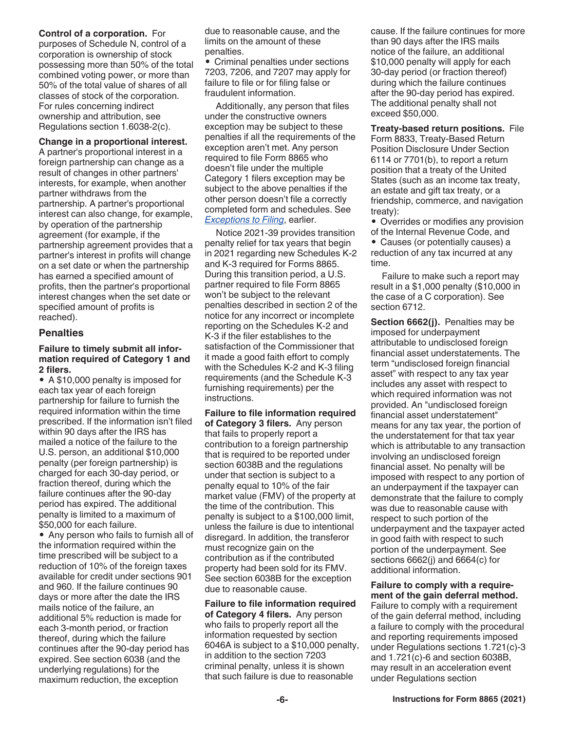**Control of a corporation.** For purposes of Schedule N, control of a corporation is ownership of stock possessing more than 50% of the total combined voting power, or more than 50% of the total value of shares of all classes of stock of the corporation. For rules concerning indirect ownership and attribution, see Regulations section 1.6038-2(c).

**Change in a proportional interest.** A partner's proportional interest in a foreign partnership can change as a result of changes in other partners' interests, for example, when another partner withdraws from the partnership. A partner's proportional interest can also change, for example, by operation of the partnership agreement (for example, if the partnership agreement provides that a partner's interest in profits will change on a set date or when the partnership has earned a specified amount of profits, then the partner's proportional interest changes when the set date or specified amount of profits is reached).

## Penalties

**Failure to timely submit all information required of Category 1 and 2 filers.**

- A $10,000 penalty is imposed for each tax year of each foreign partnership for failure to furnish the required information within the time prescribed. If the information isn't filed within 90 days after the IRS has mailed a notice of the failure to the U.S. person, an additional $10,000 penalty (per foreign partnership) is charged for each 30-day period, or fraction thereof, during which the failure continues after the 90-day period has expired. The additional penalty is limited to a maximum of $50,000 for each failure.
- Any person who fails to furnish all of the information required within the time prescribed will be subject to a reduction of 10% of the foreign taxes available for credit under sections 901 and 960. If the failure continues 90 days or more after the date the IRS mails notice of the failure, an additional 5% reduction is made for each 3-month period, or fraction thereof, during which the failure continues after the 90-day period has expired. See section 6038 (and the underlying regulations) for the maximum reduction, the exception due to reasonable cause, and the limits on the amount of these penalties.
- Criminal penalties under sections 7203, 7206, and 7207 may apply for failure to file or for filing false or fraudulent information.

Additionally, any person that files under the constructive owners exception may be subject to these penalties if all the requirements of the exception aren't met. Any person required to file Form 8865 who doesn't file under the multiple Category 1 filers exception may be subject to the above penalties if the other person doesn't file a correctly completed form and schedules. See *Exceptions to Filing*, earlier.

Notice 2021-39 provides transition penalty relief for tax years that begin in 2021 regarding new Schedules K-2 and K-3 required for Forms 8865. During this transition period, a U.S. partner required to file Form 8865 won't be subject to the relevant penalties described in section 2 of the notice for any incorrect or incomplete reporting on the Schedules K-2 and K-3 if the filer establishes to the satisfaction of the Commissioner that it made a good faith effort to comply with the Schedules K-2 and K-3 filing requirements (and the Schedule K-3 furnishing requirements) per the instructions.

**Failure to file information required of Category 3 filers.** Any person that fails to properly report a contribution to a foreign partnership that is required to be reported under section 6038B and the regulations under that section is subject to a penalty equal to 10% of the fair market value (FMV) of the property at the time of the contribution. This penalty is subject to a $100,000 limit, unless the failure is due to intentional disregard. In addition, the transferor must recognize gain on the contribution as if the contributed property had been sold for its FMV. See section 6038B for the exception due to reasonable cause.

**Failure to file information required of Category 4 filers.** Any person who fails to properly report all the information requested by section 6046A is subject to a $10,000 penalty, in addition to the section 7203 criminal penalty, unless it is shown that such failure is due to reasonable cause. If the failure continues for more than 90 days after the IRS mails notice of the failure, an additional $10,000 penalty will apply for each 30-day period (or fraction thereof) during which the failure continues after the 90-day period has expired. The additional penalty shall not exceed $50,000.

**Treaty-based return positions.** File Form 8833, Treaty-Based Return Position Disclosure Under Section 6114 or 7701(b), to report a return position that a treaty of the United States (such as an income tax treaty, an estate and gift tax treaty, or a friendship, commerce, and navigation treaty):

- Overrides or modifies any provision of the Internal Revenue Code, and
- Causes (or potentially causes) a reduction of any tax incurred at any time.

Failure to make such a report may result in a $1,000 penalty ($10,000 in the case of a C corporation). See section 6712.

**Section 6662(j).** Penalties may be imposed for underpayment attributable to undisclosed foreign financial asset understatements. The term "undisclosed foreign financial asset" with respect to any tax year includes any asset with respect to which required information was not provided. An "undisclosed foreign financial asset understatement" means for any tax year, the portion of the understatement for that tax year which is attributable to any transaction involving an undisclosed foreign financial asset. No penalty will be imposed with respect to any portion of an underpayment if the taxpayer can demonstrate that the failure to comply was due to reasonable cause with respect to such portion of the underpayment and the taxpayer acted in good faith with respect to such portion of the underpayment. See sections 6662(j) and 6664(c) for additional information.

**Failure to comply with a requirement of the gain deferral method.** Failure to comply with a requirement of the gain deferral method, including a failure to comply with the procedural and reporting requirements imposed under Regulations sections 1.721(c)-3 and 1.721(c)-6 and section 6038B, may result in an acceleration event under Regulations section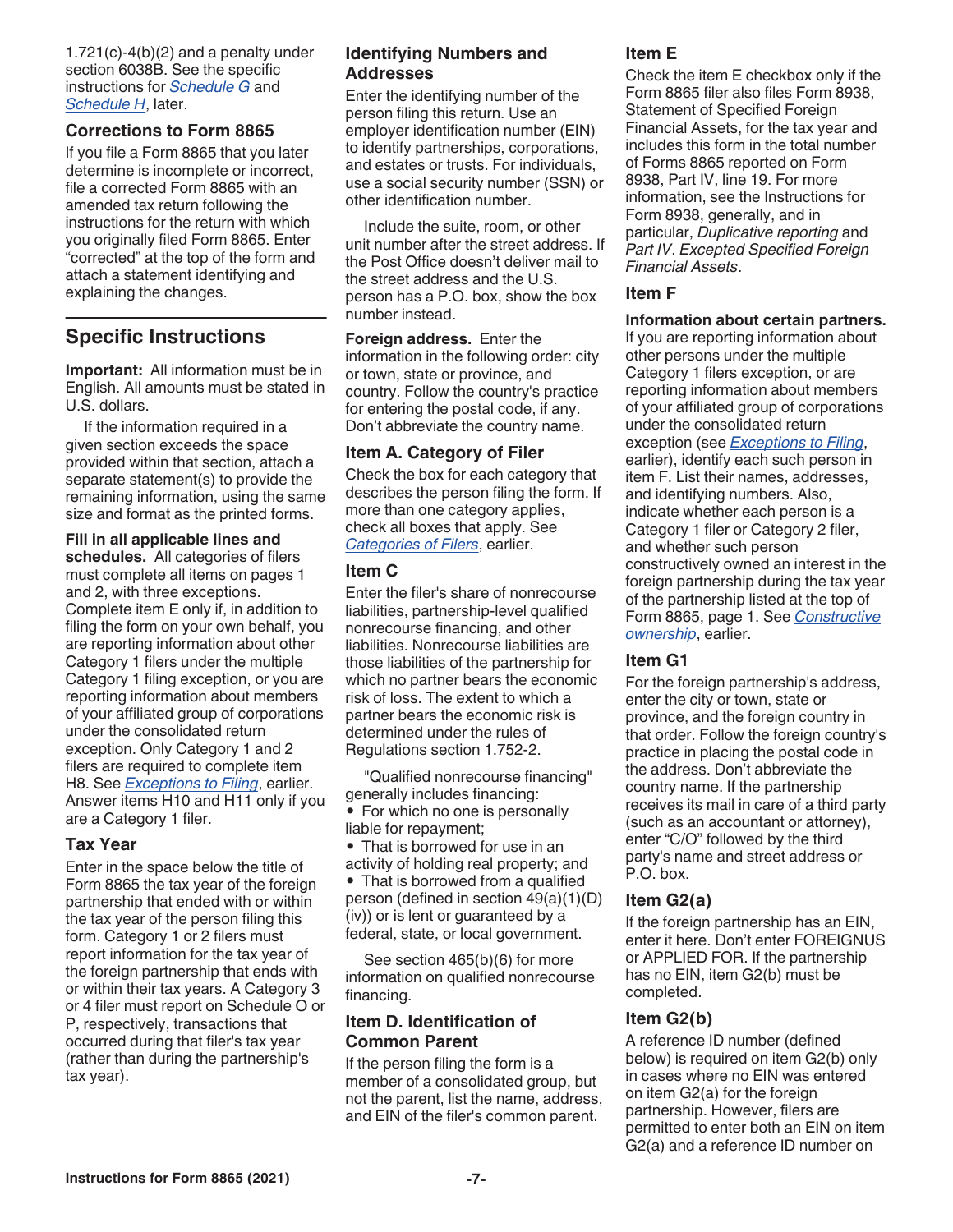1.721(c)-4(b)(2) and a penalty under section 6038B. See the specific instructions for *Schedule G* and *Schedule H*, later.

### Corrections to Form 8865

If you file a Form 8865 that you later determine is incomplete or incorrect, file a corrected Form 8865 with an amended tax return following the instructions for the return with which you originally filed Form 8865. Enter "corrected" at the top of the form and attach a statement identifying and explaining the changes.

## Specific Instructions

**Important:** All information must be in English. All amounts must be stated in U.S. dollars.

If the information required in a given section exceeds the space provided within that section, attach a separate statement(s) to provide the remaining information, using the same size and format as the printed forms.

**Fill in all applicable lines and schedules.** All categories of filers must complete all items on pages 1 and 2, with three exceptions. Complete item E only if, in addition to filing the form on your own behalf, you are reporting information about other Category 1 filers under the multiple Category 1 filing exception, or you are reporting information about members of your affiliated group of corporations under the consolidated return exception. Only Category 1 and 2 filers are required to complete item H8. See *Exceptions to Filing*, earlier. Answer items H10 and H11 only if you are a Category 1 filer.

### Tax Year

Enter in the space below the title of Form 8865 the tax year of the foreign partnership that ended with or within the tax year of the person filing this form. Category 1 or 2 filers must report information for the tax year of the foreign partnership that ends with or within their tax years. A Category 3 or 4 filer must report on Schedule O or P, respectively, transactions that occurred during that filer's tax year (rather than during the partnership's tax year).

### Identifying Numbers and Addresses

Enter the identifying number of the person filing this return. Use an employer identification number (EIN) to identify partnerships, corporations, and estates or trusts. For individuals, use a social security number (SSN) or other identification number.

Include the suite, room, or other unit number after the street address. If the Post Office doesn't deliver mail to the street address and the U.S. person has a P.O. box, show the box number instead.

**Foreign address.** Enter the information in the following order: city or town, state or province, and country. Follow the country's practice for entering the postal code, if any. Don't abbreviate the country name.

### Item A. Category of Filer

Check the box for each category that describes the person filing the form. If more than one category applies, check all boxes that apply. See *Categories of Filers*, earlier.

### Item C

Enter the filer's share of nonrecourse liabilities, partnership-level qualified nonrecourse financing, and other liabilities. Nonrecourse liabilities are those liabilities of the partnership for which no partner bears the economic risk of loss. The extent to which a partner bears the economic risk is determined under the rules of Regulations section 1.752-2.

"Qualified nonrecourse financing" generally includes financing:

- For which no one is personally liable for repayment;
- That is borrowed for use in an activity of holding real property; and
- That is borrowed from a qualified person (defined in section 49(a)(1)(D)(iv)) or is lent or guaranteed by a federal, state, or local government.

See section 465(b)(6) for more information on qualified nonrecourse financing.

### Item D. Identification of Common Parent

If the person filing the form is a member of a consolidated group, but not the parent, list the name, address, and EIN of the filer's common parent.

### Item E

Check the item E checkbox only if the Form 8865 filer also files Form 8938, Statement of Specified Foreign Financial Assets, for the tax year and includes this form in the total number of Forms 8865 reported on Form 8938, Part IV, line 19. For more information, see the Instructions for Form 8938, generally, and in particular, *Duplicative reporting* and *Part IV. Excepted Specified Foreign Financial Assets*.

### Item F

**Information about certain partners.** If you are reporting information about other persons under the multiple Category 1 filers exception, or are reporting information about members of your affiliated group of corporations under the consolidated return exception (see *Exceptions to Filing*, earlier), identify each such person in item F. List their names, addresses, and identifying numbers. Also, indicate whether each person is a Category 1 filer or Category 2 filer, and whether such person constructively owned an interest in the foreign partnership during the tax year of the partnership listed at the top of Form 8865, page 1. See *Constructive ownership*, earlier.

### Item G1

For the foreign partnership's address, enter the city or town, state or province, and the foreign country in that order. Follow the foreign country's practice in placing the postal code in the address. Don't abbreviate the country name. If the partnership receives its mail in care of a third party (such as an accountant or attorney), enter "C/O" followed by the third party's name and street address or P.O. box.

### Item G2(a)

If the foreign partnership has an EIN, enter it here. Don't enter FOREIGNUS or APPLIED FOR. If the partnership has no EIN, item G2(b) must be completed.

### Item G2(b)

A reference ID number (defined below) is required on item G2(b) only in cases where no EIN was entered on item G2(a) for the foreign partnership. However, filers are permitted to enter both an EIN on item G2(a) and a reference ID number on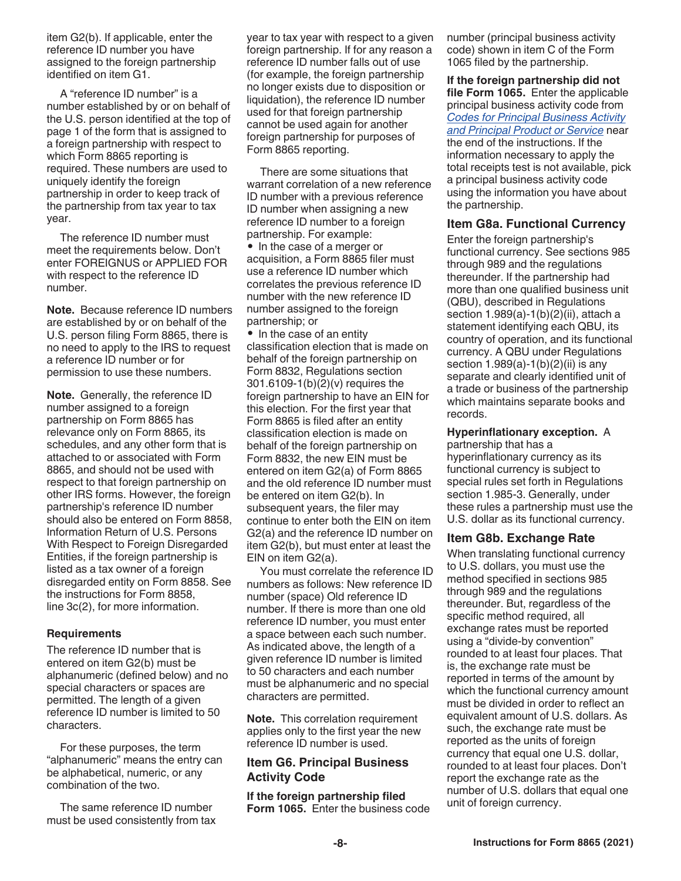item G2(b). If applicable, enter the reference ID number you have assigned to the foreign partnership identified on item G1.

A "reference ID number" is a number established by or on behalf of the U.S. person identified at the top of page 1 of the form that is assigned to a foreign partnership with respect to which Form 8865 reporting is required. These numbers are used to uniquely identify the foreign partnership in order to keep track of the partnership from tax year to tax year.

The reference ID number must meet the requirements below. Don't enter FOREIGNUS or APPLIED FOR with respect to the reference ID number.

**Note.** Because reference ID numbers are established by or on behalf of the U.S. person filing Form 8865, there is no need to apply to the IRS to request a reference ID number or for permission to use these numbers.

**Note.** Generally, the reference ID number assigned to a foreign partnership on Form 8865 has relevance only on Form 8865, its schedules, and any other form that is attached to or associated with Form 8865, and should not be used with respect to that foreign partnership on other IRS forms. However, the foreign partnership's reference ID number should also be entered on Form 8858, Information Return of U.S. Persons With Respect to Foreign Disregarded Entities, if the foreign partnership is listed as a tax owner of a foreign disregarded entity on Form 8858. See the instructions for Form 8858, line 3c(2), for more information.

#### Requirements

The reference ID number that is entered on item G2(b) must be alphanumeric (defined below) and no special characters or spaces are permitted. The length of a given reference ID number is limited to 50 characters.

For these purposes, the term "alphanumeric" means the entry can be alphabetical, numeric, or any combination of the two.

The same reference ID number must be used consistently from tax year to tax year with respect to a given foreign partnership. If for any reason a reference ID number falls out of use (for example, the foreign partnership no longer exists due to disposition or liquidation), the reference ID number used for that foreign partnership cannot be used again for another foreign partnership for purposes of Form 8865 reporting.

There are some situations that warrant correlation of a new reference ID number with a previous reference ID number when assigning a new reference ID number to a foreign partnership. For example:

- In the case of a merger or acquisition, a Form 8865 filer must use a reference ID number which correlates the previous reference ID number with the new reference ID number assigned to the foreign partnership; or
- In the case of an entity classification election that is made on behalf of the foreign partnership on Form 8832, Regulations section 301.6109-1(b)(2)(v) requires the foreign partnership to have an EIN for this election. For the first year that Form 8865 is filed after an entity classification election is made on behalf of the foreign partnership on Form 8832, the new EIN must be entered on item G2(a) of Form 8865 and the old reference ID number must be entered on item G2(b). In subsequent years, the filer may continue to enter both the EIN on item G2(a) and the reference ID number on item G2(b), but must enter at least the EIN on item G2(a).

You must correlate the reference ID numbers as follows: New reference ID number (space) Old reference ID number. If there is more than one old reference ID number, you must enter a space between each such number. As indicated above, the length of a given reference ID number is limited to 50 characters and each number must be alphanumeric and no special characters are permitted.

**Note.** This correlation requirement applies only to the first year the new reference ID number is used.

### Item G6. Principal Business Activity Code

**If the foreign partnership filed Form 1065.** Enter the business code number (principal business activity code) shown in item C of the Form 1065 filed by the partnership.

**If the foreign partnership did not file Form 1065.** Enter the applicable principal business activity code from *Codes for Principal Business Activity and Principal Product or Service* near the end of the instructions. If the information necessary to apply the total receipts test is not available, pick a principal business activity code using the information you have about the partnership.

### Item G8a. Functional Currency

Enter the foreign partnership's functional currency. See sections 985 through 989 and the regulations thereunder. If the partnership had more than one qualified business unit (QBU), described in Regulations section 1.989(a)-1(b)(2)(ii), attach a statement identifying each QBU, its country of operation, and its functional currency. A QBU under Regulations section 1.989(a)-1(b)(2)(ii) is any separate and clearly identified unit of a trade or business of the partnership which maintains separate books and records.

**Hyperinflationary exception.** A partnership that has a hyperinflationary currency as its functional currency is subject to special rules set forth in Regulations section 1.985-3. Generally, under these rules a partnership must use the U.S. dollar as its functional currency.

### Item G8b. Exchange Rate

When translating functional currency to U.S. dollars, you must use the method specified in sections 985 through 989 and the regulations thereunder. But, regardless of the specific method required, all exchange rates must be reported using a "divide-by convention" rounded to at least four places. That is, the exchange rate must be reported in terms of the amount by which the functional currency amount must be divided in order to reflect an equivalent amount of U.S. dollars. As such, the exchange rate must be reported as the units of foreign currency that equal one U.S. dollar, rounded to at least four places. Don't report the exchange rate as the number of U.S. dollars that equal one unit of foreign currency.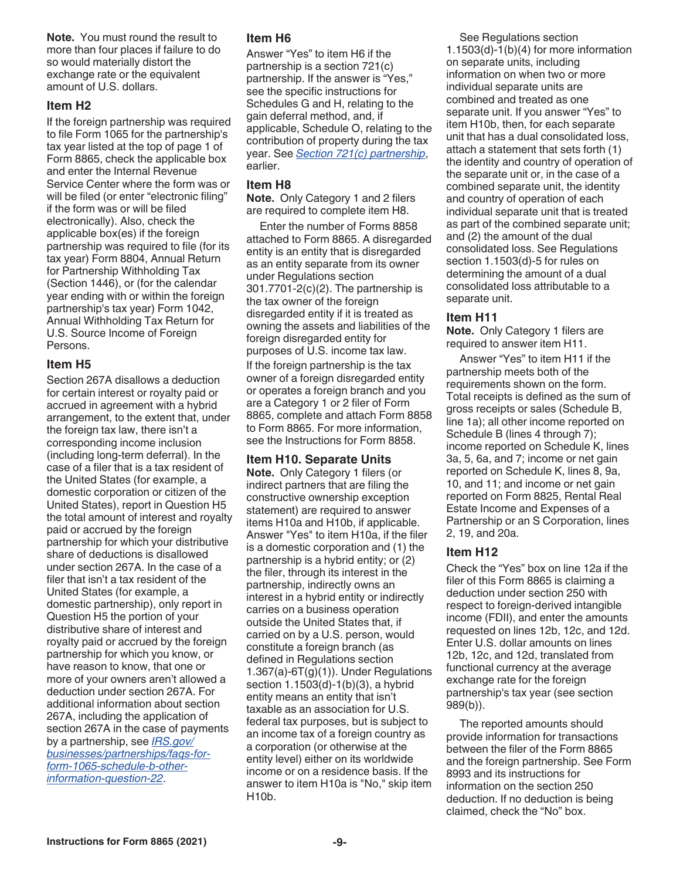**Note.** You must round the result to more than four places if failure to do so would materially distort the exchange rate or the equivalent amount of U.S. dollars.

### Item H2

If the foreign partnership was required to file Form 1065 for the partnership's tax year listed at the top of page 1 of Form 8865, check the applicable box and enter the Internal Revenue Service Center where the form was or will be filed (or enter "electronic filing" if the form was or will be filed electronically). Also, check the applicable box(es) if the foreign partnership was required to file (for its tax year) Form 8804, Annual Return for Partnership Withholding Tax (Section 1446), or (for the calendar year ending with or within the foreign partnership's tax year) Form 1042, Annual Withholding Tax Return for U.S. Source Income of Foreign Persons.

### Item H5

Section 267A disallows a deduction for certain interest or royalty paid or accrued in agreement with a hybrid arrangement, to the extent that, under the foreign tax law, there isn't a corresponding income inclusion (including long-term deferral). In the case of a filer that is a tax resident of the United States (for example, a domestic corporation or citizen of the United States), report in Question H5 the total amount of interest and royalty paid or accrued by the foreign partnership for which your distributive share of deductions is disallowed under section 267A. In the case of a filer that isn't a tax resident of the United States (for example, a domestic partnership), only report in Question H5 the portion of your distributive share of interest and royalty paid or accrued by the foreign partnership for which you know, or have reason to know, that one or more of your owners aren't allowed a deduction under section 267A. For additional information about section 267A, including the application of section 267A in the case of payments by a partnership, see *IRS.gov/businesses/partnerships/faqs-for-form-1065-schedule-b-other-information-question-22*.

### Item H6

Answer "Yes" to item H6 if the partnership is a section 721(c) partnership. If the answer is "Yes," see the specific instructions for Schedules G and H, relating to the gain deferral method, and, if applicable, Schedule O, relating to the contribution of property during the tax year. See *Section 721(c) partnership*, earlier.

### Item H8

**Note.** Only Category 1 and 2 filers are required to complete item H8.

Enter the number of Forms 8858 attached to Form 8865. A disregarded entity is an entity that is disregarded as an entity separate from its owner under Regulations section 301.7701-2(c)(2). The partnership is the tax owner of the foreign disregarded entity if it is treated as owning the assets and liabilities of the foreign disregarded entity for purposes of U.S. income tax law.

If the foreign partnership is the tax owner of a foreign disregarded entity or operates a foreign branch and you are a Category 1 or 2 filer of Form 8865, complete and attach Form 8858 to Form 8865. For more information, see the Instructions for Form 8858.

### Item H10. Separate Units

**Note.** Only Category 1 filers (or indirect partners that are filing the constructive ownership exception statement) are required to answer items H10a and H10b, if applicable.

Answer "Yes" to item H10a, if the filer is a domestic corporation and (1) the partnership is a hybrid entity; or (2) the filer, through its interest in the partnership, indirectly owns an interest in a hybrid entity or indirectly carries on a business operation outside the United States that, if carried on by a U.S. person, would constitute a foreign branch (as defined in Regulations section 1.367(a)-6T(g)(1)). Under Regulations section 1.1503(d)-1(b)(3), a hybrid entity means an entity that isn't taxable as an association for U.S. federal tax purposes, but is subject to an income tax of a foreign country as a corporation (or otherwise at the entity level) either on its worldwide income or on a residence basis. If the answer to item H10a is "No," skip item H10b.

See Regulations section 1.1503(d)-1(b)(4) for more information on separate units, including information on when two or more individual separate units are combined and treated as one separate unit. If you answer "Yes" to item H10b, then, for each separate unit that has a dual consolidated loss, attach a statement that sets forth (1) the identity and country of operation of the separate unit or, in the case of a combined separate unit, the identity and country of operation of each individual separate unit that is treated as part of the combined separate unit; and (2) the amount of the dual consolidated loss. See Regulations section 1.1503(d)-5 for rules on determining the amount of a dual consolidated loss attributable to a separate unit.

### Item H11

**Note.** Only Category 1 filers are required to answer item H11.

Answer "Yes" to item H11 if the partnership meets both of the requirements shown on the form. Total receipts is defined as the sum of gross receipts or sales (Schedule B, line 1a); all other income reported on Schedule B (lines 4 through 7); income reported on Schedule K, lines 3a, 5, 6a, and 7; income or net gain reported on Schedule K, lines 8, 9a, 10, and 11; and income or net gain reported on Form 8825, Rental Real Estate Income and Expenses of a Partnership or an S Corporation, lines 2, 19, and 20a.

### Item H12

Check the "Yes" box on line 12a if the filer of this Form 8865 is claiming a deduction under section 250 with respect to foreign-derived intangible income (FDII), and enter the amounts requested on lines 12b, 12c, and 12d. Enter U.S. dollar amounts on lines 12b, 12c, and 12d, translated from functional currency at the average exchange rate for the foreign partnership's tax year (see section 989(b)).

The reported amounts should provide information for transactions between the filer of the Form 8865 and the foreign partnership. See Form 8993 and its instructions for information on the section 250 deduction. If no deduction is being claimed, check the "No" box.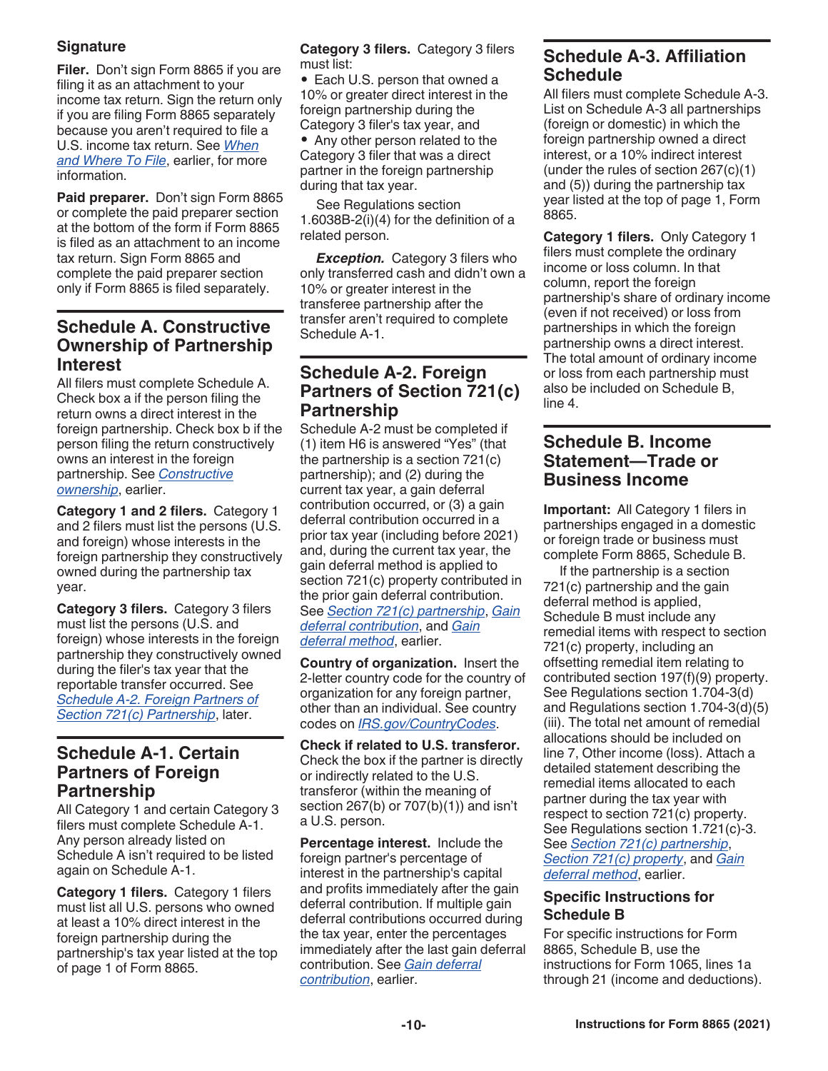### Signature

**Filer.** Don't sign Form 8865 if you are filing it as an attachment to your income tax return. Sign the return only if you are filing Form 8865 separately because you aren't required to file a U.S. income tax return. See *When and Where To File*, earlier, for more information.

**Paid preparer.** Don't sign Form 8865 or complete the paid preparer section at the bottom of the form if Form 8865 is filed as an attachment to an income tax return. Sign Form 8865 and complete the paid preparer section only if Form 8865 is filed separately.

## Schedule A. Constructive Ownership of Partnership Interest

All filers must complete Schedule A. Check box a if the person filing the return owns a direct interest in the foreign partnership. Check box b if the person filing the return constructively owns an interest in the foreign partnership. See *Constructive ownership*, earlier.

**Category 1 and 2 filers.** Category 1 and 2 filers must list the persons (U.S. and foreign) whose interests in the foreign partnership they constructively owned during the partnership tax year.

**Category 3 filers.** Category 3 filers must list the persons (U.S. and foreign) whose interests in the foreign partnership they constructively owned during the filer's tax year that the reportable transfer occurred. See *Schedule A-2. Foreign Partners of Section 721(c) Partnership*, later.

## Schedule A-1. Certain Partners of Foreign Partnership

All Category 1 and certain Category 3 filers must complete Schedule A-1. Any person already listed on Schedule A isn't required to be listed again on Schedule A-1.

**Category 1 filers.** Category 1 filers must list all U.S. persons who owned at least a 10% direct interest in the foreign partnership during the partnership's tax year listed at the top of page 1 of Form 8865.

**Category 3 filers.** Category 3 filers must list:

- Each U.S. person that owned a 10% or greater direct interest in the foreign partnership during the Category 3 filer's tax year, and
- Any other person related to the Category 3 filer that was a direct partner in the foreign partnership during that tax year.

See Regulations section 1.6038B-2(i)(4) for the definition of a related person.

***Exception.*** Category 3 filers who only transferred cash and didn't own a 10% or greater interest in the transferee partnership after the transfer aren't required to complete Schedule A-1.

## Schedule A-2. Foreign Partners of Section 721(c) Partnership

Schedule A-2 must be completed if (1) item H6 is answered "Yes" (that the partnership is a section 721(c) partnership); and (2) during the current tax year, a gain deferral contribution occurred, or (3) a gain deferral contribution occurred in a prior tax year (including before 2021) and, during the current tax year, the gain deferral method is applied to section 721(c) property contributed in the prior gain deferral contribution. See *Section 721(c) partnership*, *Gain deferral contribution*, and *Gain deferral method*, earlier.

**Country of organization.** Insert the 2-letter country code for the country of organization for any foreign partner, other than an individual. See country codes on *IRS.gov/CountryCodes*.

**Check if related to U.S. transferor.** Check the box if the partner is directly or indirectly related to the U.S. transferor (within the meaning of section 267(b) or 707(b)(1)) and isn't a U.S. person.

**Percentage interest.** Include the foreign partner's percentage of interest in the partnership's capital and profits immediately after the gain deferral contribution. If multiple gain deferral contributions occurred during the tax year, enter the percentages immediately after the last gain deferral contribution. See *Gain deferral contribution*, earlier.

## Schedule A-3. Affiliation Schedule

All filers must complete Schedule A-3. List on Schedule A-3 all partnerships (foreign or domestic) in which the foreign partnership owned a direct interest, or a 10% indirect interest (under the rules of section 267(c)(1) and (5)) during the partnership tax year listed at the top of page 1, Form 8865.

**Category 1 filers.** Only Category 1 filers must complete the ordinary income or loss column. In that column, report the foreign partnership's share of ordinary income (even if not received) or loss from partnerships in which the foreign partnership owns a direct interest. The total amount of ordinary income or loss from each partnership must also be included on Schedule B, line 4.

## Schedule B. Income Statement—Trade or Business Income

**Important:** All Category 1 filers in partnerships engaged in a domestic or foreign trade or business must complete Form 8865, Schedule B.

If the partnership is a section 721(c) partnership and the gain deferral method is applied, Schedule B must include any remedial items with respect to section 721(c) property, including an offsetting remedial item relating to contributed section 197(f)(9) property. See Regulations section 1.704-3(d) and Regulations section 1.704-3(d)(5)(iii). The total net amount of remedial allocations should be included on line 7, Other income (loss). Attach a detailed statement describing the remedial items allocated to each partner during the tax year with respect to section 721(c) property. See Regulations section 1.721(c)-3. See *Section 721(c) partnership*, *Section 721(c) property*, and *Gain deferral method*, earlier.

### Specific Instructions for Schedule B

For specific instructions for Form 8865, Schedule B, use the instructions for Form 1065, lines 1a through 21 (income and deductions).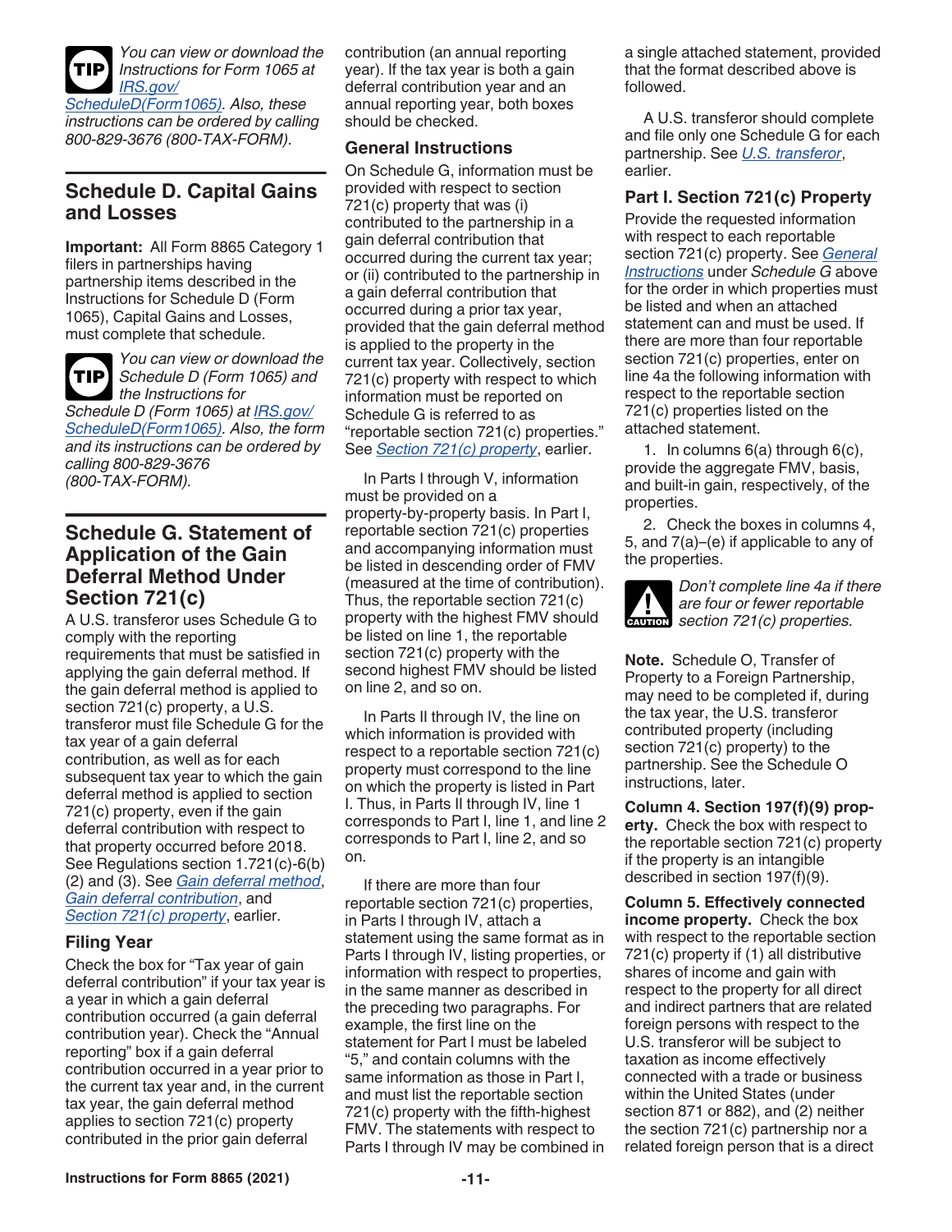*You can view or download the Instructions for Form 1065 at IRS.gov/ScheduleD(Form1065). Also, these instructions can be ordered by calling 800-829-3676 (800-TAX-FORM).*

## Schedule D. Capital Gains and Losses

**Important:** All Form 8865 Category 1 filers in partnerships having partnership items described in the Instructions for Schedule D (Form 1065), Capital Gains and Losses, must complete that schedule.

*You can view or download the Schedule D (Form 1065) and the Instructions for Schedule D (Form 1065) at IRS.gov/ScheduleD(Form1065). Also, the form and its instructions can be ordered by calling 800-829-3676 (800-TAX-FORM).*

## Schedule G. Statement of Application of the Gain Deferral Method Under Section 721(c)

A U.S. transferor uses Schedule G to comply with the reporting requirements that must be satisfied in applying the gain deferral method. If the gain deferral method is applied to section 721(c) property, a U.S. transferor must file Schedule G for the tax year of a gain deferral contribution, as well as for each subsequent tax year to which the gain deferral method is applied to section 721(c) property, even if the gain deferral contribution with respect to that property occurred before 2018. See Regulations section 1.721(c)-6(b)(2) and (3). See *Gain deferral method*, *Gain deferral contribution*, and *Section 721(c) property*, earlier.

### Filing Year

Check the box for "Tax year of gain deferral contribution" if your tax year is a year in which a gain deferral contribution occurred (a gain deferral contribution year). Check the "Annual reporting" box if a gain deferral contribution occurred in a year prior to the current tax year and, in the current tax year, the gain deferral method applies to section 721(c) property contributed in the prior gain deferral contribution (an annual reporting year). If the tax year is both a gain deferral contribution year and an annual reporting year, both boxes should be checked.

### General Instructions

On Schedule G, information must be provided with respect to section 721(c) property that was (i) contributed to the partnership in a gain deferral contribution that occurred during the current tax year; or (ii) contributed to the partnership in a gain deferral contribution that occurred during a prior tax year, provided that the gain deferral method is applied to the property in the current tax year. Collectively, section 721(c) property with respect to which information must be reported on Schedule G is referred to as "reportable section 721(c) properties." See *Section 721(c) property*, earlier.

In Parts I through V, information must be provided on a property-by-property basis. In Part I, reportable section 721(c) properties and accompanying information must be listed in descending order of FMV (measured at the time of contribution). Thus, the reportable section 721(c) property with the highest FMV should be listed on line 1, the reportable section 721(c) property with the second highest FMV should be listed on line 2, and so on.

In Parts II through IV, the line on which information is provided with respect to a reportable section 721(c) property must correspond to the line on which the property is listed in Part I. Thus, in Parts II through IV, line 1 corresponds to Part I, line 1, and line 2 corresponds to Part I, line 2, and so on.

If there are more than four reportable section 721(c) properties, in Parts I through IV, attach a statement using the same format as in Parts I through IV, listing properties, or information with respect to properties, in the same manner as described in the preceding two paragraphs. For example, the first line on the statement for Part I must be labeled "5," and contain columns with the same information as those in Part I, and must list the reportable section 721(c) property with the fifth-highest FMV. The statements with respect to Parts I through IV may be combined in a single attached statement, provided that the format described above is followed.

A U.S. transferor should complete and file only one Schedule G for each partnership. See *U.S. transferor*, earlier.

### Part I. Section 721(c) Property

Provide the requested information with respect to each reportable section 721(c) property. See *General Instructions* under *Schedule G* above for the order in which properties must be listed and when an attached statement can and must be used. If there are more than four reportable section 721(c) properties, enter on line 4a the following information with respect to the reportable section 721(c) properties listed on the attached statement.

1. In columns 6(a) through 6(c), provide the aggregate FMV, basis, and built-in gain, respectively, of the properties.

2. Check the boxes in columns 4, 5, and 7(a)–(e) if applicable to any of the properties.

*Don't complete line 4a if there are four or fewer reportable section 721(c) properties.*

**Note.** Schedule O, Transfer of Property to a Foreign Partnership, may need to be completed if, during the tax year, the U.S. transferor contributed property (including section 721(c) property) to the partnership. See the Schedule O instructions, later.

**Column 4. Section 197(f)(9) property.** Check the box with respect to the reportable section 721(c) property if the property is an intangible described in section 197(f)(9).

**Column 5. Effectively connected income property.** Check the box with respect to the reportable section 721(c) property if (1) all distributive shares of income and gain with respect to the property for all direct and indirect partners that are related foreign persons with respect to the U.S. transferor will be subject to taxation as income effectively connected with a trade or business within the United States (under section 871 or 882), and (2) neither the section 721(c) partnership nor a related foreign person that is a direct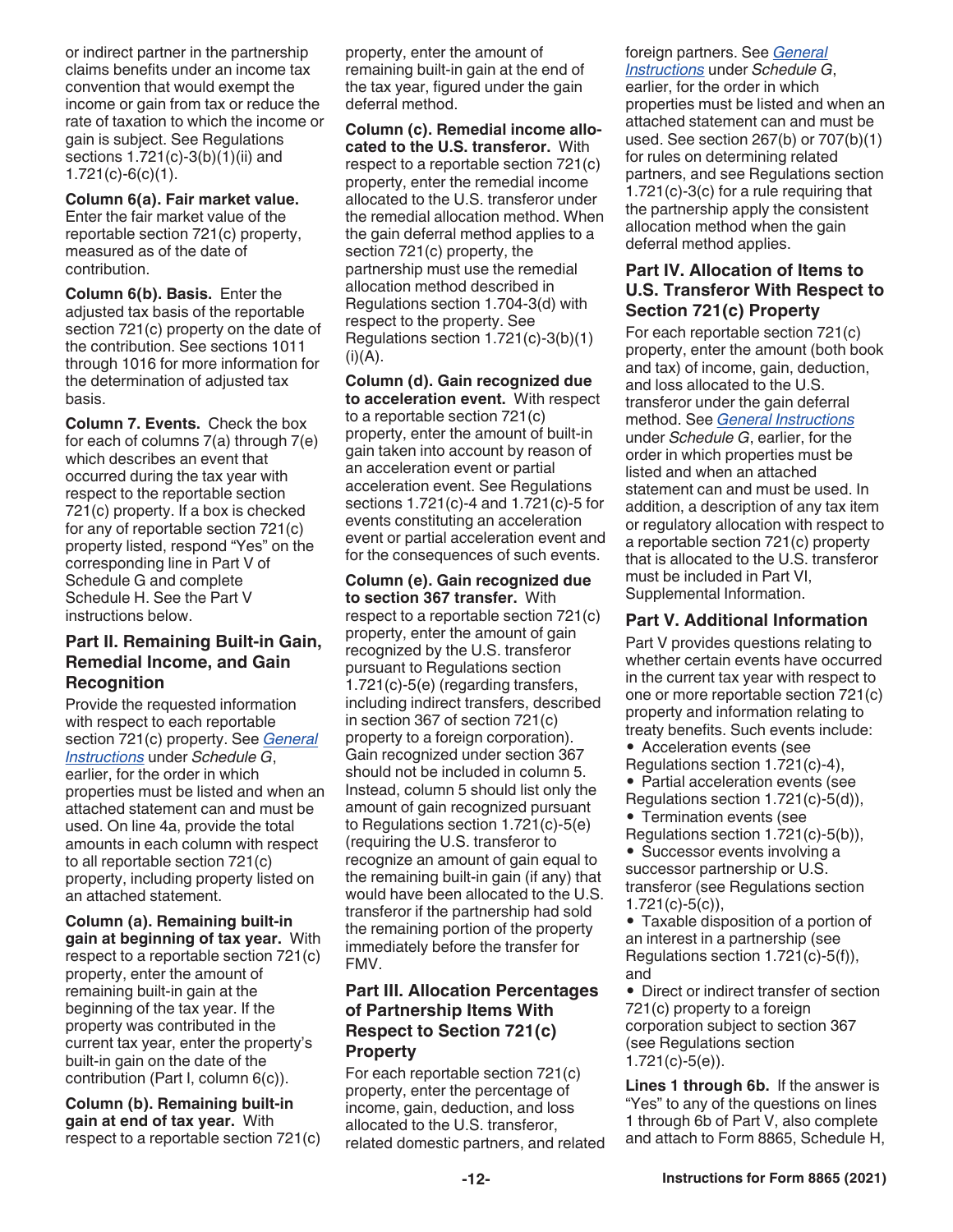or indirect partner in the partnership claims benefits under an income tax convention that would exempt the income or gain from tax or reduce the rate of taxation to which the income or gain is subject. See Regulations sections 1.721(c)-3(b)(1)(ii) and 1.721(c)-6(c)(1).

**Column 6(a). Fair market value.** Enter the fair market value of the reportable section 721(c) property, measured as of the date of contribution.

**Column 6(b). Basis.** Enter the adjusted tax basis of the reportable section 721(c) property on the date of the contribution. See sections 1011 through 1016 for more information for the determination of adjusted tax basis.

**Column 7. Events.** Check the box for each of columns 7(a) through 7(e) which describes an event that occurred during the tax year with respect to the reportable section 721(c) property. If a box is checked for any of reportable section 721(c) property listed, respond "Yes" on the corresponding line in Part V of Schedule G and complete Schedule H. See the Part V instructions below.

### Part II. Remaining Built-in Gain, Remedial Income, and Gain Recognition

Provide the requested information with respect to each reportable section 721(c) property. See *General Instructions* under *Schedule G*, earlier, for the order in which properties must be listed and when an attached statement can and must be used. On line 4a, provide the total amounts in each column with respect to all reportable section 721(c) property, including property listed on an attached statement.

**Column (a). Remaining built-in gain at beginning of tax year.** With respect to a reportable section 721(c) property, enter the amount of remaining built-in gain at the beginning of the tax year. If the property was contributed in the current tax year, enter the property's built-in gain on the date of the contribution (Part I, column 6(c)).

**Column (b). Remaining built-in gain at end of tax year.** With respect to a reportable section 721(c) property, enter the amount of remaining built-in gain at the end of the tax year, figured under the gain deferral method.

**Column (c). Remedial income allocated to the U.S. transferor.** With respect to a reportable section 721(c) property, enter the remedial income allocated to the U.S. transferor under the remedial allocation method. When the gain deferral method applies to a section 721(c) property, the partnership must use the remedial allocation method described in Regulations section 1.704-3(d) with respect to the property. See Regulations section 1.721(c)-3(b)(1)(i)(A).

**Column (d). Gain recognized due to acceleration event.** With respect to a reportable section 721(c) property, enter the amount of built-in gain taken into account by reason of an acceleration event or partial acceleration event. See Regulations sections 1.721(c)-4 and 1.721(c)-5 for events constituting an acceleration event or partial acceleration event and for the consequences of such events.

**Column (e). Gain recognized due to section 367 transfer.** With respect to a reportable section 721(c) property, enter the amount of gain recognized by the U.S. transferor pursuant to Regulations section 1.721(c)-5(e) (regarding transfers, including indirect transfers, described in section 367 of section 721(c) property to a foreign corporation). Gain recognized under section 367 should not be included in column 5. Instead, column 5 should list only the amount of gain recognized pursuant to Regulations section 1.721(c)-5(e) (requiring the U.S. transferor to recognize an amount of gain equal to the remaining built-in gain (if any) that would have been allocated to the U.S. transferor if the partnership had sold the remaining portion of the property immediately before the transfer for FMV.

### Part III. Allocation Percentages of Partnership Items With Respect to Section 721(c) Property

For each reportable section 721(c) property, enter the percentage of income, gain, deduction, and loss allocated to the U.S. transferor, related domestic partners, and related foreign partners. See *General Instructions* under *Schedule G*, earlier, for the order in which properties must be listed and when an attached statement can and must be used. See section 267(b) or 707(b)(1) for rules on determining related partners, and see Regulations section 1.721(c)-3(c) for a rule requiring that the partnership apply the consistent allocation method when the gain deferral method applies.

### Part IV. Allocation of Items to U.S. Transferor With Respect to Section 721(c) Property

For each reportable section 721(c) property, enter the amount (both book and tax) of income, gain, deduction, and loss allocated to the U.S. transferor under the gain deferral method. See *General Instructions* under *Schedule G*, earlier, for the order in which properties must be listed and when an attached statement can and must be used. In addition, a description of any tax item or regulatory allocation with respect to a reportable section 721(c) property that is allocated to the U.S. transferor must be included in Part VI, Supplemental Information.

### Part V. Additional Information

Part V provides questions relating to whether certain events have occurred in the current tax year with respect to one or more reportable section 721(c) property and information relating to treaty benefits. Such events include:

- Acceleration events (see Regulations section 1.721(c)-4),
- Partial acceleration events (see Regulations section 1.721(c)-5(d)),
- Termination events (see Regulations section 1.721(c)-5(b)),
- Successor events involving a successor partnership or U.S. transferor (see Regulations section 1.721(c)-5(c)),
- Taxable disposition of a portion of an interest in a partnership (see Regulations section 1.721(c)-5(f)), and
- Direct or indirect transfer of section 721(c) property to a foreign corporation subject to section 367 (see Regulations section 1.721(c)-5(e)).

**Lines 1 through 6b.** If the answer is "Yes" to any of the questions on lines 1 through 6b of Part V, also complete and attach to Form 8865, Schedule H,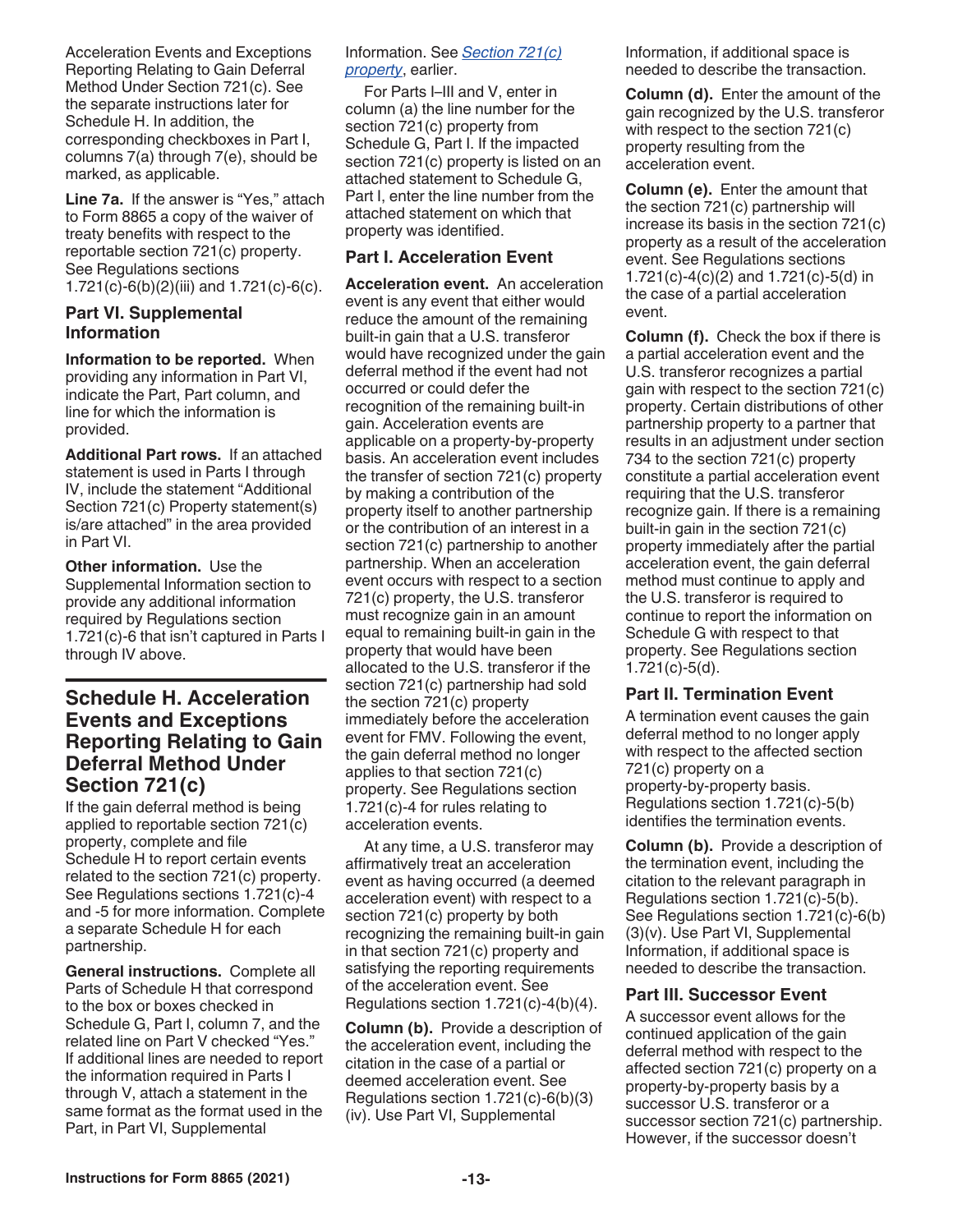Acceleration Events and Exceptions Reporting Relating to Gain Deferral Method Under Section 721(c). See the separate instructions later for Schedule H. In addition, the corresponding checkboxes in Part I, columns 7(a) through 7(e), should be marked, as applicable.

**Line 7a.** If the answer is "Yes," attach to Form 8865 a copy of the waiver of treaty benefits with respect to the reportable section 721(c) property. See Regulations sections 1.721(c)-6(b)(2)(iii) and 1.721(c)-6(c).

### Part VI. Supplemental Information

**Information to be reported.** When providing any information in Part VI, indicate the Part, Part column, and line for which the information is provided.

**Additional Part rows.** If an attached statement is used in Parts I through IV, include the statement "Additional Section 721(c) Property statement(s) is/are attached" in the area provided in Part VI.

**Other information.** Use the Supplemental Information section to provide any additional information required by Regulations section 1.721(c)-6 that isn't captured in Parts I through IV above.

## Schedule H. Acceleration Events and Exceptions Reporting Relating to Gain Deferral Method Under Section 721(c)

If the gain deferral method is being applied to reportable section 721(c) property, complete and file Schedule H to report certain events related to the section 721(c) property. See Regulations sections 1.721(c)-4 and -5 for more information. Complete a separate Schedule H for each partnership.

**General instructions.** Complete all Parts of Schedule H that correspond to the box or boxes checked in Schedule G, Part I, column 7, and the related line on Part V checked "Yes." If additional lines are needed to report the information required in Parts I through V, attach a statement in the same format as the format used in the Part, in Part VI, Supplemental Information. See *Section 721(c) property*, earlier.

For Parts I–III and V, enter in column (a) the line number for the section 721(c) property from Schedule G, Part I. If the impacted section 721(c) property is listed on an attached statement to Schedule G, Part I, enter the line number from the attached statement on which that property was identified.

### Part I. Acceleration Event

**Acceleration event.** An acceleration event is any event that either would reduce the amount of the remaining built-in gain that a U.S. transferor would have recognized under the gain deferral method if the event had not occurred or could defer the recognition of the remaining built-in gain. Acceleration events are applicable on a property-by-property basis. An acceleration event includes the transfer of section 721(c) property by making a contribution of the property itself to another partnership or the contribution of an interest in a section 721(c) partnership to another partnership. When an acceleration event occurs with respect to a section 721(c) property, the U.S. transferor must recognize gain in an amount equal to remaining built-in gain in the property that would have been allocated to the U.S. transferor if the section 721(c) partnership had sold the section 721(c) property immediately before the acceleration event for FMV. Following the event, the gain deferral method no longer applies to that section 721(c) property. See Regulations section 1.721(c)-4 for rules relating to acceleration events.

At any time, a U.S. transferor may affirmatively treat an acceleration event as having occurred (a deemed acceleration event) with respect to a section 721(c) property by both recognizing the remaining built-in gain in that section 721(c) property and satisfying the reporting requirements of the acceleration event. See Regulations section 1.721(c)-4(b)(4).

**Column (b).** Provide a description of the acceleration event, including the citation in the case of a partial or deemed acceleration event. See Regulations section 1.721(c)-6(b)(3)(iv). Use Part VI, Supplemental Information, if additional space is needed to describe the transaction.

**Column (d).** Enter the amount of the gain recognized by the U.S. transferor with respect to the section 721(c) property resulting from the acceleration event.

**Column (e).** Enter the amount that the section 721(c) partnership will increase its basis in the section 721(c) property as a result of the acceleration event. See Regulations sections 1.721(c)-4(c)(2) and 1.721(c)-5(d) in the case of a partial acceleration event.

**Column (f).** Check the box if there is a partial acceleration event and the U.S. transferor recognizes a partial gain with respect to the section 721(c) property. Certain distributions of other partnership property to a partner that results in an adjustment under section 734 to the section 721(c) property constitute a partial acceleration event requiring that the U.S. transferor recognize gain. If there is a remaining built-in gain in the section 721(c) property immediately after the partial acceleration event, the gain deferral method must continue to apply and the U.S. transferor is required to continue to report the information on Schedule G with respect to that property. See Regulations section 1.721(c)-5(d).

### Part II. Termination Event

A termination event causes the gain deferral method to no longer apply with respect to the affected section 721(c) property on a property-by-property basis. Regulations section 1.721(c)-5(b) identifies the termination events.

**Column (b).** Provide a description of the termination event, including the citation to the relevant paragraph in Regulations section 1.721(c)-5(b). See Regulations section 1.721(c)-6(b)(3)(v). Use Part VI, Supplemental Information, if additional space is needed to describe the transaction.

### Part III. Successor Event

A successor event allows for the continued application of the gain deferral method with respect to the affected section 721(c) property on a property-by-property basis by a successor U.S. transferor or a successor section 721(c) partnership. However, if the successor doesn't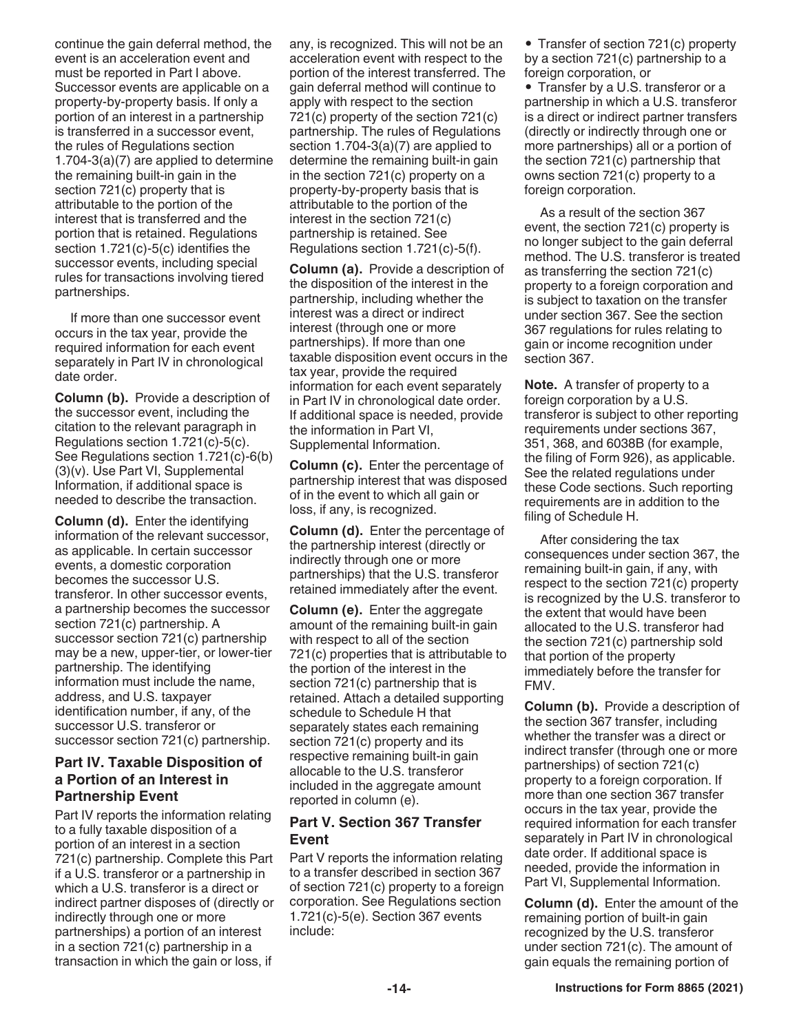continue the gain deferral method, the event is an acceleration event and must be reported in Part I above. Successor events are applicable on a property-by-property basis. If only a portion of an interest in a partnership is transferred in a successor event, the rules of Regulations section 1.704-3(a)(7) are applied to determine the remaining built-in gain in the section 721(c) property that is attributable to the portion of the interest that is transferred and the portion that is retained. Regulations section 1.721(c)-5(c) identifies the successor events, including special rules for transactions involving tiered partnerships.

If more than one successor event occurs in the tax year, provide the required information for each event separately in Part IV in chronological date order.

**Column (b).** Provide a description of the successor event, including the citation to the relevant paragraph in Regulations section 1.721(c)-5(c). See Regulations section 1.721(c)-6(b)(3)(v). Use Part VI, Supplemental Information, if additional space is needed to describe the transaction.

**Column (d).** Enter the identifying information of the relevant successor, as applicable. In certain successor events, a domestic corporation becomes the successor U.S. transferor. In other successor events, a partnership becomes the successor section 721(c) partnership. A successor section 721(c) partnership may be a new, upper-tier, or lower-tier partnership. The identifying information must include the name, address, and U.S. taxpayer identification number, if any, of the successor U.S. transferor or successor section 721(c) partnership.

## Part IV. Taxable Disposition of a Portion of an Interest in Partnership Event

Part IV reports the information relating to a fully taxable disposition of a portion of an interest in a section 721(c) partnership. Complete this Part if a U.S. transferor or a partnership in which a U.S. transferor is a direct or indirect partner disposes of (directly or indirectly through one or more partnerships) a portion of an interest in a section 721(c) partnership in a transaction in which the gain or loss, if any, is recognized. This will not be an acceleration event with respect to the portion of the interest transferred. The gain deferral method will continue to apply with respect to the section 721(c) property of the section 721(c) partnership. The rules of Regulations section 1.704-3(a)(7) are applied to determine the remaining built-in gain in the section 721(c) property on a property-by-property basis that is attributable to the portion of the interest in the section 721(c) partnership is retained. See Regulations section 1.721(c)-5(f).

**Column (a).** Provide a description of the disposition of the interest in the partnership, including whether the interest was a direct or indirect interest (through one or more partnerships). If more than one taxable disposition event occurs in the tax year, provide the required information for each event separately in Part IV in chronological date order. If additional space is needed, provide the information in Part VI, Supplemental Information.

**Column (c).** Enter the percentage of partnership interest that was disposed of in the event to which all gain or loss, if any, is recognized.

**Column (d).** Enter the percentage of the partnership interest (directly or indirectly through one or more partnerships) that the U.S. transferor retained immediately after the event.

**Column (e).** Enter the aggregate amount of the remaining built-in gain with respect to all of the section 721(c) properties that is attributable to the portion of the interest in the section 721(c) partnership that is retained. Attach a detailed supporting schedule to Schedule H that separately states each remaining section 721(c) property and its respective remaining built-in gain allocable to the U.S. transferor included in the aggregate amount reported in column (e).

## Part V. Section 367 Transfer Event

Part V reports the information relating to a transfer described in section 367 of section 721(c) property to a foreign corporation. See Regulations section 1.721(c)-5(e). Section 367 events include:

- Transfer of section 721(c) property by a section 721(c) partnership to a foreign corporation, or
- Transfer by a U.S. transferor or a partnership in which a U.S. transferor is a direct or indirect partner transfers (directly or indirectly through one or more partnerships) all or a portion of the section 721(c) partnership that owns section 721(c) property to a foreign corporation.

As a result of the section 367 event, the section 721(c) property is no longer subject to the gain deferral method. The U.S. transferor is treated as transferring the section 721(c) property to a foreign corporation and is subject to taxation on the transfer under section 367. See the section 367 regulations for rules relating to gain or income recognition under section 367.

**Note.** A transfer of property to a foreign corporation by a U.S. transferor is subject to other reporting requirements under sections 367, 351, 368, and 6038B (for example, the filing of Form 926), as applicable. See the related regulations under these Code sections. Such reporting requirements are in addition to the filing of Schedule H.

After considering the tax consequences under section 367, the remaining built-in gain, if any, with respect to the section 721(c) property is recognized by the U.S. transferor to the extent that would have been allocated to the U.S. transferor had the section 721(c) partnership sold that portion of the property immediately before the transfer for FMV.

**Column (b).** Provide a description of the section 367 transfer, including whether the transfer was a direct or indirect transfer (through one or more partnerships) of section 721(c) property to a foreign corporation. If more than one section 367 transfer occurs in the tax year, provide the required information for each transfer separately in Part IV in chronological date order. If additional space is needed, provide the information in Part VI, Supplemental Information.

**Column (d).** Enter the amount of the remaining portion of built-in gain recognized by the U.S. transferor under section 721(c). The amount of gain equals the remaining portion of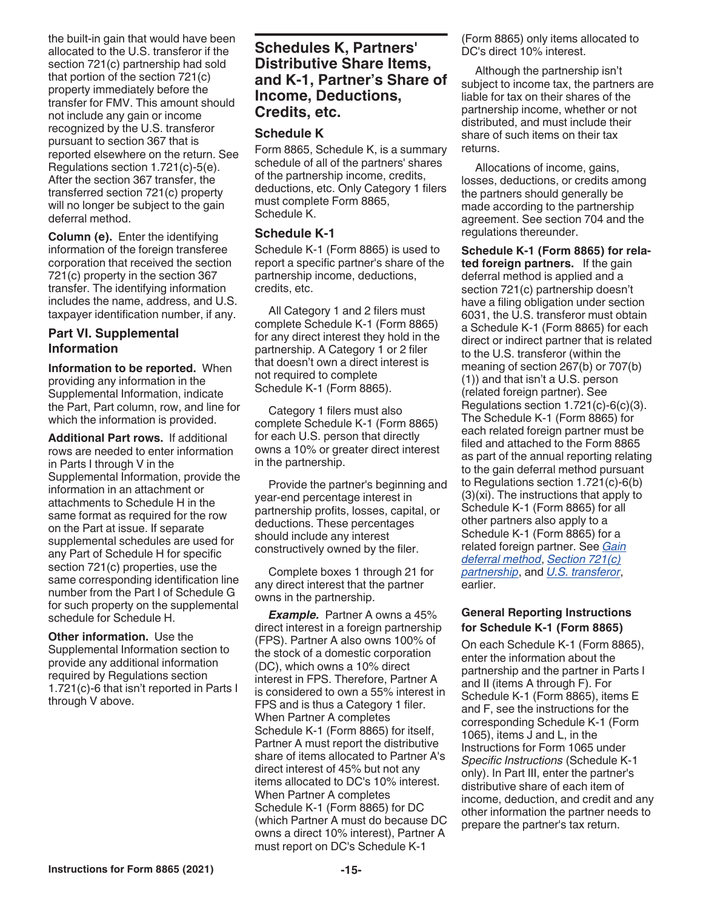the built-in gain that would have been allocated to the U.S. transferor if the section 721(c) partnership had sold that portion of the section 721(c) property immediately before the transfer for FMV. This amount should not include any gain or income recognized by the U.S. transferor pursuant to section 367 that is reported elsewhere on the return. See Regulations section 1.721(c)-5(e). After the section 367 transfer, the transferred section 721(c) property will no longer be subject to the gain deferral method.

**Column (e).** Enter the identifying information of the foreign transferee corporation that received the section 721(c) property in the section 367 transfer. The identifying information includes the name, address, and U.S. taxpayer identification number, if any.

### Part VI. Supplemental Information

**Information to be reported.** When providing any information in the Supplemental Information, indicate the Part, Part column, row, and line for which the information is provided.

**Additional Part rows.** If additional rows are needed to enter information in Parts I through V in the Supplemental Information, provide the information in an attachment or attachments to Schedule H in the same format as required for the row on the Part at issue. If separate supplemental schedules are used for any Part of Schedule H for specific section 721(c) properties, use the same corresponding identification line number from the Part I of Schedule G for such property on the supplemental schedule for Schedule H.

**Other information.** Use the Supplemental Information section to provide any additional information required by Regulations section 1.721(c)-6 that isn't reported in Parts I through V above.

## Schedules K, Partners' Distributive Share Items, and K-1, Partner's Share of Income, Deductions, Credits, etc.

### Schedule K

Form 8865, Schedule K, is a summary schedule of all of the partners' shares of the partnership income, credits, deductions, etc. Only Category 1 filers must complete Form 8865, Schedule K.

### Schedule K-1

Schedule K-1 (Form 8865) is used to report a specific partner's share of the partnership income, deductions, credits, etc.

All Category 1 and 2 filers must complete Schedule K-1 (Form 8865) for any direct interest they hold in the partnership. A Category 1 or 2 filer that doesn't own a direct interest is not required to complete Schedule K-1 (Form 8865).

Category 1 filers must also complete Schedule K-1 (Form 8865) for each U.S. person that directly owns a 10% or greater direct interest in the partnership.

Provide the partner's beginning and year-end percentage interest in partnership profits, losses, capital, or deductions. These percentages should include any interest constructively owned by the filer.

Complete boxes 1 through 21 for any direct interest that the partner owns in the partnership.

***Example.*** Partner A owns a 45% direct interest in a foreign partnership (FPS). Partner A also owns 100% of the stock of a domestic corporation (DC), which owns a 10% direct interest in FPS. Therefore, Partner A is considered to own a 55% interest in FPS and is thus a Category 1 filer. When Partner A completes Schedule K-1 (Form 8865) for itself, Partner A must report the distributive share of items allocated to Partner A's direct interest of 45% but not any items allocated to DC's 10% interest. When Partner A completes Schedule K-1 (Form 8865) for DC (which Partner A must do because DC owns a direct 10% interest), Partner A must report on DC's Schedule K-1 (Form 8865) only items allocated to DC's direct 10% interest.

Although the partnership isn't subject to income tax, the partners are liable for tax on their shares of the partnership income, whether or not distributed, and must include their share of such items on their tax returns.

Allocations of income, gains, losses, deductions, or credits among the partners should generally be made according to the partnership agreement. See section 704 and the regulations thereunder.

**Schedule K-1 (Form 8865) for related foreign partners.** If the gain deferral method is applied and a section 721(c) partnership doesn't have a filing obligation under section 6031, the U.S. transferor must obtain a Schedule K-1 (Form 8865) for each direct or indirect partner that is related to the U.S. transferor (within the meaning of section 267(b) or 707(b)(1)) and that isn't a U.S. person (related foreign partner). See Regulations section 1.721(c)-6(c)(3). The Schedule K-1 (Form 8865) for each related foreign partner must be filed and attached to the Form 8865 as part of the annual reporting relating to the gain deferral method pursuant to Regulations section 1.721(c)-6(b)(3)(xi). The instructions that apply to Schedule K-1 (Form 8865) for all other partners also apply to a Schedule K-1 (Form 8865) for a related foreign partner. See *Gain deferral method*, *Section 721(c) partnership*, and *U.S. transferor*, earlier.

### General Reporting Instructions for Schedule K-1 (Form 8865)

On each Schedule K-1 (Form 8865), enter the information about the partnership and the partner in Parts I and II (items A through F). For Schedule K-1 (Form 8865), items E and F, see the instructions for the corresponding Schedule K-1 (Form 1065), items J and L, in the Instructions for Form 1065 under *Specific Instructions* (Schedule K-1 only). In Part III, enter the partner's distributive share of each item of income, deduction, and credit and any other information the partner needs to prepare the partner's tax return.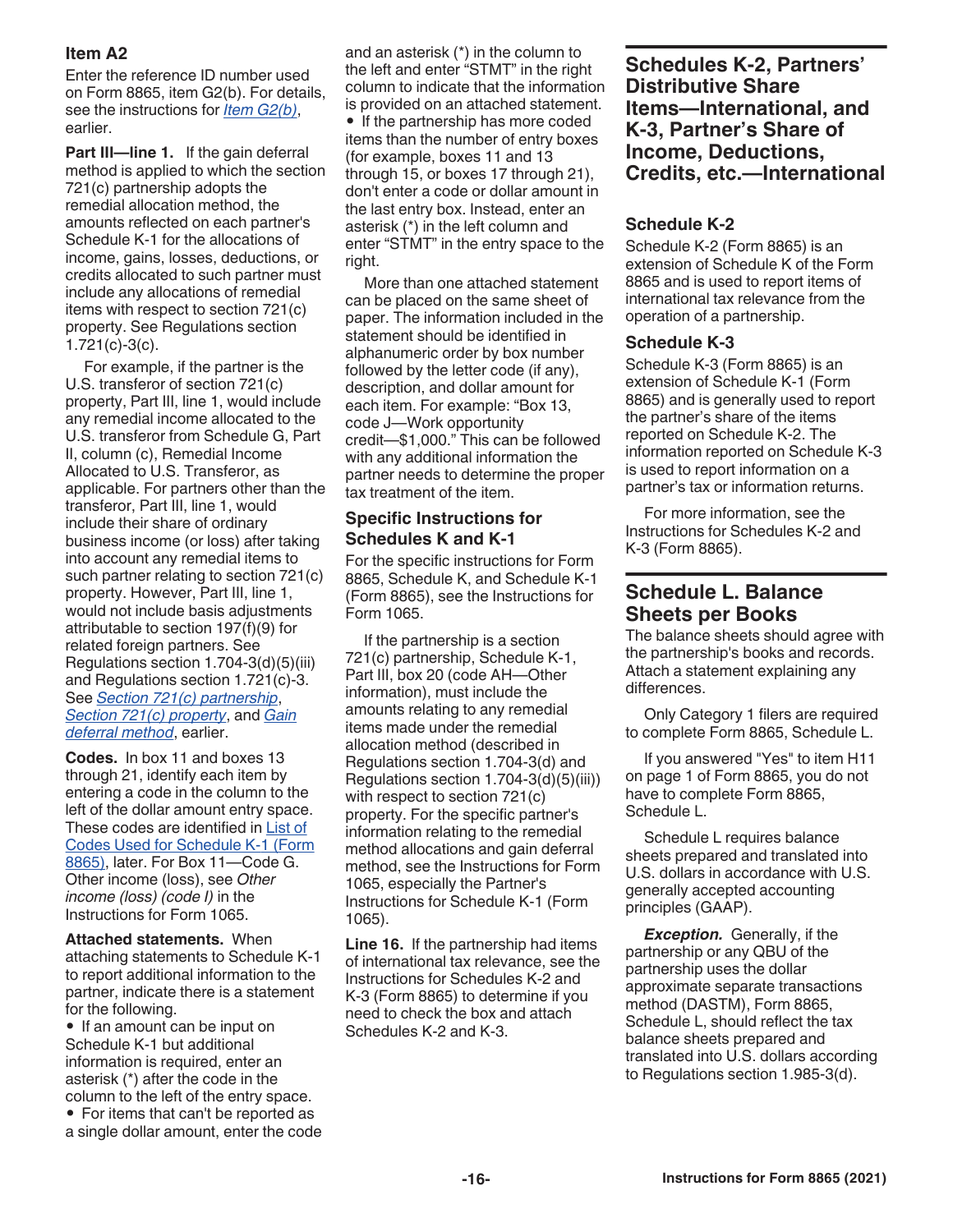#### Item A2

Enter the reference ID number used on Form 8865, item G2(b). For details, see the instructions for *Item G2(b)*, earlier.

**Part III—line 1.** If the gain deferral method is applied to which the section 721(c) partnership adopts the remedial allocation method, the amounts reflected on each partner's Schedule K-1 for the allocations of income, gains, losses, deductions, or credits allocated to such partner must include any allocations of remedial items with respect to section 721(c) property. See Regulations section 1.721(c)-3(c).

For example, if the partner is the U.S. transferor of section 721(c) property, Part III, line 1, would include any remedial income allocated to the U.S. transferor from Schedule G, Part II, column (c), Remedial Income Allocated to U.S. Transferor, as applicable. For partners other than the transferor, Part III, line 1, would include their share of ordinary business income (or loss) after taking into account any remedial items to such partner relating to section 721(c) property. However, Part III, line 1, would not include basis adjustments attributable to section 197(f)(9) for related foreign partners. See Regulations section 1.704-3(d)(5)(iii) and Regulations section 1.721(c)-3. See *Section 721(c) partnership*, *Section 721(c) property*, and *Gain deferral method*, earlier.

**Codes.** In box 11 and boxes 13 through 21, identify each item by entering a code in the column to the left of the dollar amount entry space. These codes are identified in List of Codes Used for Schedule K-1 (Form 8865), later. For Box 11—Code G. Other income (loss), see *Other income (loss) (code I)* in the Instructions for Form 1065.

**Attached statements.** When attaching statements to Schedule K-1 to report additional information to the partner, indicate there is a statement for the following.

- If an amount can be input on Schedule K-1 but additional information is required, enter an asterisk (*) after the code in the column to the left of the entry space.
- For items that can't be reported as a single dollar amount, enter the code and an asterisk (*) in the column to the left and enter "STMT" in the right column to indicate that the information is provided on an attached statement.
- If the partnership has more coded items than the number of entry boxes (for example, boxes 11 and 13 through 15, or boxes 17 through 21), don't enter a code or dollar amount in the last entry box. Instead, enter an asterisk (*) in the left column and enter "STMT" in the entry space to the right.

More than one attached statement can be placed on the same sheet of paper. The information included in the statement should be identified in alphanumeric order by box number followed by the letter code (if any), description, and dollar amount for each item. For example: "Box 13, code J—Work opportunity credit—$1,000." This can be followed with any additional information the partner needs to determine the proper tax treatment of the item.

### Specific Instructions for Schedules K and K-1

For the specific instructions for Form 8865, Schedule K, and Schedule K-1 (Form 8865), see the Instructions for Form 1065.

If the partnership is a section 721(c) partnership, Schedule K-1, Part III, box 20 (code AH—Other information), must include the amounts relating to any remedial items made under the remedial allocation method (described in Regulations section 1.704-3(d) and Regulations section 1.704-3(d)(5)(iii)) with respect to section 721(c) property. For the specific partner's information relating to the remedial method allocations and gain deferral method, see the Instructions for Form 1065, especially the Partner's Instructions for Schedule K-1 (Form 1065).

**Line 16.** If the partnership had items of international tax relevance, see the Instructions for Schedules K-2 and K-3 (Form 8865) to determine if you need to check the box and attach Schedules K-2 and K-3.

## Schedules K-2, Partners' Distributive Share Items—International, and K-3, Partner's Share of Income, Deductions, Credits, etc.—International

### Schedule K-2

Schedule K-2 (Form 8865) is an extension of Schedule K of the Form 8865 and is used to report items of international tax relevance from the operation of a partnership.

### Schedule K-3

Schedule K-3 (Form 8865) is an extension of Schedule K-1 (Form 8865) and is generally used to report the partner's share of the items reported on Schedule K-2. The information reported on Schedule K-3 is used to report information on a partner's tax or information returns.

For more information, see the Instructions for Schedules K-2 and K-3 (Form 8865).

## Schedule L. Balance Sheets per Books

The balance sheets should agree with the partnership's books and records. Attach a statement explaining any differences.

Only Category 1 filers are required to complete Form 8865, Schedule L.

If you answered "Yes" to item H11 on page 1 of Form 8865, you do not have to complete Form 8865, Schedule L.

Schedule L requires balance sheets prepared and translated into U.S. dollars in accordance with U.S. generally accepted accounting principles (GAAP).

***Exception.*** Generally, if the partnership or any QBU of the partnership uses the dollar approximate separate transactions method (DASTM), Form 8865, Schedule L, should reflect the tax balance sheets prepared and translated into U.S. dollars according to Regulations section 1.985-3(d).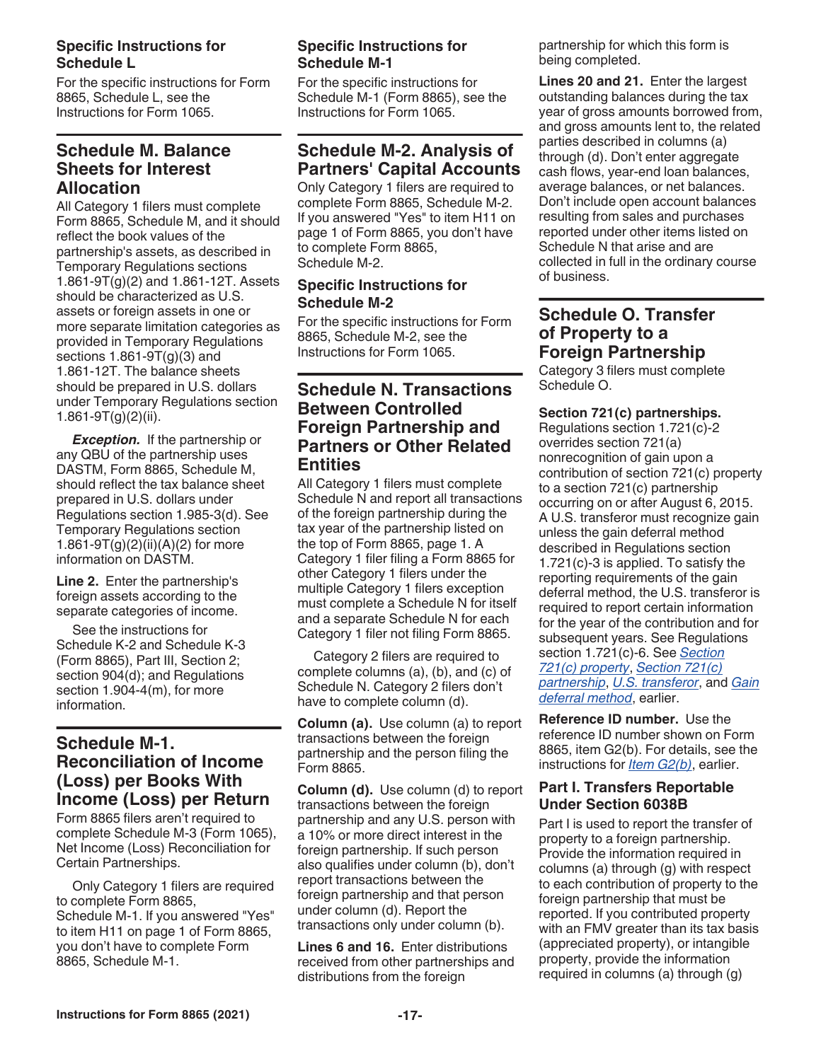### Specific Instructions for Schedule L

For the specific instructions for Form 8865, Schedule L, see the Instructions for Form 1065.

## Schedule M. Balance Sheets for Interest Allocation

All Category 1 filers must complete Form 8865, Schedule M, and it should reflect the book values of the partnership's assets, as described in Temporary Regulations sections 1.861-9T(g)(2) and 1.861-12T. Assets should be characterized as U.S. assets or foreign assets in one or more separate limitation categories as provided in Temporary Regulations sections 1.861-9T(g)(3) and 1.861-12T. The balance sheets should be prepared in U.S. dollars under Temporary Regulations section 1.861-9T(g)(2)(ii).

***Exception.*** If the partnership or any QBU of the partnership uses DASTM, Form 8865, Schedule M, should reflect the tax balance sheet prepared in U.S. dollars under Regulations section 1.985-3(d). See Temporary Regulations section 1.861-9T(g)(2)(ii)(A)(2) for more information on DASTM.

**Line 2.** Enter the partnership's foreign assets according to the separate categories of income.

See the instructions for Schedule K-2 and Schedule K-3 (Form 8865), Part III, Section 2; section 904(d); and Regulations section 1.904-4(m), for more information.

## Schedule M-1. Reconciliation of Income (Loss) per Books With Income (Loss) per Return

Form 8865 filers aren't required to complete Schedule M-3 (Form 1065), Net Income (Loss) Reconciliation for Certain Partnerships.

Only Category 1 filers are required to complete Form 8865, Schedule M-1. If you answered "Yes" to item H11 on page 1 of Form 8865, you don't have to complete Form 8865, Schedule M-1.

### Specific Instructions for Schedule M-1

For the specific instructions for Schedule M-1 (Form 8865), see the Instructions for Form 1065.

## Schedule M-2. Analysis of Partners' Capital Accounts

Only Category 1 filers are required to complete Form 8865, Schedule M-2. If you answered "Yes" to item H11 on page 1 of Form 8865, you don't have to complete Form 8865, Schedule M-2.

### Specific Instructions for Schedule M-2

For the specific instructions for Form 8865, Schedule M-2, see the Instructions for Form 1065.

## Schedule N. Transactions Between Controlled Foreign Partnership and Partners or Other Related Entities

All Category 1 filers must complete Schedule N and report all transactions of the foreign partnership during the tax year of the partnership listed on the top of Form 8865, page 1. A Category 1 filer filing a Form 8865 for other Category 1 filers under the multiple Category 1 filers exception must complete a Schedule N for itself and a separate Schedule N for each Category 1 filer not filing Form 8865.

Category 2 filers are required to complete columns (a), (b), and (c) of Schedule N. Category 2 filers don't have to complete column (d).

**Column (a).** Use column (a) to report transactions between the foreign partnership and the person filing the Form 8865.

**Column (d).** Use column (d) to report transactions between the foreign partnership and any U.S. person with a 10% or more direct interest in the foreign partnership. If such person also qualifies under column (b), don't report transactions between the foreign partnership and that person under column (d). Report the transactions only under column (b).

**Lines 6 and 16.** Enter distributions received from other partnerships and distributions from the foreign partnership for which this form is being completed.

**Lines 20 and 21.** Enter the largest outstanding balances during the tax year of gross amounts borrowed from, and gross amounts lent to, the related parties described in columns (a) through (d). Don't enter aggregate cash flows, year-end loan balances, average balances, or net balances. Don't include open account balances resulting from sales and purchases reported under other items listed on Schedule N that arise and are collected in full in the ordinary course of business.

## Schedule O. Transfer of Property to a Foreign Partnership

Category 3 filers must complete Schedule O.

**Section 721(c) partnerships.** Regulations section 1.721(c)-2 overrides section 721(a) nonrecognition of gain upon a contribution of section 721(c) property to a section 721(c) partnership occurring on or after August 6, 2015. A U.S. transferor must recognize gain unless the gain deferral method described in Regulations section 1.721(c)-3 is applied. To satisfy the reporting requirements of the gain deferral method, the U.S. transferor is required to report certain information for the year of the contribution and for subsequent years. See Regulations section 1.721(c)-6. See *Section 721(c) property*, *Section 721(c) partnership*, *U.S. transferor*, and *Gain deferral method*, earlier.

**Reference ID number.** Use the reference ID number shown on Form 8865, item G2(b). For details, see the instructions for *Item G2(b)*, earlier.

### Part I. Transfers Reportable Under Section 6038B

Part I is used to report the transfer of property to a foreign partnership. Provide the information required in columns (a) through (g) with respect to each contribution of property to the foreign partnership that must be reported. If you contributed property with an FMV greater than its tax basis (appreciated property), or intangible property, provide the information required in columns (a) through (g)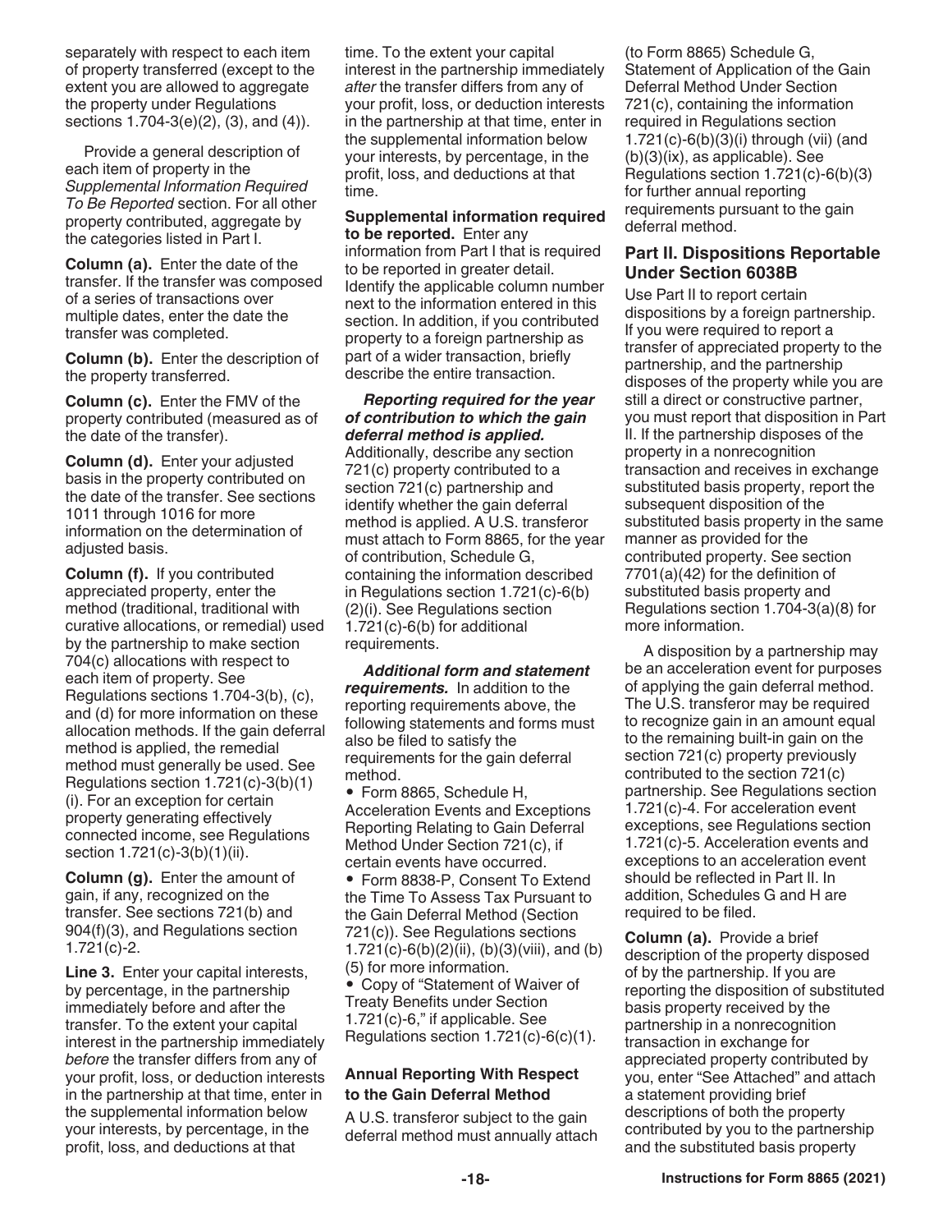separately with respect to each item of property transferred (except to the extent you are allowed to aggregate the property under Regulations sections 1.704-3(e)(2), (3), and (4)).

Provide a general description of each item of property in the *Supplemental Information Required To Be Reported* section. For all other property contributed, aggregate by the categories listed in Part I.

**Column (a).** Enter the date of the transfer. If the transfer was composed of a series of transactions over multiple dates, enter the date the transfer was completed.

**Column (b).** Enter the description of the property transferred.

**Column (c).** Enter the FMV of the property contributed (measured as of the date of the transfer).

**Column (d).** Enter your adjusted basis in the property contributed on the date of the transfer. See sections 1011 through 1016 for more information on the determination of adjusted basis.

**Column (f).** If you contributed appreciated property, enter the method (traditional, traditional with curative allocations, or remedial) used by the partnership to make section 704(c) allocations with respect to each item of property. See Regulations sections 1.704-3(b), (c), and (d) for more information on these allocation methods. If the gain deferral method is applied, the remedial method must generally be used. See Regulations section 1.721(c)-3(b)(1)(i). For an exception for certain property generating effectively connected income, see Regulations section 1.721(c)-3(b)(1)(ii).

**Column (g).** Enter the amount of gain, if any, recognized on the transfer. See sections 721(b) and 904(f)(3), and Regulations section 1.721(c)-2.

**Line 3.** Enter your capital interests, by percentage, in the partnership immediately before and after the transfer. To the extent your capital interest in the partnership immediately *before* the transfer differs from any of your profit, loss, or deduction interests in the partnership at that time, enter in the supplemental information below your interests, by percentage, in the profit, loss, and deductions at that time. To the extent your capital interest in the partnership immediately *after* the transfer differs from any of your profit, loss, or deduction interests in the partnership at that time, enter in the supplemental information below your interests, by percentage, in the profit, loss, and deductions at that time.

**Supplemental information required to be reported.** Enter any information from Part I that is required to be reported in greater detail. Identify the applicable column number next to the information entered in this section. In addition, if you contributed property to a foreign partnership as part of a wider transaction, briefly describe the entire transaction.

***Reporting required for the year of contribution to which the gain deferral method is applied.*** Additionally, describe any section 721(c) property contributed to a section 721(c) partnership and identify whether the gain deferral method is applied. A U.S. transferor must attach to Form 8865, for the year of contribution, Schedule G, containing the information described in Regulations section 1.721(c)-6(b)(2)(i). See Regulations section 1.721(c)-6(b) for additional requirements.

***Additional form and statement requirements.*** In addition to the reporting requirements above, the following statements and forms must also be filed to satisfy the requirements for the gain deferral method.

- Form 8865, Schedule H, Acceleration Events and Exceptions Reporting Relating to Gain Deferral Method Under Section 721(c), if certain events have occurred.
- Form 8838-P, Consent To Extend the Time To Assess Tax Pursuant to the Gain Deferral Method (Section 721(c)). See Regulations sections 1.721(c)-6(b)(2)(ii), (b)(3)(viii), and (b)(5) for more information.
- Copy of "Statement of Waiver of Treaty Benefits under Section 1.721(c)-6," if applicable. See Regulations section 1.721(c)-6(c)(1).

### Annual Reporting With Respect to the Gain Deferral Method

A U.S. transferor subject to the gain deferral method must annually attach (to Form 8865) Schedule G, Statement of Application of the Gain Deferral Method Under Section 721(c), containing the information required in Regulations section 1.721(c)-6(b)(3)(i) through (vii) (and (b)(3)(ix), as applicable). See Regulations section 1.721(c)-6(b)(3) for further annual reporting requirements pursuant to the gain deferral method.

## Part II. Dispositions Reportable Under Section 6038B

Use Part II to report certain dispositions by a foreign partnership. If you were required to report a transfer of appreciated property to the partnership, and the partnership disposes of the property while you are still a direct or constructive partner, you must report that disposition in Part II. If the partnership disposes of the property in a nonrecognition transaction and receives in exchange substituted basis property, report the subsequent disposition of the substituted basis property in the same manner as provided for the contributed property. See section 7701(a)(42) for the definition of substituted basis property and Regulations section 1.704-3(a)(8) for more information.

A disposition by a partnership may be an acceleration event for purposes of applying the gain deferral method. The U.S. transferor may be required to recognize gain in an amount equal to the remaining built-in gain on the section 721(c) property previously contributed to the section 721(c) partnership. See Regulations section 1.721(c)-4. For acceleration event exceptions, see Regulations section 1.721(c)-5. Acceleration events and exceptions to an acceleration event should be reflected in Part II. In addition, Schedules G and H are required to be filed.

**Column (a).** Provide a brief description of the property disposed of by the partnership. If you are reporting the disposition of substituted basis property received by the partnership in a nonrecognition transaction in exchange for appreciated property contributed by you, enter "See Attached" and attach a statement providing brief descriptions of both the property contributed by you to the partnership and the substituted basis property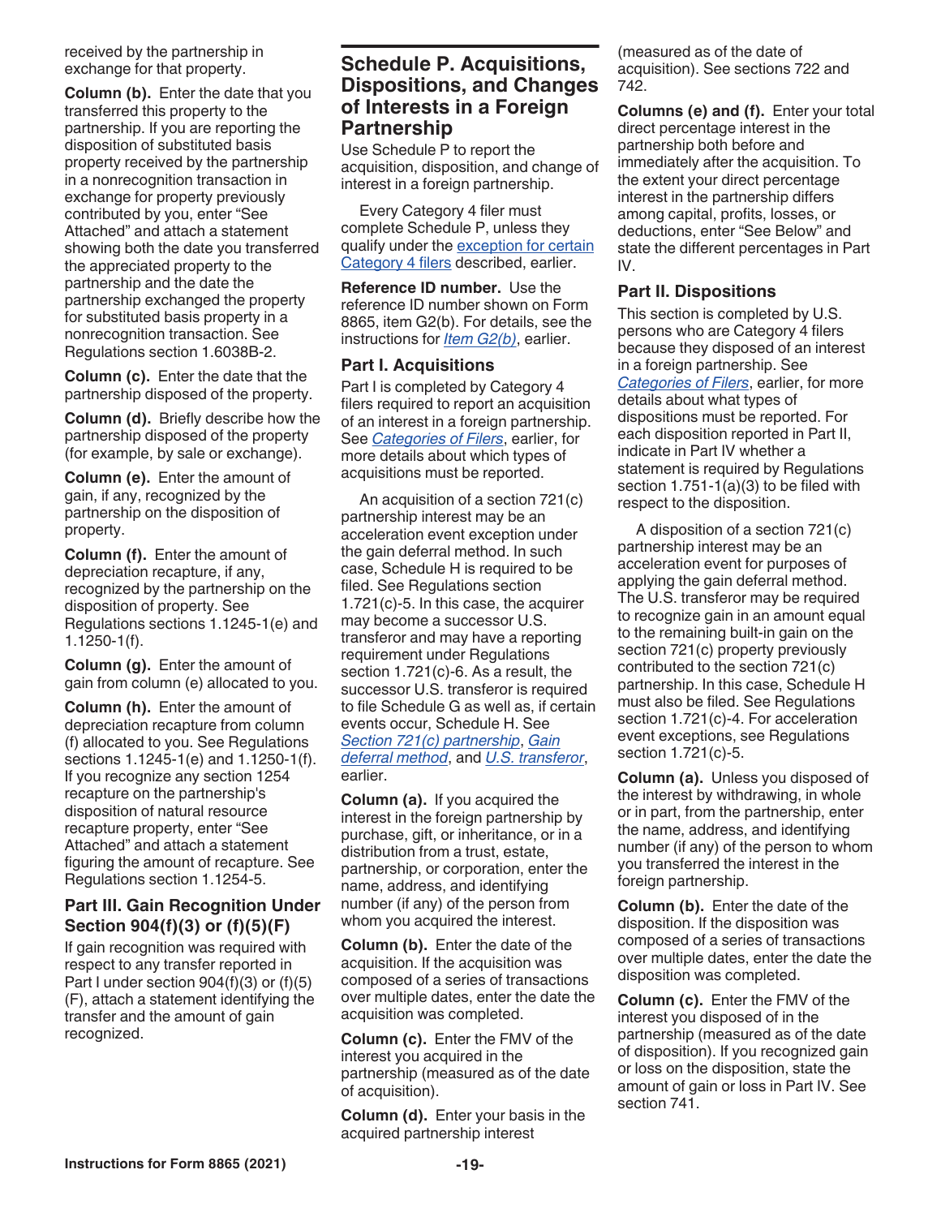received by the partnership in exchange for that property.

**Column (b).** Enter the date that you transferred this property to the partnership. If you are reporting the disposition of substituted basis property received by the partnership in a nonrecognition transaction in exchange for property previously contributed by you, enter "See Attached" and attach a statement showing both the date you transferred the appreciated property to the partnership and the date the partnership exchanged the property for substituted basis property in a nonrecognition transaction. See Regulations section 1.6038B-2.

**Column (c).** Enter the date that the partnership disposed of the property.

**Column (d).** Briefly describe how the partnership disposed of the property (for example, by sale or exchange).

**Column (e).** Enter the amount of gain, if any, recognized by the partnership on the disposition of property.

**Column (f).** Enter the amount of depreciation recapture, if any, recognized by the partnership on the disposition of property. See Regulations sections 1.1245-1(e) and 1.1250-1(f).

**Column (g).** Enter the amount of gain from column (e) allocated to you.

**Column (h).** Enter the amount of depreciation recapture from column (f) allocated to you. See Regulations sections 1.1245-1(e) and 1.1250-1(f). If you recognize any section 1254 recapture on the partnership's disposition of natural resource recapture property, enter "See Attached" and attach a statement figuring the amount of recapture. See Regulations section 1.1254-5.

### Part III. Gain Recognition Under Section 904(f)(3) or (f)(5)(F)

If gain recognition was required with respect to any transfer reported in Part I under section 904(f)(3) or (f)(5)(F), attach a statement identifying the transfer and the amount of gain recognized.

## Schedule P. Acquisitions, Dispositions, and Changes of Interests in a Foreign Partnership

Use Schedule P to report the acquisition, disposition, and change of interest in a foreign partnership.

Every Category 4 filer must complete Schedule P, unless they qualify under the exception for certain Category 4 filers described, earlier.

**Reference ID number.** Use the reference ID number shown on Form 8865, item G2(b). For details, see the instructions for *Item G2(b)*, earlier.

### Part I. Acquisitions

Part I is completed by Category 4 filers required to report an acquisition of an interest in a foreign partnership. See *Categories of Filers*, earlier, for more details about which types of acquisitions must be reported.

An acquisition of a section 721(c) partnership interest may be an acceleration event exception under the gain deferral method. In such case, Schedule H is required to be filed. See Regulations section 1.721(c)-5. In this case, the acquirer may become a successor U.S. transferor and may have a reporting requirement under Regulations section 1.721(c)-6. As a result, the successor U.S. transferor is required to file Schedule G as well as, if certain events occur, Schedule H. See *Section 721(c) partnership*, *Gain deferral method*, and *U.S. transferor*, earlier.

**Column (a).** If you acquired the interest in the foreign partnership by purchase, gift, or inheritance, or in a distribution from a trust, estate, partnership, or corporation, enter the name, address, and identifying number (if any) of the person from whom you acquired the interest.

**Column (b).** Enter the date of the acquisition. If the acquisition was composed of a series of transactions over multiple dates, enter the date the acquisition was completed.

**Column (c).** Enter the FMV of the interest you acquired in the partnership (measured as of the date of acquisition).

**Column (d).** Enter your basis in the acquired partnership interest (measured as of the date of acquisition). See sections 722 and 742.

**Columns (e) and (f).** Enter your total direct percentage interest in the partnership both before and immediately after the acquisition. To the extent your direct percentage interest in the partnership differs among capital, profits, losses, or deductions, enter "See Below" and state the different percentages in Part IV.

### Part II. Dispositions

This section is completed by U.S. persons who are Category 4 filers because they disposed of an interest in a foreign partnership. See *Categories of Filers*, earlier, for more details about what types of dispositions must be reported. For each disposition reported in Part II, indicate in Part IV whether a statement is required by Regulations section 1.751-1(a)(3) to be filed with respect to the disposition.

A disposition of a section 721(c) partnership interest may be an acceleration event for purposes of applying the gain deferral method. The U.S. transferor may be required to recognize gain in an amount equal to the remaining built-in gain on the section 721(c) property previously contributed to the section 721(c) partnership. In this case, Schedule H must also be filed. See Regulations section 1.721(c)-4. For acceleration event exceptions, see Regulations section 1.721(c)-5.

**Column (a).** Unless you disposed of the interest by withdrawing, in whole or in part, from the partnership, enter the name, address, and identifying number (if any) of the person to whom you transferred the interest in the foreign partnership.

**Column (b).** Enter the date of the disposition. If the disposition was composed of a series of transactions over multiple dates, enter the date the disposition was completed.

**Column (c).** Enter the FMV of the interest you disposed of in the partnership (measured as of the date of disposition). If you recognized gain or loss on the disposition, state the amount of gain or loss in Part IV. See section 741.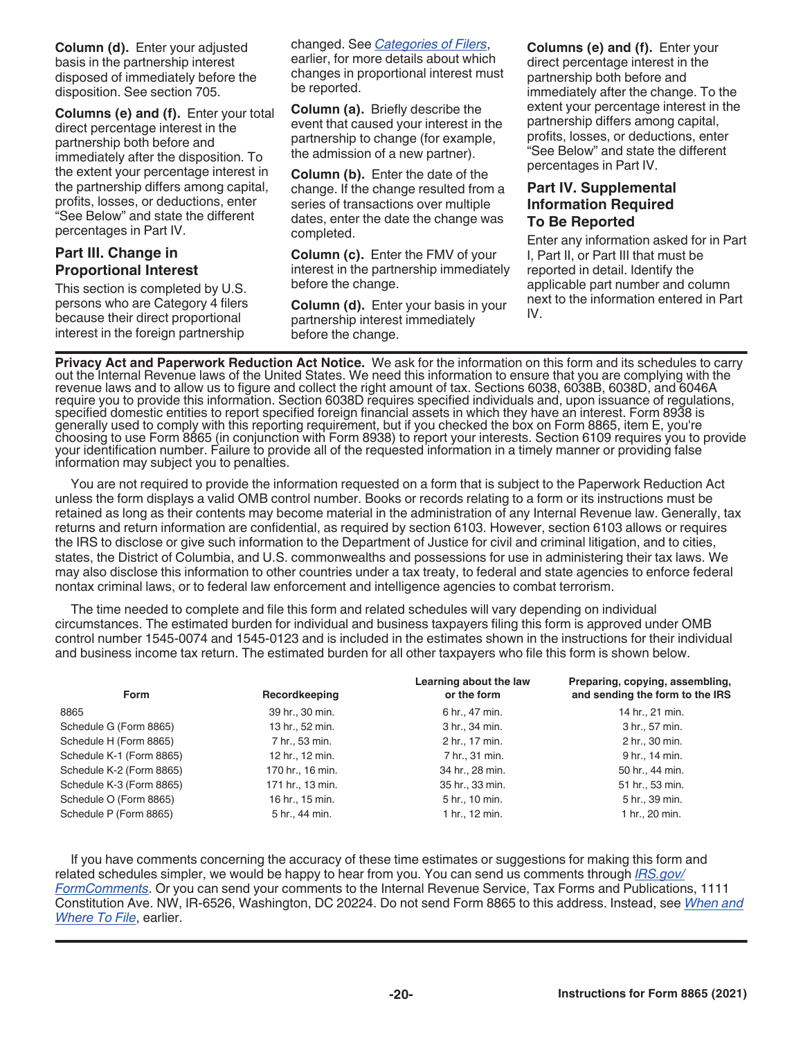**Column (d).** Enter your adjusted basis in the partnership interest disposed of immediately before the disposition. See section 705.

**Columns (e) and (f).** Enter your total direct percentage interest in the partnership both before and immediately after the disposition. To the extent your percentage interest in the partnership differs among capital, profits, losses, or deductions, enter "See Below" and state the different percentages in Part IV.

### Part III. Change in Proportional Interest

This section is completed by U.S. persons who are Category 4 filers because their direct proportional interest in the foreign partnership changed. See *Categories of Filers*, earlier, for more details about which changes in proportional interest must be reported.

**Column (a).** Briefly describe the event that caused your interest in the partnership to change (for example, the admission of a new partner).

**Column (b).** Enter the date of the change. If the change resulted from a series of transactions over multiple dates, enter the date the change was completed.

**Column (c).** Enter the FMV of your interest in the partnership immediately before the change.

**Column (d).** Enter your basis in your partnership interest immediately before the change.

**Columns (e) and (f).** Enter your direct percentage interest in the partnership both before and immediately after the change. To the extent your percentage interest in the partnership differs among capital, profits, losses, or deductions, enter "See Below" and state the different percentages in Part IV.

### Part IV. Supplemental Information Required To Be Reported

Enter any information asked for in Part I, Part II, or Part III that must be reported in detail. Identify the applicable part number and column next to the information entered in Part IV.

**Privacy Act and Paperwork Reduction Act Notice.** We ask for the information on this form and its schedules to carry out the Internal Revenue laws of the United States. We need this information to ensure that you are complying with the revenue laws and to allow us to figure and collect the right amount of tax. Sections 6038, 6038B, 6038D, and 6046A require you to provide this information. Section 6038D requires specified individuals and, upon issuance of regulations, specified domestic entities to report specified foreign financial assets in which they have an interest. Form 8938 is generally used to comply with this reporting requirement, but if you checked the box on Form 8865, item E, you're choosing to use Form 8865 (in conjunction with Form 8938) to report your interests. Section 6109 requires you to provide your identification number. Failure to provide all of the requested information in a timely manner or providing false information may subject you to penalties.

You are not required to provide the information requested on a form that is subject to the Paperwork Reduction Act unless the form displays a valid OMB control number. Books or records relating to a form or its instructions must be retained as long as their contents may become material in the administration of any Internal Revenue law. Generally, tax returns and return information are confidential, as required by section 6103. However, section 6103 allows or requires the IRS to disclose or give such information to the Department of Justice for civil and criminal litigation, and to cities, states, the District of Columbia, and U.S. commonwealths and possessions for use in administering their tax laws. We may also disclose this information to other countries under a tax treaty, to federal and state agencies to enforce federal nontax criminal laws, or to federal law enforcement and intelligence agencies to combat terrorism.

The time needed to complete and file this form and related schedules will vary depending on individual circumstances. The estimated burden for individual and business taxpayers filing this form is approved under OMB control number 1545-0074 and 1545-0123 and is included in the estimates shown in the instructions for their individual and business income tax return. The estimated burden for all other taxpayers who file this form is shown below.

| Form | Recordkeeping | Learning about the law or the form | Preparing, copying, assembling, and sending the form to the IRS |
|---|---|---|---|
| 8865 | 39 hr., 30 min. | 6 hr., 47 min. | 14 hr., 21 min. |
| Schedule G (Form 8865) | 13 hr., 52 min. | 3 hr., 34 min. | 3 hr., 57 min. |
| Schedule H (Form 8865) | 7 hr., 53 min. | 2 hr., 17 min. | 2 hr., 30 min. |
| Schedule K-1 (Form 8865) | 12 hr., 12 min. | 7 hr., 31 min. | 9 hr., 14 min. |
| Schedule K-2 (Form 8865) | 170 hr., 16 min. | 34 hr., 28 min. | 50 hr., 44 min. |
| Schedule K-3 (Form 8865) | 171 hr., 13 min. | 35 hr., 33 min. | 51 hr., 53 min. |
| Schedule O (Form 8865) | 16 hr., 15 min. | 5 hr., 10 min. | 5 hr., 39 min. |
| Schedule P (Form 8865) | 5 hr., 44 min. | 1 hr., 12 min. | 1 hr., 20 min. |

If you have comments concerning the accuracy of these time estimates or suggestions for making this form and related schedules simpler, we would be happy to hear from you. You can send us comments through *IRS.gov/FormComments*. Or you can send your comments to the Internal Revenue Service, Tax Forms and Publications, 1111 Constitution Ave. NW, IR-6526, Washington, DC 20224. Do not send Form 8865 to this address. Instead, see *When and Where To File*, earlier.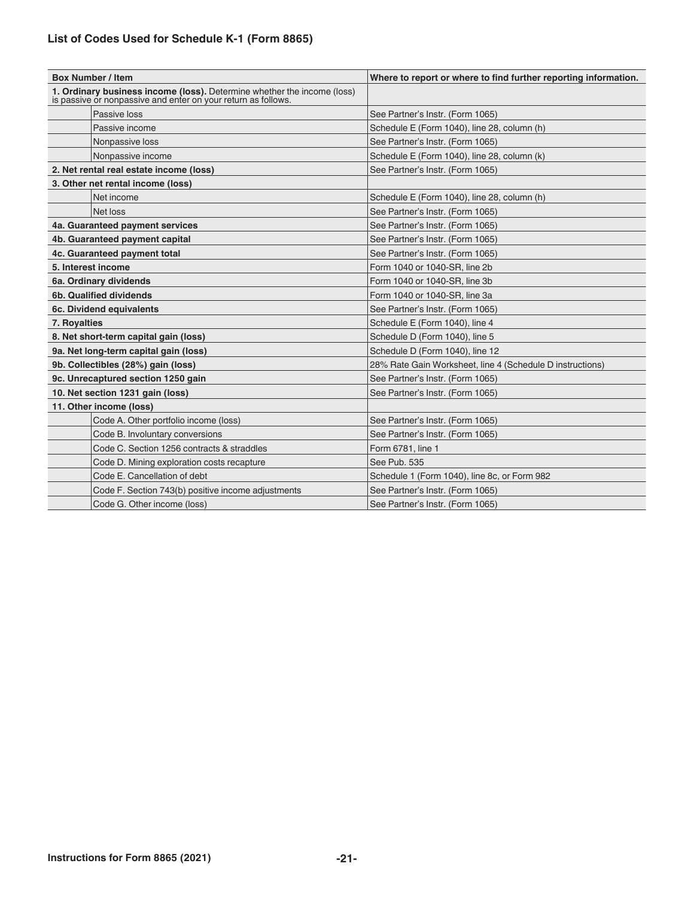### List of Codes Used for Schedule K-1 (Form 8865)

| Box Number / Item | | Where to report or where to find further reporting information. |
|---|---|---|
| **1. Ordinary business income (loss).** Determine whether the income (loss) is passive or nonpassive and enter on your return as follows. | | |
| | Passive loss | See Partner's Instr. (Form 1065) |
| | Passive income | Schedule E (Form 1040), line 28, column (h) |
| | Nonpassive loss | See Partner's Instr. (Form 1065) |
| | Nonpassive income | Schedule E (Form 1040), line 28, column (k) |
| **2. Net rental real estate income (loss)** | | See Partner's Instr. (Form 1065) |
| **3. Other net rental income (loss)** | | |
| | Net income | Schedule E (Form 1040), line 28, column (h) |
| | Net loss | See Partner's Instr. (Form 1065) |
| **4a. Guaranteed payment services** | | See Partner's Instr. (Form 1065) |
| **4b. Guaranteed payment capital** | | See Partner's Instr. (Form 1065) |
| **4c. Guaranteed payment total** | | See Partner's Instr. (Form 1065) |
| **5. Interest income** | | Form 1040 or 1040-SR, line 2b |
| **6a. Ordinary dividends** | | Form 1040 or 1040-SR, line 3b |
| **6b. Qualified dividends** | | Form 1040 or 1040-SR, line 3a |
| **6c. Dividend equivalents** | | See Partner's Instr. (Form 1065) |
| **7. Royalties** | | Schedule E (Form 1040), line 4 |
| **8. Net short-term capital gain (loss)** | | Schedule D (Form 1040), line 5 |
| **9a. Net long-term capital gain (loss)** | | Schedule D (Form 1040), line 12 |
| **9b. Collectibles (28%) gain (loss)** | | 28% Rate Gain Worksheet, line 4 (Schedule D instructions) |
| **9c. Unrecaptured section 1250 gain** | | See Partner's Instr. (Form 1065) |
| **10. Net section 1231 gain (loss)** | | See Partner's Instr. (Form 1065) |
| **11. Other income (loss)** | | |
| | Code A. Other portfolio income (loss) | See Partner's Instr. (Form 1065) |
| | Code B. Involuntary conversions | See Partner's Instr. (Form 1065) |
| | Code C. Section 1256 contracts & straddles | Form 6781, line 1 |
| | Code D. Mining exploration costs recapture | See Pub. 535 |
| | Code E. Cancellation of debt | Schedule 1 (Form 1040), line 8c, or Form 982 |
| | Code F. Section 743(b) positive income adjustments | See Partner's Instr. (Form 1065) |
| | Code G. Other income (loss) | See Partner's Instr. (Form 1065) |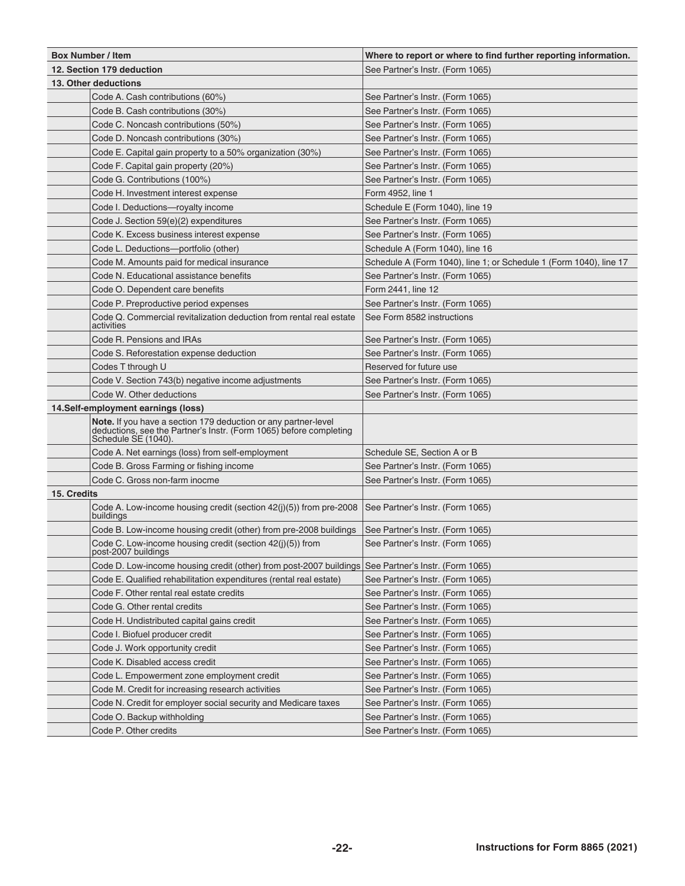| Box Number / Item | | Where to report or where to find further reporting information. |
|---|---|---|
| **12. Section 179 deduction** | | See Partner's Instr. (Form 1065) |
| **13. Other deductions** | | |
| | Code A. Cash contributions (60%) | See Partner's Instr. (Form 1065) |
| | Code B. Cash contributions (30%) | See Partner's Instr. (Form 1065) |
| | Code C. Noncash contributions (50%) | See Partner's Instr. (Form 1065) |
| | Code D. Noncash contributions (30%) | See Partner's Instr. (Form 1065) |
| | Code E. Capital gain property to a 50% organization (30%) | See Partner's Instr. (Form 1065) |
| | Code F. Capital gain property (20%) | See Partner's Instr. (Form 1065) |
| | Code G. Contributions (100%) | See Partner's Instr. (Form 1065) |
| | Code H. Investment interest expense | Form 4952, line 1 |
| | Code I. Deductions—royalty income | Schedule E (Form 1040), line 19 |
| | Code J. Section 59(e)(2) expenditures | See Partner's Instr. (Form 1065) |
| | Code K. Excess business interest expense | See Partner's Instr. (Form 1065) |
| | Code L. Deductions—portfolio (other) | Schedule A (Form 1040), line 16 |
| | Code M. Amounts paid for medical insurance | Schedule A (Form 1040), line 1; or Schedule 1 (Form 1040), line 17 |
| | Code N. Educational assistance benefits | See Partner's Instr. (Form 1065) |
| | Code O. Dependent care benefits | Form 2441, line 12 |
| | Code P. Preproductive period expenses | See Partner's Instr. (Form 1065) |
| | Code Q. Commercial revitalization deduction from rental real estate activities | See Form 8582 instructions |
| | Code R. Pensions and IRAs | See Partner's Instr. (Form 1065) |
| | Code S. Reforestation expense deduction | See Partner's Instr. (Form 1065) |
| | Codes T through U | Reserved for future use |
| | Code V. Section 743(b) negative income adjustments | See Partner's Instr. (Form 1065) |
| | Code W. Other deductions | See Partner's Instr. (Form 1065) |
| **14.Self-employment earnings (loss)** | | |
| | **Note.** If you have a section 179 deduction or any partner-level deductions, see the Partner's Instr. (Form 1065) before completing Schedule SE (1040). | |
| | Code A. Net earnings (loss) from self-employment | Schedule SE, Section A or B |
| | Code B. Gross Farming or fishing income | See Partner's Instr. (Form 1065) |
| | Code C. Gross non-farm inocme | See Partner's Instr. (Form 1065) |
| **15. Credits** | | |
| | Code A. Low-income housing credit (section 42(j)(5)) from pre-2008 buildings | See Partner's Instr. (Form 1065) |
| | Code B. Low-income housing credit (other) from pre-2008 buildings | See Partner's Instr. (Form 1065) |
| | Code C. Low-income housing credit (section 42(j)(5)) from post-2007 buildings | See Partner's Instr. (Form 1065) |
| | Code D. Low-income housing credit (other) from post-2007 buildings | See Partner's Instr. (Form 1065) |
| | Code E. Qualified rehabilitation expenditures (rental real estate) | See Partner's Instr. (Form 1065) |
| | Code F. Other rental real estate credits | See Partner's Instr. (Form 1065) |
| | Code G. Other rental credits | See Partner's Instr. (Form 1065) |
| | Code H. Undistributed capital gains credit | See Partner's Instr. (Form 1065) |
| | Code I. Biofuel producer credit | See Partner's Instr. (Form 1065) |
| | Code J. Work opportunity credit | See Partner's Instr. (Form 1065) |
| | Code K. Disabled access credit | See Partner's Instr. (Form 1065) |
| | Code L. Empowerment zone employment credit | See Partner's Instr. (Form 1065) |
| | Code M. Credit for increasing research activities | See Partner's Instr. (Form 1065) |
| | Code N. Credit for employer social security and Medicare taxes | See Partner's Instr. (Form 1065) |
| | Code O. Backup withholding | See Partner's Instr. (Form 1065) |
| | Code P. Other credits | See Partner's Instr. (Form 1065) |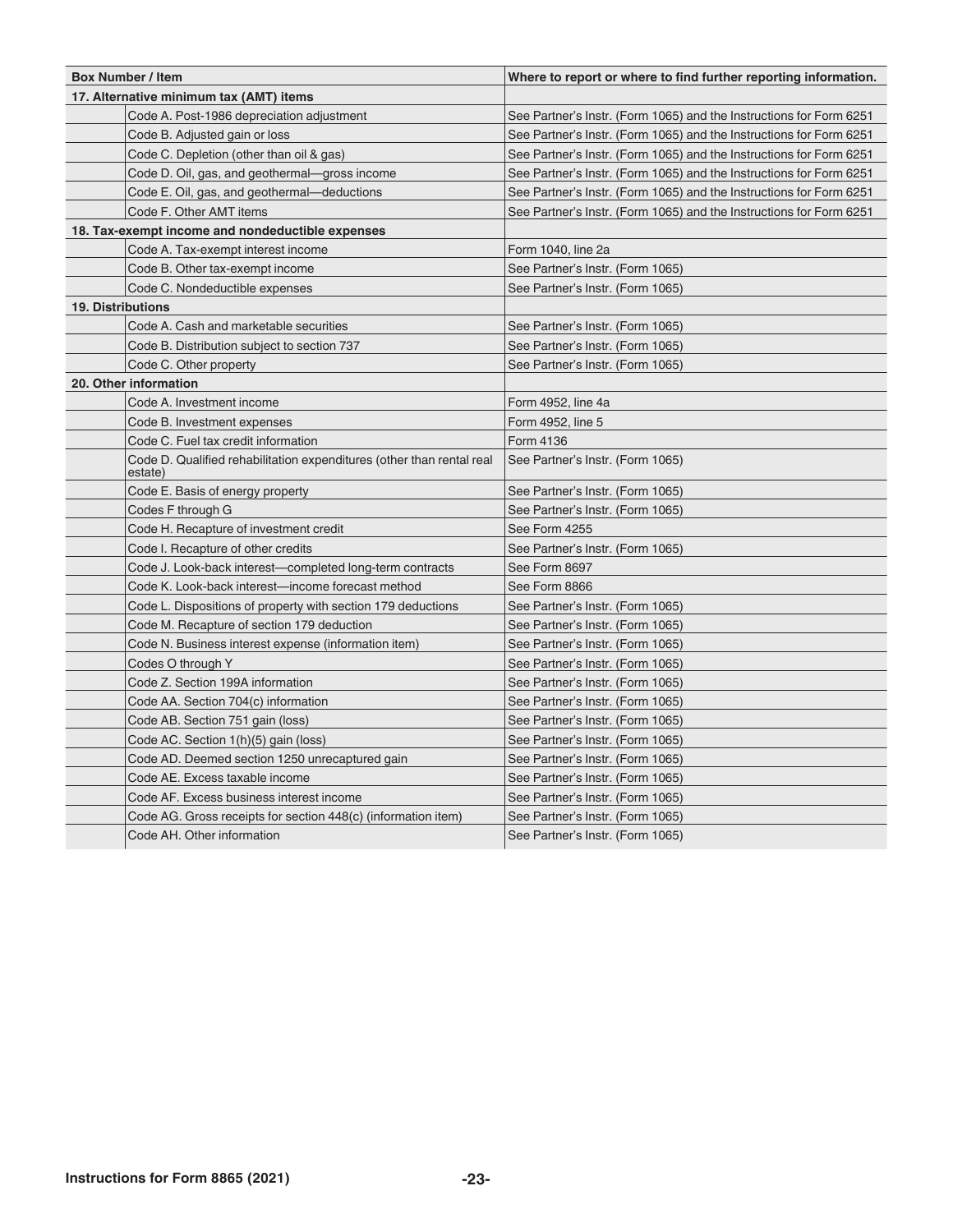| Box Number / Item | | Where to report or where to find further reporting information. |
|---|---|---|
| **17. Alternative minimum tax (AMT) items** | | |
| | Code A. Post-1986 depreciation adjustment | See Partner's Instr. (Form 1065) and the Instructions for Form 6251 |
| | Code B. Adjusted gain or loss | See Partner's Instr. (Form 1065) and the Instructions for Form 6251 |
| | Code C. Depletion (other than oil & gas) | See Partner's Instr. (Form 1065) and the Instructions for Form 6251 |
| | Code D. Oil, gas, and geothermal—gross income | See Partner's Instr. (Form 1065) and the Instructions for Form 6251 |
| | Code E. Oil, gas, and geothermal—deductions | See Partner's Instr. (Form 1065) and the Instructions for Form 6251 |
| | Code F. Other AMT items | See Partner's Instr. (Form 1065) and the Instructions for Form 6251 |
| **18. Tax-exempt income and nondeductible expenses** | | |
| | Code A. Tax-exempt interest income | Form 1040, line 2a |
| | Code B. Other tax-exempt income | See Partner's Instr. (Form 1065) |
| | Code C. Nondeductible expenses | See Partner's Instr. (Form 1065) |
| **19. Distributions** | | |
| | Code A. Cash and marketable securities | See Partner's Instr. (Form 1065) |
| | Code B. Distribution subject to section 737 | See Partner's Instr. (Form 1065) |
| | Code C. Other property | See Partner's Instr. (Form 1065) |
| **20. Other information** | | |
| | Code A. Investment income | Form 4952, line 4a |
| | Code B. Investment expenses | Form 4952, line 5 |
| | Code C. Fuel tax credit information | Form 4136 |
| | Code D. Qualified rehabilitation expenditures (other than rental real estate) | See Partner's Instr. (Form 1065) |
| | Code E. Basis of energy property | See Partner's Instr. (Form 1065) |
| | Codes F through G | See Partner's Instr. (Form 1065) |
| | Code H. Recapture of investment credit | See Form 4255 |
| | Code I. Recapture of other credits | See Partner's Instr. (Form 1065) |
| | Code J. Look-back interest—completed long-term contracts | See Form 8697 |
| | Code K. Look-back interest—income forecast method | See Form 8866 |
| | Code L. Dispositions of property with section 179 deductions | See Partner's Instr. (Form 1065) |
| | Code M. Recapture of section 179 deduction | See Partner's Instr. (Form 1065) |
| | Code N. Business interest expense (information item) | See Partner's Instr. (Form 1065) |
| | Codes O through Y | See Partner's Instr. (Form 1065) |
| | Code Z. Section 199A information | See Partner's Instr. (Form 1065) |
| | Code AA. Section 704(c) information | See Partner's Instr. (Form 1065) |
| | Code AB. Section 751 gain (loss) | See Partner's Instr. (Form 1065) |
| | Code AC. Section 1(h)(5) gain (loss) | See Partner's Instr. (Form 1065) |
| | Code AD. Deemed section 1250 unrecaptured gain | See Partner's Instr. (Form 1065) |
| | Code AE. Excess taxable income | See Partner's Instr. (Form 1065) |
| | Code AF. Excess business interest income | See Partner's Instr. (Form 1065) |
| | Code AG. Gross receipts for section 448(c) (information item) | See Partner's Instr. (Form 1065) |
| | Code AH. Other information | See Partner's Instr. (Form 1065) |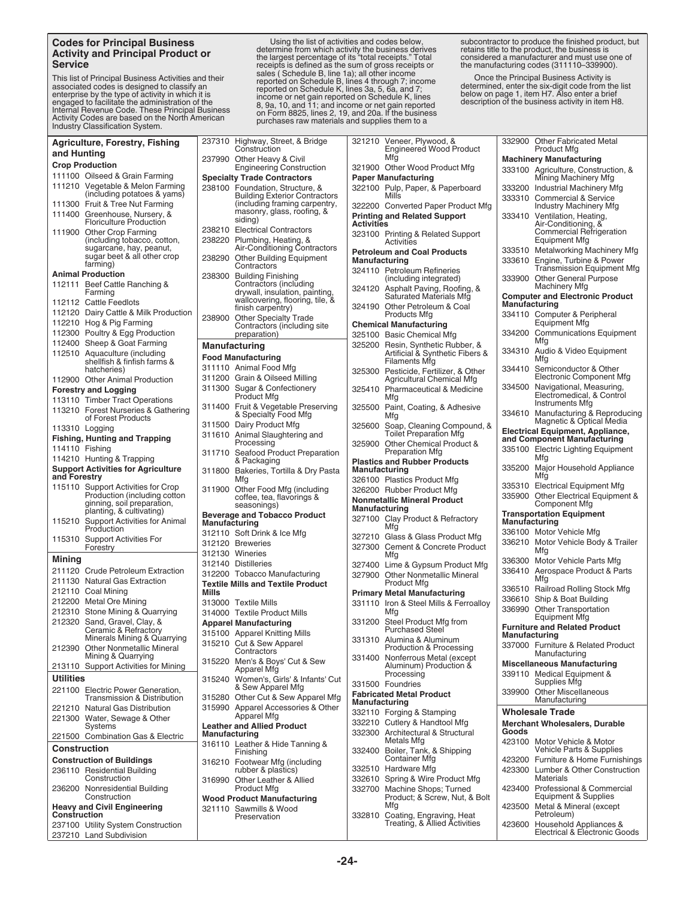## Codes for Principal Business Activity and Principal Product or Service

This list of Principal Business Activities and their associated codes is designed to classify an enterprise by the type of activity in which it is engaged to facilitate the administration of the Internal Revenue Code. These Principal Business Activity Codes are based on the North American Industry Classification System.

Using the list of activities and codes below, determine from which activity the business derives the largest percentage of its "total receipts." Total receipts is defined as the sum of gross receipts or sales ( Schedule B, line 1a); all other income reported on Schedule B, lines 4 through 7; income reported on Schedule K, lines 3a, 5, 6a, and 7; income or net gain reported on Schedule K, lines 8, 9a, 10, and 11; and income or net gain reported on Form 8825, lines 2, 19, and 20a. If the business purchases raw materials and supplies them to a subcontractor to produce the finished product, but retains title to the product, the business is considered a manufacturer and must use one of the manufacturing codes (311110–339900).

Once the Principal Business Activity is determined, enter the six-digit code from the list below on page 1, item H7. Also enter a brief description of the business activity in item H8.

### Agriculture, Forestry, Fishing and Hunting

**Crop Production**

- 111100 Oilseed & Grain Farming
- 111210 Vegetable & Melon Farming (including potatoes & yams)
- 111300 Fruit & Tree Nut Farming
- 111400 Greenhouse, Nursery, & Floriculture Production
- 111900 Other Crop Farming (including tobacco, cotton, sugarcane, hay, peanut, sugar beet & all other crop farming)

**Animal Production**

- 112111 Beef Cattle Ranching & Farming
- 112112 Cattle Feedlots
- 112120 Dairy Cattle & Milk Production
- 112210 Hog & Pig Farming
- 112300 Poultry & Egg Production
- 112400 Sheep & Goat Farming
- 112510 Aquaculture (including shellfish & finfish farms & hatcheries)
- 112900 Other Animal Production

**Forestry and Logging**

- 113110 Timber Tract Operations
- 113210 Forest Nurseries & Gathering of Forest Products
- 113310 Logging

**Fishing, Hunting and Trapping**

- 114110 Fishing
- 114210 Hunting & Trapping

**Support Activities for Agriculture and Forestry**

- 115110 Support Activities for Crop Production (including cotton ginning, soil preparation, planting, & cultivating)
- 115210 Support Activities for Animal Production
- 115310 Support Activities For Forestry

### Mining

- 211120 Crude Petroleum Extraction
- 211130 Natural Gas Extraction
- 212110 Coal Mining
- 212200 Metal Ore Mining
- 212310 Stone Mining & Quarrying
- 212320 Sand, Gravel, Clay, & Ceramic & Refractory Minerals Mining & Quarrying
- 212390 Other Nonmetallic Mineral Mining & Quarrying
- 213110 Support Activities for Mining

### Utilities

- 221100 Electric Power Generation, Transmission & Distribution
- 221210 Natural Gas Distribution
- 221300 Water, Sewage & Other Systems
- 221500 Combination Gas & Electric

### Construction

**Construction of Buildings**

- 236110 Residential Building Construction
- 236200 Nonresidential Building Construction

**Heavy and Civil Engineering Construction**

- 237100 Utility System Construction
- 237210 Land Subdivision
- 237310 Highway, Street, & Bridge Construction
- 237990 Other Heavy & Civil Engineering Construction

**Specialty Trade Contractors**

- 238100 Foundation, Structure, & Building Exterior Contractors (including framing carpentry, masonry, glass, roofing, & siding)
- 238210 Electrical Contractors
- 238220 Plumbing, Heating, & Air-Conditioning Contractors
- 238290 Other Building Equipment Contractors
- 238300 Building Finishing Contractors (including drywall, insulation, painting, wallcovering, flooring, tile, & finish carpentry)
- 238900 Other Specialty Trade Contractors (including site preparation)

### Manufacturing

**Food Manufacturing**

- 311110 Animal Food Mfg
- 311200 Grain & Oilseed Milling
- 311300 Sugar & Confectionery Product Mfg
- 311400 Fruit & Vegetable Preserving & Specialty Food Mfg
- 311500 Dairy Product Mfg
- 311610 Animal Slaughtering and Processing
- 311710 Seafood Product Preparation & Packaging
- 311800 Bakeries, Tortilla & Dry Pasta Mfg
- 311900 Other Food Mfg (including coffee, tea, flavorings & seasonings)

**Beverage and Tobacco Product Manufacturing**

- 312110 Soft Drink & Ice Mfg
- 312120 Breweries
- 312130 Wineries
- 312140 Distilleries
- 312200 Tobacco Manufacturing

**Textile Mills and Textile Product Mills**

- 313000 Textile Mills
- 314000 Textile Product Mills

**Apparel Manufacturing**

- 315100 Apparel Knitting Mills
- 315210 Cut & Sew Apparel Contractors
- 315220 Men's & Boys' Cut & Sew Apparel Mfg
- 315240 Women's, Girls' & Infants' Cut & Sew Apparel Mfg
- 315280 Other Cut & Sew Apparel Mfg
- 315990 Apparel Accessories & Other Apparel Mfg

**Leather and Allied Product Manufacturing**

- 316110 Leather & Hide Tanning & Finishing
- 316210 Footwear Mfg (including rubber & plastics)
- 316990 Other Leather & Allied Product Mfg

**Wood Product Manufacturing**

- 321110 Sawmills & Wood Preservation
- 321210 Veneer, Plywood, & Engineered Wood Product Mfg
- 321900 Other Wood Product Mfg

**Paper Manufacturing**

- 322100 Pulp, Paper, & Paperboard Mills
- 322200 Converted Paper Product Mfg

**Printing and Related Support Activities**

- 323100 Printing & Related Support Activities

**Petroleum and Coal Products Manufacturing**

- 324110 Petroleum Refineries (including integrated)
- 324120 Asphalt Paving, Roofing, & Saturated Materials Mfg
- 324190 Other Petroleum & Coal Products Mfg

**Chemical Manufacturing**

- 325100 Basic Chemical Mfg
- 325200 Resin, Synthetic Rubber, & Artificial & Synthetic Fibers & Filaments Mfg
- 325300 Pesticide, Fertilizer, & Other Agricultural Chemical Mfg
- 325410 Pharmaceutical & Medicine Mfg
- 325500 Paint, Coating, & Adhesive Mfg
- 325600 Soap, Cleaning Compound, & Toilet Preparation Mfg
- 325900 Other Chemical Product & Preparation Mfg

**Plastics and Rubber Products Manufacturing**

- 326100 Plastics Product Mfg
- 326200 Rubber Product Mfg

**Nonmetallic Mineral Product Manufacturing**

- 327100 Clay Product & Refractory Mfg
- 327210 Glass & Glass Product Mfg
- 327300 Cement & Concrete Product Mfg
- 327400 Lime & Gypsum Product Mfg
- 327900 Other Nonmetallic Mineral Product Mfg

**Primary Metal Manufacturing**

- 331110 Iron & Steel Mills & Ferroalloy Mfg
- 331200 Steel Product Mfg from Purchased Steel
- 331310 Alumina & Aluminum Production & Processing
- 331400 Nonferrous Metal (except Aluminum) Production & Processing
- 331500 Foundries

**Fabricated Metal Product Manufacturing**

- 332110 Forging & Stamping
- 332210 Cutlery & Handtool Mfg
- 332300 Architectural & Structural Metals Mfg
- 332400 Boiler, Tank, & Shipping Container Mfg
- 332510 Hardware Mfg
- 332610 Spring & Wire Product Mfg
- 332700 Machine Shops; Turned Product; & Screw, Nut, & Bolt Mfg
- 332810 Coating, Engraving, Heat Treating, & Allied Activities
- 332900 Other Fabricated Metal Product Mfg

**Machinery Manufacturing**

- 333100 Agriculture, Construction, & Mining Machinery Mfg
- 333200 Industrial Machinery Mfg
- 333310 Commercial & Service Industry Machinery Mfg
- 333410 Ventilation, Heating, Air-Conditioning, & Commercial Refrigeration Equipment Mfg
- 333510 Metalworking Machinery Mfg
- 333610 Engine, Turbine & Power Transmission Equipment Mfg
- 333900 Other General Purpose Machinery Mfg

**Computer and Electronic Product Manufacturing**

- 334110 Computer & Peripheral Equipment Mfg
- 334200 Communications Equipment Mfg
- 334310 Audio & Video Equipment Mfg
- 334410 Semiconductor & Other Electronic Component Mfg
- 334500 Navigational, Measuring, Electromedical, & Control Instruments Mfg
- 334610 Manufacturing & Reproducing Magnetic & Optical Media

**Electrical Equipment, Appliance, and Component Manufacturing**

- 335100 Electric Lighting Equipment Mfg
- 335200 Major Household Appliance Mfg
- 335310 Electrical Equipment Mfg
- 335900 Other Electrical Equipment & Component Mfg

**Transportation Equipment Manufacturing**

- 336100 Motor Vehicle Mfg
- 336210 Motor Vehicle Body & Trailer Mfg
- 336300 Motor Vehicle Parts Mfg
- 336410 Aerospace Product & Parts Mfg
- 336510 Railroad Rolling Stock Mfg
- 336610 Ship & Boat Building
- 336990 Other Transportation Equipment Mfg

**Furniture and Related Product Manufacturing**

- 337000 Furniture & Related Product Manufacturing

**Miscellaneous Manufacturing**

- 339110 Medical Equipment & Supplies Mfg
- 339900 Other Miscellaneous Manufacturing

### Wholesale Trade

**Merchant Wholesalers, Durable Goods**

- 423100 Motor Vehicle & Motor Vehicle Parts & Supplies
- 423200 Furniture & Home Furnishings
- 423300 Lumber & Other Construction Materials
- 423400 Professional & Commercial Equipment & Supplies
- 423500 Metal & Mineral (except Petroleum)
- 423600 Household Appliances & Electrical & Electronic Goods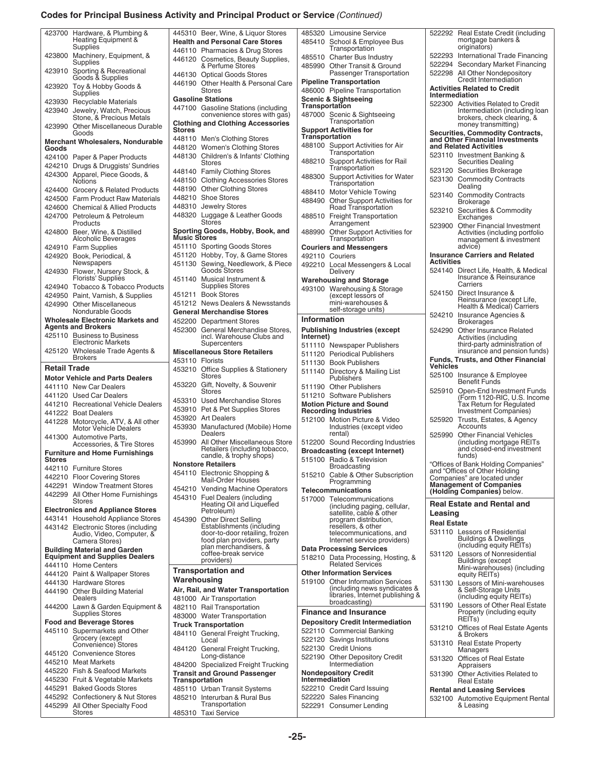## Codes for Principal Business Activity and Principal Product or Service *(Continued)*

423700 Hardware, & Plumbing & Heating Equipment & Supplies
423800 Machinery, Equipment, & Supplies
423910 Sporting & Recreational Goods & Supplies
423920 Toy & Hobby Goods & Supplies
423930 Recyclable Materials
423940 Jewelry, Watch, Precious Stone, & Precious Metals
423990 Other Miscellaneous Durable Goods

**Merchant Wholesalers, Nondurable Goods**

424100 Paper & Paper Products
424210 Drugs & Druggists' Sundries
424300 Apparel, Piece Goods, & Notions
424400 Grocery & Related Products
424500 Farm Product Raw Materials
424600 Chemical & Allied Products
424700 Petroleum & Petroleum Products
424800 Beer, Wine, & Distilled Alcoholic Beverages
424910 Farm Supplies
424920 Book, Periodical, & Newspapers
424930 Flower, Nursery Stock, & Florists' Supplies
424940 Tobacco & Tobacco Products
424950 Paint, Varnish, & Supplies
424990 Other Miscellaneous Nondurable Goods

**Wholesale Electronic Markets and Agents and Brokers**

425110 Business to Business Electronic Markets
425120 Wholesale Trade Agents & Brokers

### Retail Trade

**Motor Vehicle and Parts Dealers**

441110 New Car Dealers
441120 Used Car Dealers
441210 Recreational Vehicle Dealers
441222 Boat Dealers
441228 Motorcycle, ATV, & All other Motor Vehicle Dealers
441300 Automotive Parts, Accessories, & Tire Stores

**Furniture and Home Furnishings Stores**

442110 Furniture Stores
442210 Floor Covering Stores
442291 Window Treatment Stores
442299 All Other Home Furnishings Stores

**Electronics and Appliance Stores**

443141 Household Appliance Stores
443142 Electronic Stores (including Audio, Video, Computer, & Camera Stores)

**Building Material and Garden Equipment and Supplies Dealers**

444110 Home Centers
444120 Paint & Wallpaper Stores
444130 Hardware Stores
444190 Other Building Material Dealers
444200 Lawn & Garden Equipment & Supplies Stores

**Food and Beverage Stores**

445110 Supermarkets and Other Grocery (except Convenience) Stores
445120 Convenience Stores
445210 Meat Markets
445220 Fish & Seafood Markets
445230 Fruit & Vegetable Markets
445291 Baked Goods Stores
445292 Confectionery & Nut Stores
445299 All Other Specialty Food Stores
445310 Beer, Wine, & Liquor Stores

**Health and Personal Care Stores**

446110 Pharmacies & Drug Stores
446120 Cosmetics, Beauty Supplies, & Perfume Stores
446130 Optical Goods Stores
446190 Other Health & Personal Care Stores

**Gasoline Stations**

447100 Gasoline Stations (including convenience stores with gas)

**Clothing and Clothing Accessories Stores**

448110 Men's Clothing Stores
448120 Women's Clothing Stores
448130 Children's & Infants' Clothing Stores
448140 Family Clothing Stores
448150 Clothing Accessories Stores
448190 Other Clothing Stores
448210 Shoe Stores
448310 Jewelry Stores
448320 Luggage & Leather Goods Stores

**Sporting Goods, Hobby, Book, and Music Stores**

451110 Sporting Goods Stores
451120 Hobby, Toy, & Game Stores
451130 Sewing, Needlework, & Piece Goods Stores
451140 Musical Instrument & Supplies Stores
451211 Book Stores
451212 News Dealers & Newsstands

**General Merchandise Stores**

452200 Department Stores
452300 General Merchandise Stores, incl. Warehouse Clubs and Supercenters

**Miscellaneous Store Retailers**

453110 Florists
453210 Office Supplies & Stationery Stores
453220 Gift, Novelty, & Souvenir Stores
453310 Used Merchandise Stores
453910 Pet & Pet Supplies Stores
453920 Art Dealers
453930 Manufactured (Mobile) Home Dealers
453990 All Other Miscellaneous Store Retailers (including tobacco, candle, & trophy shops)

**Nonstore Retailers**

454110 Electronic Shopping & Mail-Order Houses
454210 Vending Machine Operators
454310 Fuel Dealers (including Heating Oil and Liquefied Petroleum)
454390 Other Direct Selling Establishments (including door-to-door retailing, frozen food plan providers, party plan merchandisers, & coffee-break service providers)

### Transportation and Warehousing

**Air, Rail, and Water Transportation**

481000 Air Transportation
482110 Rail Transportation
483000 Water Transportation

**Truck Transportation**

484110 General Freight Trucking, Local
484120 General Freight Trucking, Long-distance
484200 Specialized Freight Trucking

**Transit and Ground Passenger Transportation**

485110 Urban Transit Systems
485210 Interurban & Rural Bus Transportation
485310 Taxi Service
485320 Limousine Service
485410 School & Employee Bus Transportation
485510 Charter Bus Industry
485990 Other Transit & Ground Passenger Transportation

**Pipeline Transportation**

486000 Pipeline Transportation

**Scenic & Sightseeing Transportation**

487000 Scenic & Sightseeing Transportation

**Support Activities for Transportation**

488100 Support Activities for Air Transportation
488210 Support Activities for Rail Transportation
488300 Support Activities for Water Transportation
488410 Motor Vehicle Towing
488490 Other Support Activities for Road Transportation
488510 Freight Transportation Arrangement
488990 Other Support Activities for Transportation

**Couriers and Messengers**

492110 Couriers
492210 Local Messengers & Local Delivery

**Warehousing and Storage**

493100 Warehousing & Storage (except lessors of mini-warehouses & self-storage units)

### Information

**Publishing Industries (except Internet)**

511110 Newspaper Publishers
511120 Periodical Publishers
511130 Book Publishers
511140 Directory & Mailing List Publishers
511190 Other Publishers
511210 Software Publishers

**Motion Picture and Sound Recording Industries**

512100 Motion Picture & Video Industries (except video rental)
512200 Sound Recording Industries

**Broadcasting (except Internet)**

515100 Radio & Television Broadcasting
515210 Cable & Other Subscription Programming

**Telecommunications**

517000 Telecommunications (including paging, cellular, satellite, cable & other program distribution, resellers, & other telecommunications, and Internet service providers)

**Data Processing Services**

518210 Data Processing, Hosting, & Related Services

**Other Information Services**

519100 Other Information Services (including news syndicates & libraries, Internet publishing & broadcasting)

### Finance and Insurance

**Depository Credit Intermediation**

522110 Commercial Banking
522120 Savings Institutions
522130 Credit Unions
522190 Other Depository Credit Intermediation

**Nondepository Credit Intermediation**

522210 Credit Card Issuing
522220 Sales Financing
522291 Consumer Lending
522292 Real Estate Credit (including mortgage bankers & originators)
522293 International Trade Financing
522294 Secondary Market Financing
522298 All Other Nondepository Credit Intermediation

**Activities Related to Credit Intermediation**

522300 Activities Related to Credit Intermediation (including loan brokers, check clearing, & money transmitting)

**Securities, Commodity Contracts, and Other Financial Investments and Related Activities**

523110 Investment Banking & Securities Dealing
523120 Securities Brokerage
523130 Commodity Contracts Dealing
523140 Commodity Contracts Brokerage
523210 Securities & Commodity Exchanges
523900 Other Financial Investment Activities (including portfolio management & investment advice)

**Insurance Carriers and Related Activities**

524140 Direct Life, Health, & Medical Insurance & Reinsurance Carriers
524150 Direct Insurance & Reinsurance (except Life, Health & Medical) Carriers
524210 Insurance Agencies & Brokerages
524290 Other Insurance Related Activities (including third-party administration of insurance and pension funds)

**Funds, Trusts, and Other Financial Vehicles**

525100 Insurance & Employee Benefit Funds
525910 Open-End Investment Funds (Form 1120-RIC, U.S. Income Tax Return for Regulated Investment Companies)
525920 Trusts, Estates, & Agency Accounts
525990 Other Financial Vehicles (including mortgage REITs and closed-end investment funds)

"Offices of Bank Holding Companies" and "Offices of Other Holding Companies" are located under **Management of Companies (Holding Companies)** below.

### Real Estate and Rental and Leasing

**Real Estate**

531110 Lessors of Residential Buildings & Dwellings (including equity REITs)
531120 Lessors of Nonresidential Buildings (except Mini-warehouses) (including equity REITs)
531130 Lessors of Mini-warehouses & Self-Storage Units (including equity REITs)
531190 Lessors of Other Real Estate Property (including equity REITs)
531210 Offices of Real Estate Agents & Brokers
531310 Real Estate Property Managers
531320 Offices of Real Estate Appraisers
531390 Other Activities Related to Real Estate

**Rental and Leasing Services**

532100 Automotive Equipment Rental & Leasing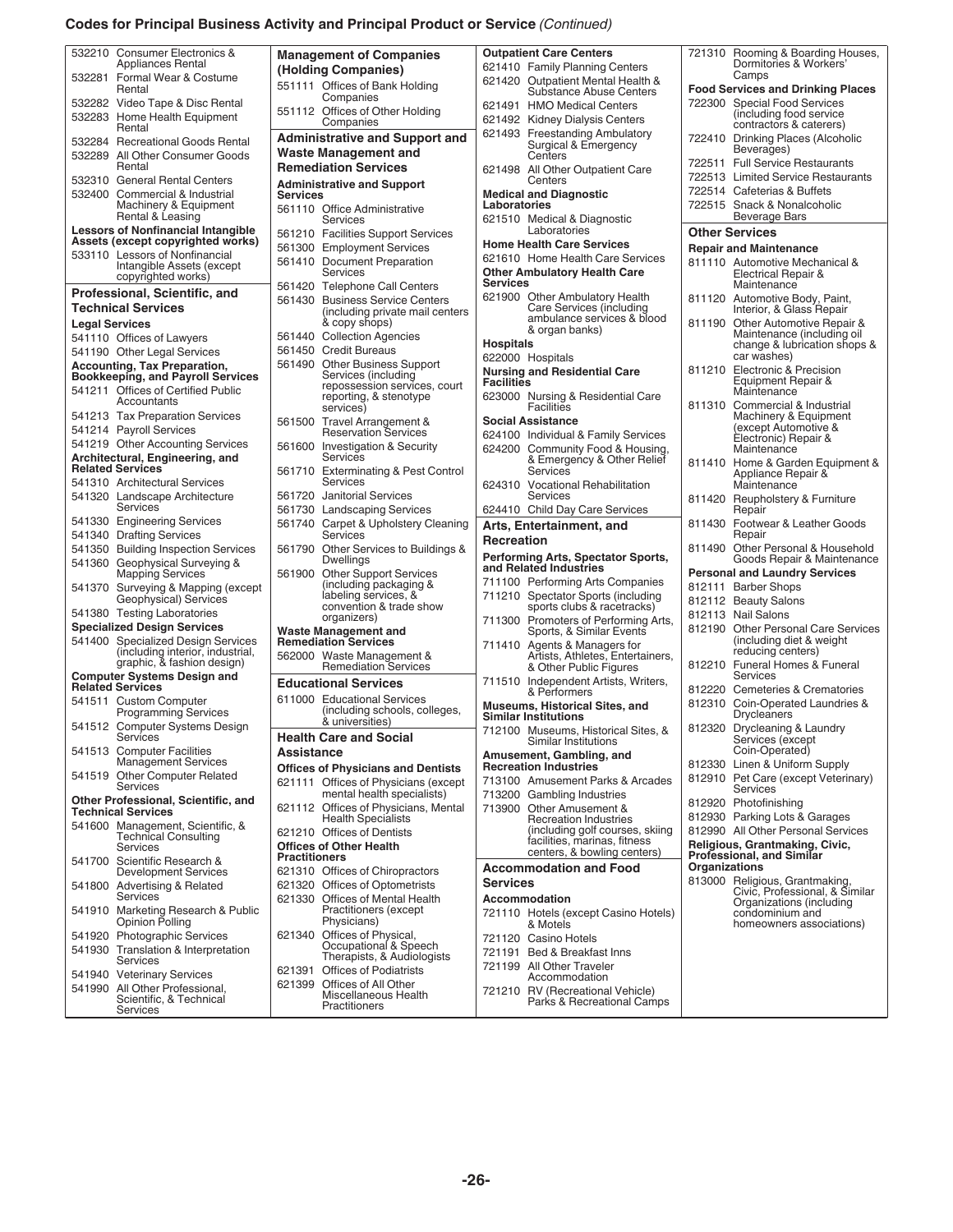## Codes for Principal Business Activity and Principal Product or Service *(Continued)*

532210 Consumer Electronics & Appliances Rental
532281 Formal Wear & Costume Rental
532282 Video Tape & Disc Rental
532283 Home Health Equipment Rental
532284 Recreational Goods Rental
532289 All Other Consumer Goods Rental
532310 General Rental Centers
532400 Commercial & Industrial Machinery & Equipment Rental & Leasing

**Lessors of Nonfinancial Intangible Assets (except copyrighted works)**

533110 Lessors of Nonfinancial Intangible Assets (except copyrighted works)

### Professional, Scientific, and Technical Services

**Legal Services**

541110 Offices of Lawyers
541190 Other Legal Services

**Accounting, Tax Preparation, Bookkeeping, and Payroll Services**

541211 Offices of Certified Public Accountants
541213 Tax Preparation Services
541214 Payroll Services
541219 Other Accounting Services

**Architectural, Engineering, and Related Services**

541310 Architectural Services
541320 Landscape Architecture Services
541330 Engineering Services
541340 Drafting Services
541350 Building Inspection Services
541360 Geophysical Surveying & Mapping Services
541370 Surveying & Mapping (except Geophysical) Services
541380 Testing Laboratories

**Specialized Design Services**

541400 Specialized Design Services (including interior, industrial, graphic, & fashion design)

**Computer Systems Design and Related Services**

541511 Custom Computer Programming Services
541512 Computer Systems Design Services
541513 Computer Facilities Management Services
541519 Other Computer Related Services

**Other Professional, Scientific, and Technical Services**

541600 Management, Scientific, & Technical Consulting Services
541700 Scientific Research & Development Services
541800 Advertising & Related Services
541910 Marketing Research & Public Opinion Polling
541920 Photographic Services
541930 Translation & Interpretation Services
541940 Veterinary Services
541990 All Other Professional, Scientific, & Technical Services

### Management of Companies (Holding Companies)

551111 Offices of Bank Holding Companies
551112 Offices of Other Holding Companies

### Administrative and Support and Waste Management and Remediation Services

**Administrative and Support Services**

561110 Office Administrative Services
561210 Facilities Support Services
561300 Employment Services
561410 Document Preparation Services
561420 Telephone Call Centers
561430 Business Service Centers (including private mail centers & copy shops)
561440 Collection Agencies
561450 Credit Bureaus
561490 Other Business Support Services (including repossession services, court reporting, & stenotype services)
561500 Travel Arrangement & Reservation Services
561600 Investigation & Security Services
561710 Exterminating & Pest Control Services
561720 Janitorial Services
561730 Landscaping Services
561740 Carpet & Upholstery Cleaning Services
561790 Other Services to Buildings & Dwellings
561900 Other Support Services (including packaging & labeling services, & convention & trade show organizers)

**Waste Management and Remediation Services**

562000 Waste Management & Remediation Services

### Educational Services

611000 Educational Services (including schools, colleges, & universities)

### Health Care and Social Assistance

**Offices of Physicians and Dentists**

621111 Offices of Physicians (except mental health specialists)
621112 Offices of Physicians, Mental Health Specialists
621210 Offices of Dentists

**Offices of Other Health Practitioners**

621310 Offices of Chiropractors
621320 Offices of Optometrists
621330 Offices of Mental Health Practitioners (except Physicians)
621340 Offices of Physical, Occupational & Speech Therapists, & Audiologists
621391 Offices of Podiatrists
621399 Offices of All Other Miscellaneous Health Practitioners

**Outpatient Care Centers**

621410 Family Planning Centers
621420 Outpatient Mental Health & Substance Abuse Centers
621491 HMO Medical Centers
621492 Kidney Dialysis Centers
621493 Freestanding Ambulatory Surgical & Emergency Centers
621498 All Other Outpatient Care Centers

**Medical and Diagnostic Laboratories**

621510 Medical & Diagnostic Laboratories

**Home Health Care Services**

621610 Home Health Care Services

**Other Ambulatory Health Care Services**

621900 Other Ambulatory Health Care Services (including ambulance services & blood & organ banks)

**Hospitals**

622000 Hospitals

**Nursing and Residential Care Facilities**

623000 Nursing & Residential Care Facilities

**Social Assistance**

624100 Individual & Family Services
624200 Community Food & Housing, & Emergency & Other Relief Services
624310 Vocational Rehabilitation Services
624410 Child Day Care Services

### Arts, Entertainment, and Recreation

**Performing Arts, Spectator Sports, and Related Industries**

711100 Performing Arts Companies
711210 Spectator Sports (including sports clubs & racetracks)
711300 Promoters of Performing Arts, Sports, & Similar Events
711410 Agents & Managers for Artists, Athletes, Entertainers, & Other Public Figures
711510 Independent Artists, Writers, & Performers

**Museums, Historical Sites, and Similar Institutions**

712100 Museums, Historical Sites, & Similar Institutions

**Amusement, Gambling, and Recreation Industries**

713100 Amusement Parks & Arcades
713200 Gambling Industries
713900 Other Amusement & Recreation Industries (including golf courses, skiing facilities, marinas, fitness centers, & bowling centers)

### Accommodation and Food Services

**Accommodation**

721110 Hotels (except Casino Hotels) & Motels
721120 Casino Hotels
721191 Bed & Breakfast Inns
721199 All Other Traveler Accommodation
721210 RV (Recreational Vehicle) Parks & Recreational Camps
721310 Rooming & Boarding Houses, Dormitories & Workers' Camps

**Food Services and Drinking Places**

722300 Special Food Services (including food service contractors & caterers)
722410 Drinking Places (Alcoholic Beverages)
722511 Full Service Restaurants
722513 Limited Service Restaurants
722514 Cafeterias & Buffets
722515 Snack & Nonalcoholic Beverage Bars

### Other Services

**Repair and Maintenance**

811110 Automotive Mechanical & Electrical Repair & Maintenance
811120 Automotive Body, Paint, Interior, & Glass Repair
811190 Other Automotive Repair & Maintenance (including oil change & lubrication shops & car washes)
811210 Electronic & Precision Equipment Repair & Maintenance
811310 Commercial & Industrial Machinery & Equipment (except Automotive & Electronic) Repair & Maintenance
811410 Home & Garden Equipment & Appliance Repair & Maintenance
811420 Reupholstery & Furniture Repair
811430 Footwear & Leather Goods Repair
811490 Other Personal & Household Goods Repair & Maintenance

**Personal and Laundry Services**

812111 Barber Shops
812112 Beauty Salons
812113 Nail Salons
812190 Other Personal Care Services (including diet & weight reducing centers)
812210 Funeral Homes & Funeral Services
812220 Cemeteries & Crematories
812310 Coin-Operated Laundries & Drycleaners
812320 Drycleaning & Laundry Services (except Coin-Operated)
812330 Linen & Uniform Supply
812910 Pet Care (except Veterinary) Services
812920 Photofinishing
812930 Parking Lots & Garages
812990 All Other Personal Services

**Religious, Grantmaking, Civic, Professional, and Similar Organizations**

813000 Religious, Grantmaking, Civic, Professional, & Similar Organizations (including condominium and homeowners associations)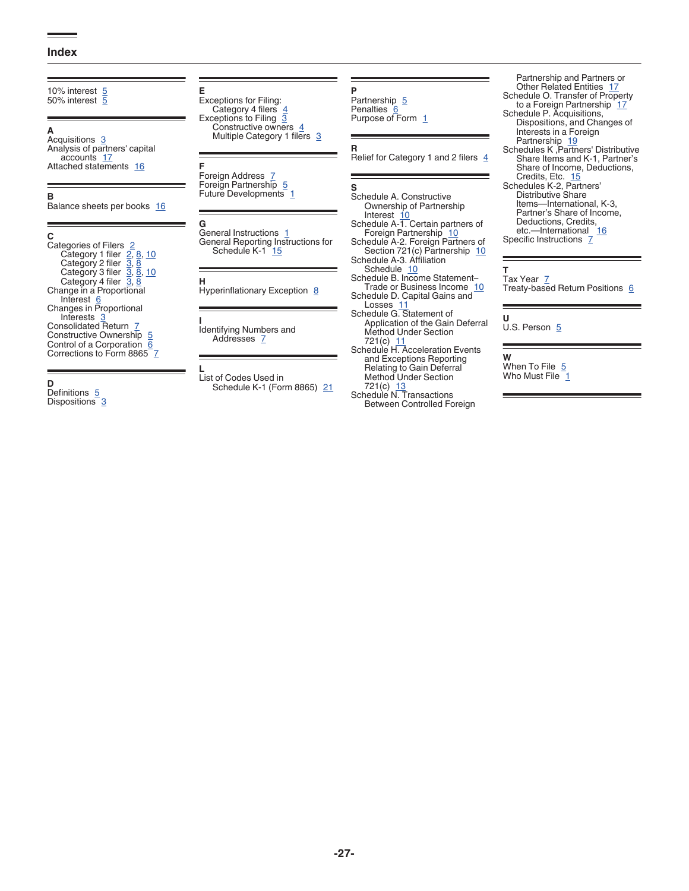## Index

10% interest 5
50% interest 5

**A**
Acquisitions 3
Analysis of partners' capital accounts 17
Attached statements 16

**B**
Balance sheets per books 16

**C**
Categories of Filers 2
- Category 1 filer 2, 8, 10
- Category 2 filer 3, 8
- Category 3 filer 3, 8, 10
- Category 4 filer 3, 8

Change in a Proportional Interest 6
Changes in Proportional Interests 3
Consolidated Return 7
Constructive Ownership 5
Control of a Corporation 6
Corrections to Form 8865 7

**D**
Definitions 5
Dispositions 3

**E**
Exceptions for Filing:
- Category 4 filers 4

Exceptions to Filing 3
- Constructive owners 4
- Multiple Category 1 filers 3

**F**
Foreign Address 7
Foreign Partnership 5
Future Developments 1

**G**
General Instructions 1
General Reporting Instructions for Schedule K-1 15

**H**
Hyperinflationary Exception 8

**I**
Identifying Numbers and Addresses 7

**L**
List of Codes Used in Schedule K-1 (Form 8865) 21

**P**
Partnership 5
Penalties 6
Purpose of Form 1

**R**
Relief for Category 1 and 2 filers 4

**S**
Schedule A. Constructive Ownership of Partnership Interest 10
Schedule A-1. Certain partners of Foreign Partnership 10
Schedule A-2. Foreign Partners of Section 721(c) Partnership 10
Schedule A-3. Affiliation Schedule 10
Schedule B. Income Statement–Trade or Business Income 10
Schedule D. Capital Gains and Losses 11
Schedule G. Statement of Application of the Gain Deferral Method Under Section 721(c) 11
Schedule H. Acceleration Events and Exceptions Reporting Relating to Gain Deferral Method Under Section 721(c) 13
Schedule N. Transactions Between Controlled Foreign Partnership and Partners or Other Related Entities 17
Schedule O. Transfer of Property to a Foreign Partnership 17
Schedule P. Acquisitions, Dispositions, and Changes of Interests in a Foreign Partnership 19
Schedules K ,Partners' Distributive Share Items and K-1, Partner's Share of Income, Deductions, Credits, Etc. 15
Schedules K-2, Partners' Distributive Share Items—International, K-3, Partner's Share of Income, Deductions, Credits, etc.—International 16
Specific Instructions 7

**T**
Tax Year 7
Treaty-based Return Positions 6

**U**
U.S. Person 5

**W**
When To File 5
Who Must File 1